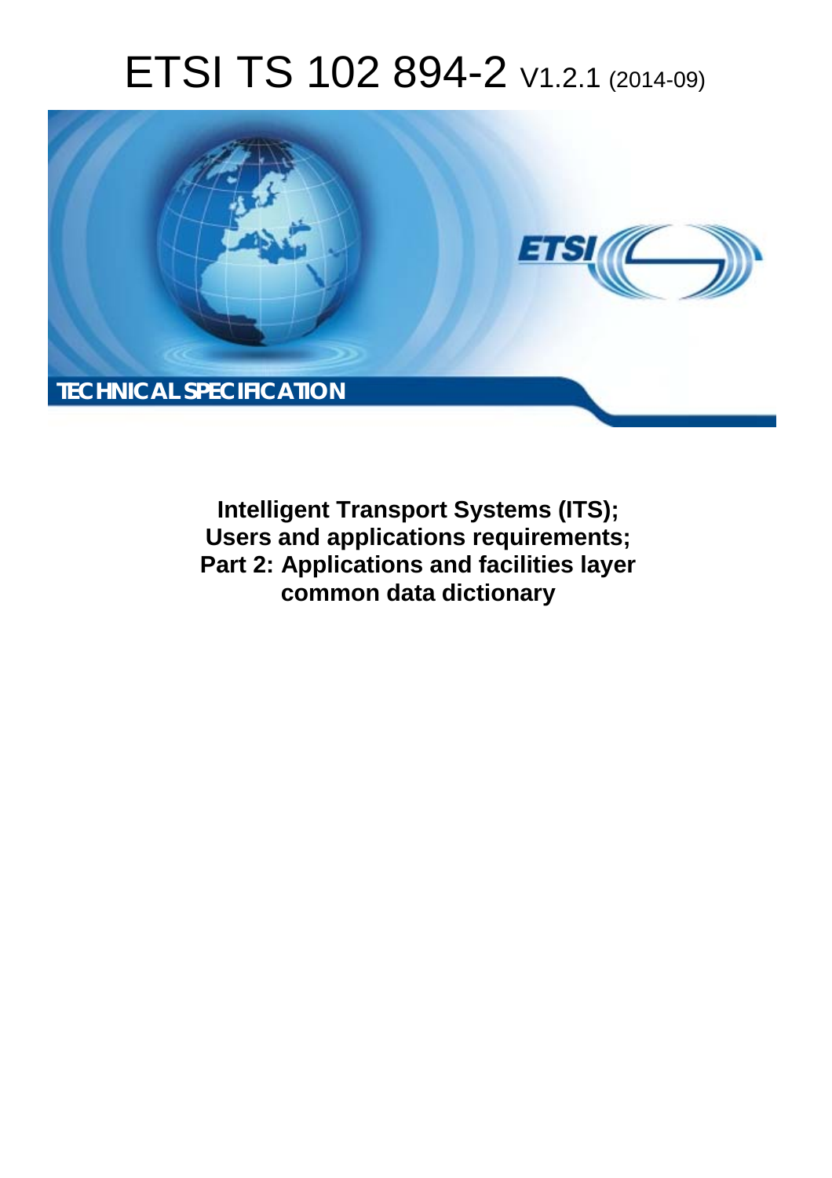# ETSI TS 102 894-2 V1.2.1 (2014-09)

TECHNICAL SPECIFICATION

**Intelligent Transport Systems (ITS);**
**Users and applications requirements;**
**Part 2: Applications and facilities layer common data dictionary**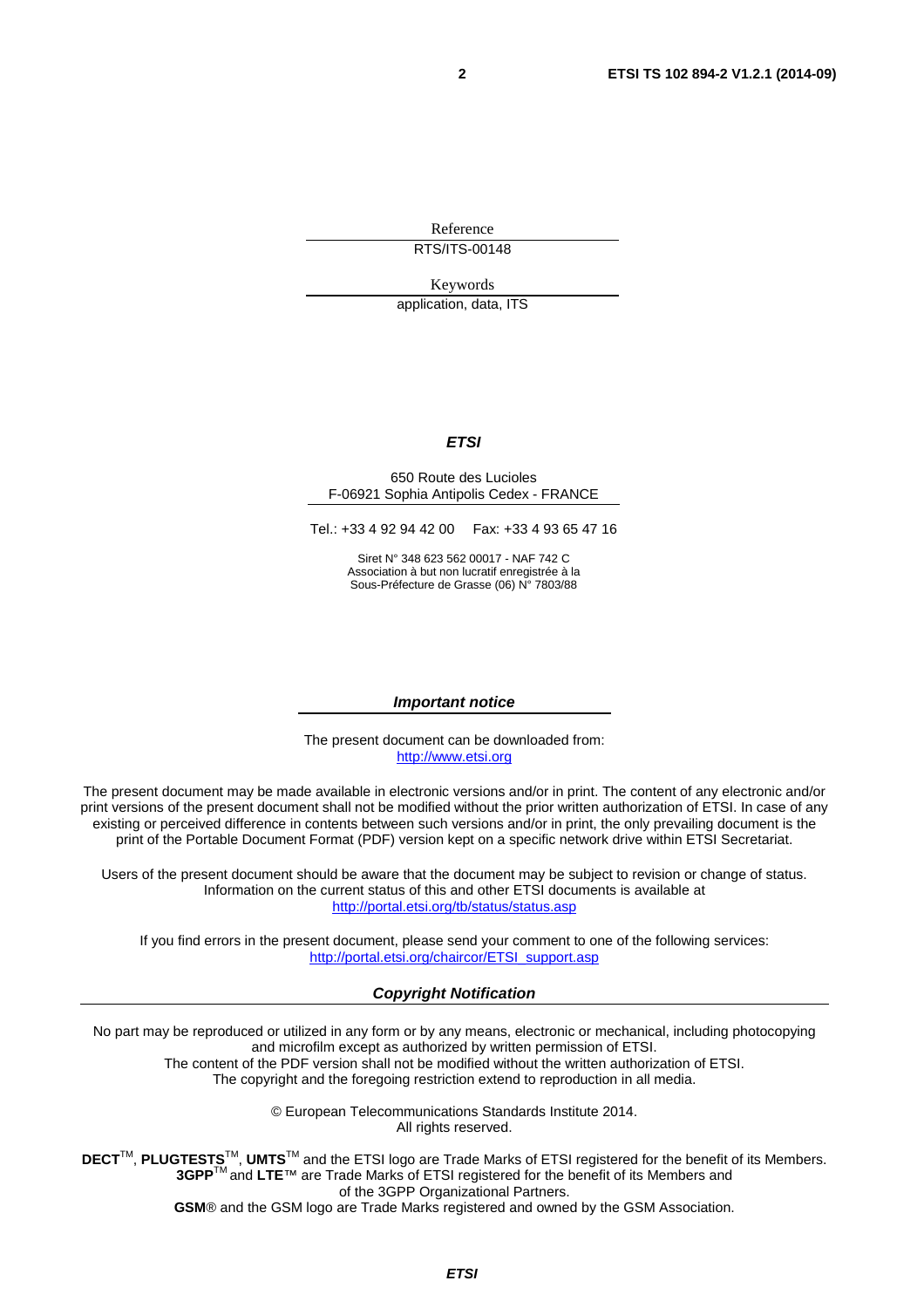Reference

RTS/ITS-00148

Keywords

application, data, ITS

***ETSI***

650 Route des Lucioles
F-06921 Sophia Antipolis Cedex - FRANCE

Tel.: +33 4 92 94 42 00 Fax: +33 4 93 65 47 16

Siret N° 348 623 562 00017 - NAF 742 C
Association à but non lucratif enregistrée à la
Sous-Préfecture de Grasse (06) N° 7803/88

***Important notice***

The present document can be downloaded from:
http://www.etsi.org

The present document may be made available in electronic versions and/or in print. The content of any electronic and/or print versions of the present document shall not be modified without the prior written authorization of ETSI. In case of any existing or perceived difference in contents between such versions and/or in print, the only prevailing document is the print of the Portable Document Format (PDF) version kept on a specific network drive within ETSI Secretariat.

Users of the present document should be aware that the document may be subject to revision or change of status. Information on the current status of this and other ETSI documents is available at
http://portal.etsi.org/tb/status/status.asp

If you find errors in the present document, please send your comment to one of the following services:
http://portal.etsi.org/chaircor/ETSI_support.asp

***Copyright Notification***

No part may be reproduced or utilized in any form or by any means, electronic or mechanical, including photocopying and microfilm except as authorized by written permission of ETSI.
The content of the PDF version shall not be modified without the written authorization of ETSI.
The copyright and the foregoing restriction extend to reproduction in all media.

© European Telecommunications Standards Institute 2014.
All rights reserved.

**DECT**™, **PLUGTESTS**™, **UMTS**™ and the ETSI logo are Trade Marks of ETSI registered for the benefit of its Members.
**3GPP**™ and **LTE**™ are Trade Marks of ETSI registered for the benefit of its Members and of the 3GPP Organizational Partners.
**GSM**® and the GSM logo are Trade Marks registered and owned by the GSM Association.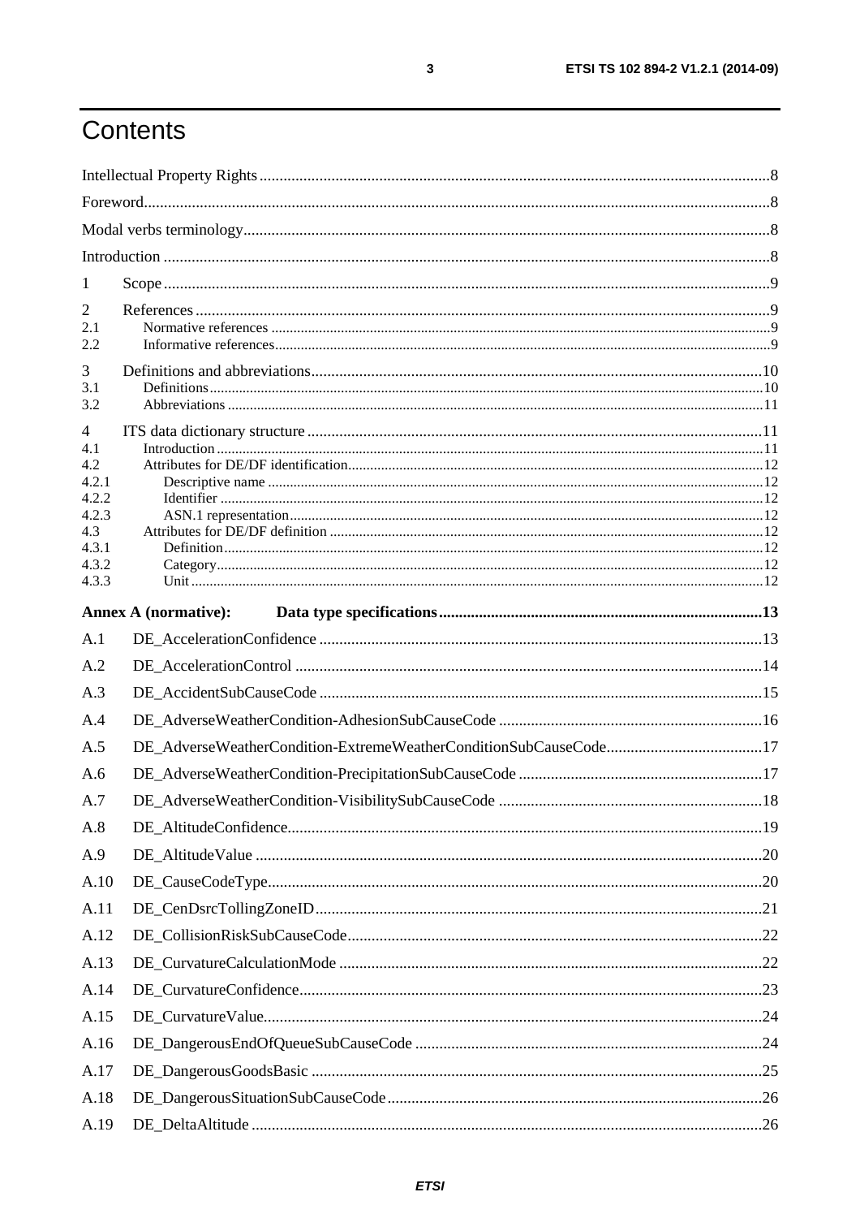# Contents

Intellectual Property Rights ... 8
Foreword ... 8
Modal verbs terminology ... 8
Introduction ... 8

1 Scope ... 9

2 References ... 9
2.1 Normative references ... 9
2.2 Informative references ... 9

3 Definitions and abbreviations ... 10
3.1 Definitions ... 10
3.2 Abbreviations ... 11

4 ITS data dictionary structure ... 11
4.1 Introduction ... 11
4.2 Attributes for DE/DF identification ... 12
4.2.1 Descriptive name ... 12
4.2.2 Identifier ... 12
4.2.3 ASN.1 representation ... 12
4.3 Attributes for DE/DF definition ... 12
4.3.1 Definition ... 12
4.3.2 Category ... 12
4.3.3 Unit ... 12

**Annex A (normative): Data type specifications ... 13**

A.1 DE_AccelerationConfidence ... 13
A.2 DE_AccelerationControl ... 14
A.3 DE_AccidentSubCauseCode ... 15
A.4 DE_AdverseWeatherCondition-AdhesionSubCauseCode ... 16
A.5 DE_AdverseWeatherCondition-ExtremeWeatherConditionSubCauseCode ... 17
A.6 DE_AdverseWeatherCondition-PrecipitationSubCauseCode ... 17
A.7 DE_AdverseWeatherCondition-VisibilitySubCauseCode ... 18
A.8 DE_AltitudeConfidence ... 19
A.9 DE_AltitudeValue ... 20
A.10 DE_CauseCodeType ... 20
A.11 DE_CenDsrcTollingZoneID ... 21
A.12 DE_CollisionRiskSubCauseCode ... 22
A.13 DE_CurvatureCalculationMode ... 22
A.14 DE_CurvatureConfidence ... 23
A.15 DE_CurvatureValue ... 24
A.16 DE_DangerousEndOfQueueSubCauseCode ... 24
A.17 DE_DangerousGoodsBasic ... 25
A.18 DE_DangerousSituationSubCauseCode ... 26
A.19 DE_DeltaAltitude ... 26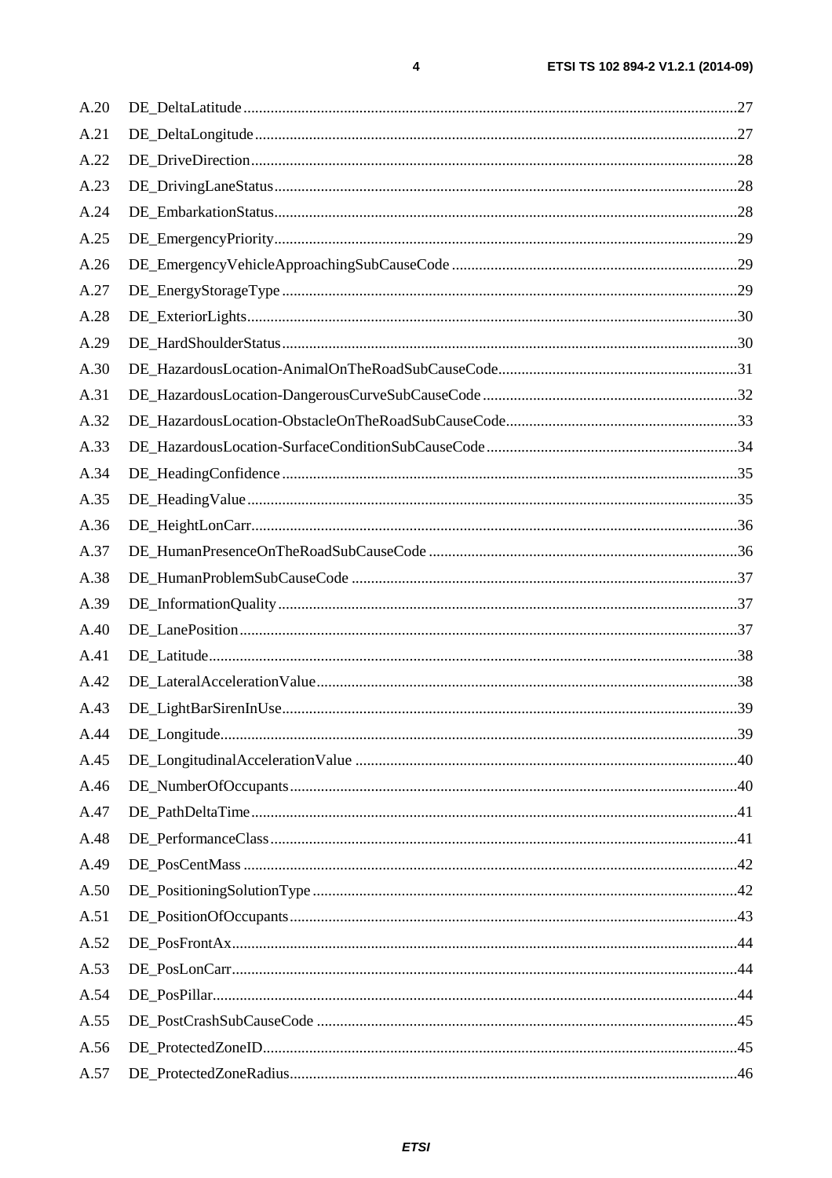A.20 DE_DeltaLatitude ............................................................................................................................27

A.21 DE_DeltaLongitude .........................................................................................................................27

A.22 DE_DriveDirection ..........................................................................................................................28

A.23 DE_DrivingLaneStatus ....................................................................................................................28

A.24 DE_EmbarkationStatus ....................................................................................................................28

A.25 DE_EmergencyPriority ....................................................................................................................29

A.26 DE_EmergencyVehicleApproachingSubCauseCode .......................................................................29

A.27 DE_EnergyStorageType ..................................................................................................................29

A.28 DE_ExteriorLights ...........................................................................................................................30

A.29 DE_HardShoulderStatus ..................................................................................................................30

A.30 DE_HazardousLocation-AnimalOnTheRoadSubCauseCode ...........................................................31

A.31 DE_HazardousLocation-DangerousCurveSubCauseCode ...............................................................32

A.32 DE_HazardousLocation-ObstacleOnTheRoadSubCauseCode .........................................................33

A.33 DE_HazardousLocation-SurfaceConditionSubCauseCode ..............................................................34

A.34 DE_HeadingConfidence ..................................................................................................................35

A.35 DE_HeadingValue ...........................................................................................................................35

A.36 DE_HeightLonCarr ..........................................................................................................................36

A.37 DE_HumanPresenceOnTheRoadSubCauseCode .............................................................................36

A.38 DE_HumanProblemSubCauseCode .................................................................................................37

A.39 DE_InformationQuality ...................................................................................................................37

A.40 DE_LanePosition .............................................................................................................................37

A.41 DE_Latitude .....................................................................................................................................38

A.42 DE_LateralAccelerationValue .........................................................................................................38

A.43 DE_LightBarSirenInUse ..................................................................................................................39

A.44 DE_Longitude ..................................................................................................................................39

A.45 DE_LongitudinalAccelerationValue ................................................................................................40

A.46 DE_NumberOfOccupants ................................................................................................................40

A.47 DE_PathDeltaTime ..........................................................................................................................41

A.48 DE_PerformanceClass .....................................................................................................................41

A.49 DE_PosCentMass ............................................................................................................................42

A.50 DE_PositioningSolutionType ..........................................................................................................42

A.51 DE_PositionOfOccupants ................................................................................................................43

A.52 DE_PosFrontAx ...............................................................................................................................44

A.53 DE_PosLonCarr ...............................................................................................................................44

A.54 DE_PosPillar ....................................................................................................................................44

A.55 DE_PostCrashSubCauseCode ..........................................................................................................45

A.56 DE_ProtectedZoneID .......................................................................................................................45

A.57 DE_ProtectedZoneRadius ................................................................................................................46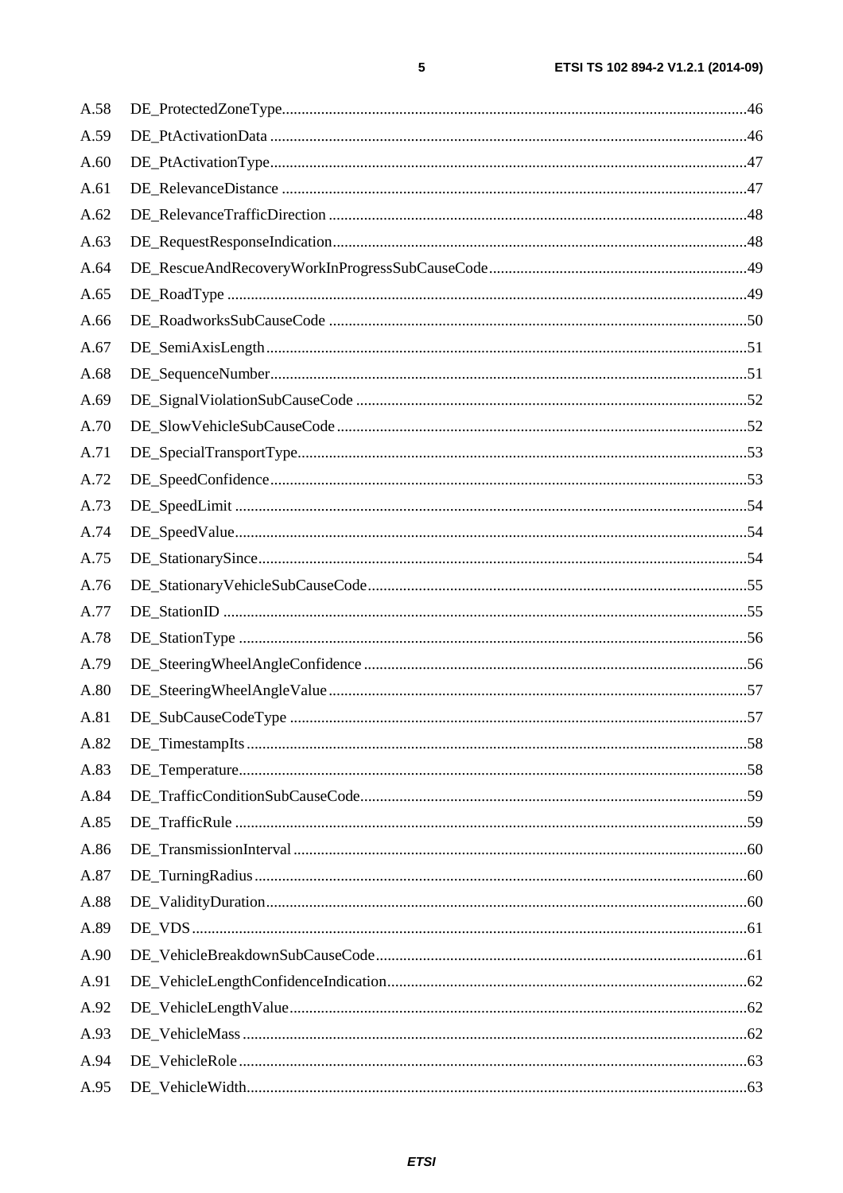A.58 DE_ProtectedZoneType ..... 46
A.59 DE_PtActivationData ..... 46
A.60 DE_PtActivationType ..... 47
A.61 DE_RelevanceDistance ..... 47
A.62 DE_RelevanceTrafficDirection ..... 48
A.63 DE_RequestResponseIndication ..... 48
A.64 DE_RescueAndRecoveryWorkInProgressSubCauseCode ..... 49
A.65 DE_RoadType ..... 49
A.66 DE_RoadworksSubCauseCode ..... 50
A.67 DE_SemiAxisLength ..... 51
A.68 DE_SequenceNumber ..... 51
A.69 DE_SignalViolationSubCauseCode ..... 52
A.70 DE_SlowVehicleSubCauseCode ..... 52
A.71 DE_SpecialTransportType ..... 53
A.72 DE_SpeedConfidence ..... 53
A.73 DE_SpeedLimit ..... 54
A.74 DE_SpeedValue ..... 54
A.75 DE_StationarySince ..... 54
A.76 DE_StationaryVehicleSubCauseCode ..... 55
A.77 DE_StationID ..... 55
A.78 DE_StationType ..... 56
A.79 DE_SteeringWheelAngleConfidence ..... 56
A.80 DE_SteeringWheelAngleValue ..... 57
A.81 DE_SubCauseCodeType ..... 57
A.82 DE_TimestampIts ..... 58
A.83 DE_Temperature ..... 58
A.84 DE_TrafficConditionSubCauseCode ..... 59
A.85 DE_TrafficRule ..... 59
A.86 DE_TransmissionInterval ..... 60
A.87 DE_TurningRadius ..... 60
A.88 DE_ValidityDuration ..... 60
A.89 DE_VDS ..... 61
A.90 DE_VehicleBreakdownSubCauseCode ..... 61
A.91 DE_VehicleLengthConfidenceIndication ..... 62
A.92 DE_VehicleLengthValue ..... 62
A.93 DE_VehicleMass ..... 62
A.94 DE_VehicleRole ..... 63
A.95 DE_VehicleWidth ..... 63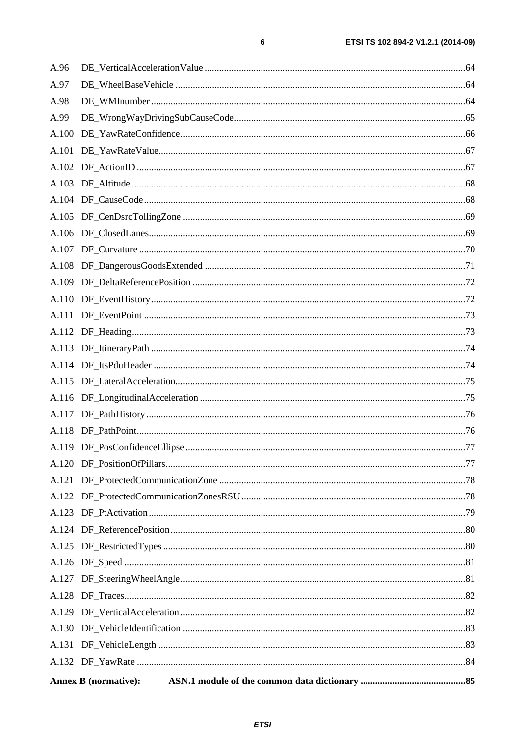A.96 DE_VerticalAccelerationValue ..........64

A.97 DE_WheelBaseVehicle ..........64

A.98 DE_WMInumber ..........64

A.99 DE_WrongWayDrivingSubCauseCode ..........65

A.100 DE_YawRateConfidence ..........66

A.101 DE_YawRateValue ..........67

A.102 DF_ActionID ..........67

A.103 DF_Altitude ..........68

A.104 DF_CauseCode ..........68

A.105 DF_CenDsrcTollingZone ..........69

A.106 DF_ClosedLanes ..........69

A.107 DF_Curvature ..........70

A.108 DF_DangerousGoodsExtended ..........71

A.109 DF_DeltaReferencePosition ..........72

A.110 DF_EventHistory ..........72

A.111 DF_EventPoint ..........73

A.112 DF_Heading ..........73

A.113 DF_ItineraryPath ..........74

A.114 DF_ItsPduHeader ..........74

A.115 DF_LateralAcceleration ..........75

A.116 DF_LongitudinalAcceleration ..........75

A.117 DF_PathHistory ..........76

A.118 DF_PathPoint ..........76

A.119 DF_PosConfidenceEllipse ..........77

A.120 DF_PositionOfPillars ..........77

A.121 DF_ProtectedCommunicationZone ..........78

A.122 DF_ProtectedCommunicationZonesRSU ..........78

A.123 DF_PtActivation ..........79

A.124 DF_ReferencePosition ..........80

A.125 DF_RestrictedTypes ..........80

A.126 DF_Speed ..........81

A.127 DF_SteeringWheelAngle ..........81

A.128 DF_Traces ..........82

A.129 DF_VerticalAcceleration ..........82

A.130 DF_VehicleIdentification ..........83

A.131 DF_VehicleLength ..........83

A.132 DF_YawRate ..........84

**Annex B (normative): ASN.1 module of the common data dictionary ..........85**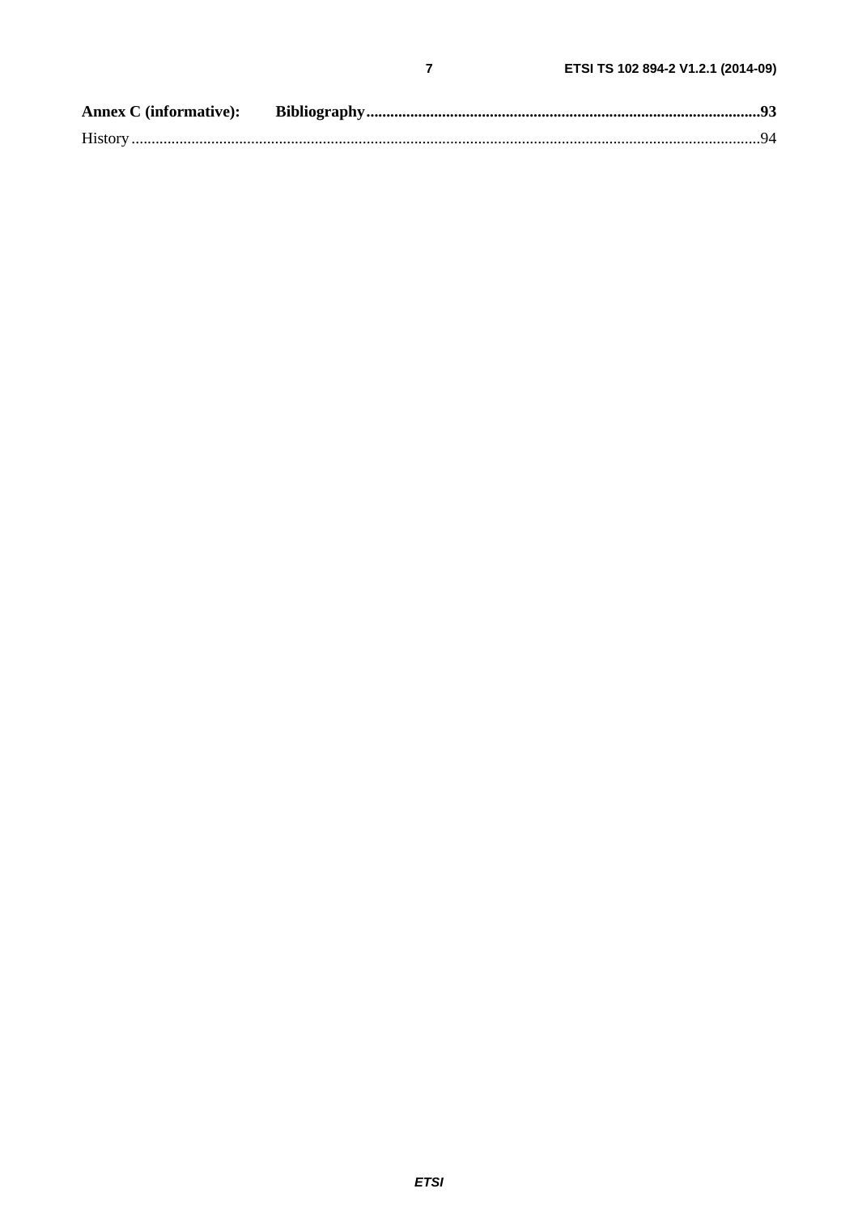**Annex C (informative): Bibliography** .......... 93

History .......... 94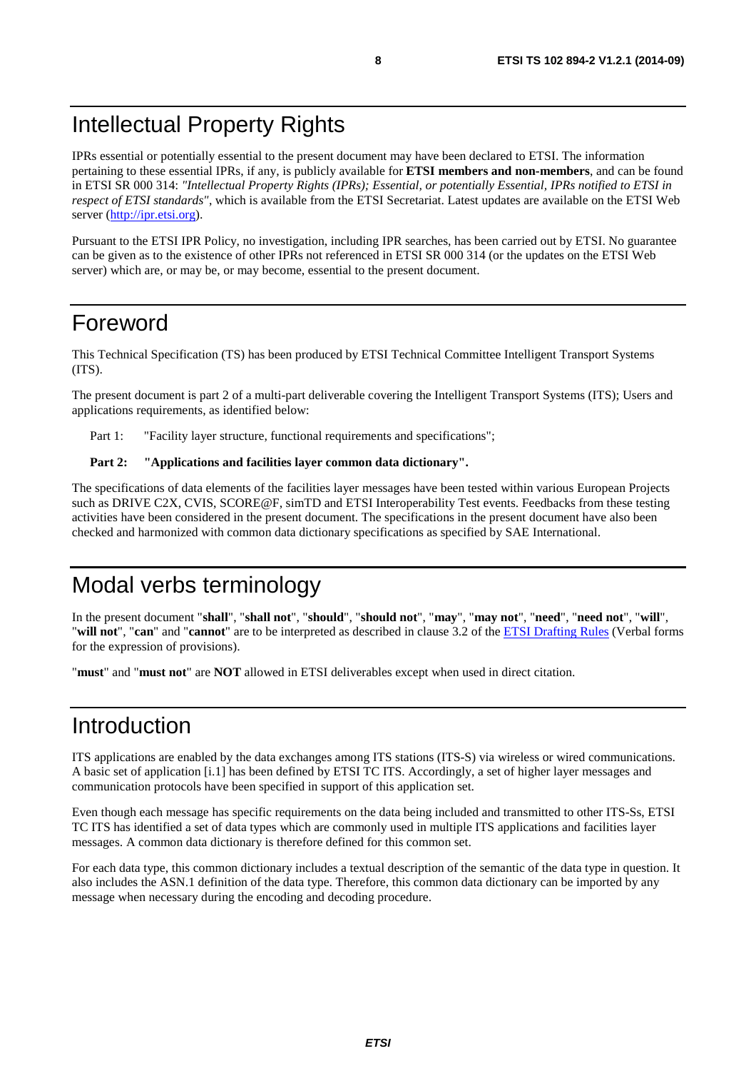# Intellectual Property Rights

IPRs essential or potentially essential to the present document may have been declared to ETSI. The information pertaining to these essential IPRs, if any, is publicly available for **ETSI members and non-members**, and can be found in ETSI SR 000 314: *"Intellectual Property Rights (IPRs); Essential, or potentially Essential, IPRs notified to ETSI in respect of ETSI standards"*, which is available from the ETSI Secretariat. Latest updates are available on the ETSI Web server (http://ipr.etsi.org).

Pursuant to the ETSI IPR Policy, no investigation, including IPR searches, has been carried out by ETSI. No guarantee can be given as to the existence of other IPRs not referenced in ETSI SR 000 314 (or the updates on the ETSI Web server) which are, or may be, or may become, essential to the present document.

# Foreword

This Technical Specification (TS) has been produced by ETSI Technical Committee Intelligent Transport Systems (ITS).

The present document is part 2 of a multi-part deliverable covering the Intelligent Transport Systems (ITS); Users and applications requirements, as identified below:

Part 1: "Facility layer structure, functional requirements and specifications";

**Part 2: "Applications and facilities layer common data dictionary".**

The specifications of data elements of the facilities layer messages have been tested within various European Projects such as DRIVE C2X, CVIS, SCORE@F, simTD and ETSI Interoperability Test events. Feedbacks from these testing activities have been considered in the present document. The specifications in the present document have also been checked and harmonized with common data dictionary specifications as specified by SAE International.

# Modal verbs terminology

In the present document "**shall**", "**shall not**", "**should**", "**should not**", "**may**", "**may not**", "**need**", "**need not**", "**will**", "**will not**", "**can**" and "**cannot**" are to be interpreted as described in clause 3.2 of the ETSI Drafting Rules (Verbal forms for the expression of provisions).

"**must**" and "**must not**" are **NOT** allowed in ETSI deliverables except when used in direct citation.

# Introduction

ITS applications are enabled by the data exchanges among ITS stations (ITS-S) via wireless or wired communications. A basic set of application [i.1] has been defined by ETSI TC ITS. Accordingly, a set of higher layer messages and communication protocols have been specified in support of this application set.

Even though each message has specific requirements on the data being included and transmitted to other ITS-Ss, ETSI TC ITS has identified a set of data types which are commonly used in multiple ITS applications and facilities layer messages. A common data dictionary is therefore defined for this common set.

For each data type, this common dictionary includes a textual description of the semantic of the data type in question. It also includes the ASN.1 definition of the data type. Therefore, this common data dictionary can be imported by any message when necessary during the encoding and decoding procedure.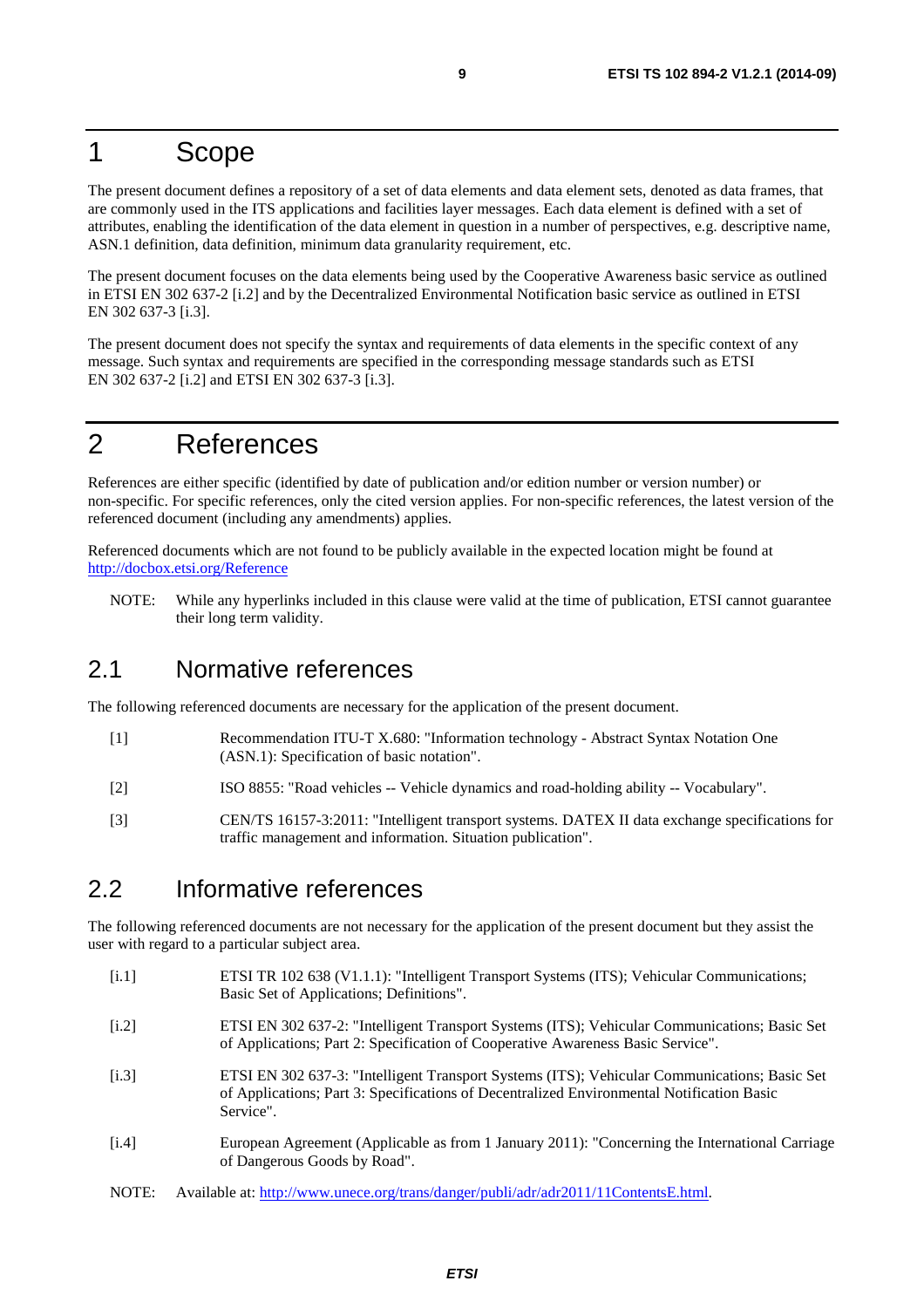# 1 Scope

The present document defines a repository of a set of data elements and data element sets, denoted as data frames, that are commonly used in the ITS applications and facilities layer messages. Each data element is defined with a set of attributes, enabling the identification of the data element in question in a number of perspectives, e.g. descriptive name, ASN.1 definition, data definition, minimum data granularity requirement, etc.

The present document focuses on the data elements being used by the Cooperative Awareness basic service as outlined in ETSI EN 302 637-2 [i.2] and by the Decentralized Environmental Notification basic service as outlined in ETSI EN 302 637-3 [i.3].

The present document does not specify the syntax and requirements of data elements in the specific context of any message. Such syntax and requirements are specified in the corresponding message standards such as ETSI EN 302 637-2 [i.2] and ETSI EN 302 637-3 [i.3].

# 2 References

References are either specific (identified by date of publication and/or edition number or version number) or non-specific. For specific references, only the cited version applies. For non-specific references, the latest version of the referenced document (including any amendments) applies.

Referenced documents which are not found to be publicly available in the expected location might be found at http://docbox.etsi.org/Reference

NOTE: While any hyperlinks included in this clause were valid at the time of publication, ETSI cannot guarantee their long term validity.

## 2.1 Normative references

The following referenced documents are necessary for the application of the present document.

[1] Recommendation ITU-T X.680: "Information technology - Abstract Syntax Notation One (ASN.1): Specification of basic notation".

[2] ISO 8855: "Road vehicles -- Vehicle dynamics and road-holding ability -- Vocabulary".

[3] CEN/TS 16157-3:2011: "Intelligent transport systems. DATEX II data exchange specifications for traffic management and information. Situation publication".

## 2.2 Informative references

The following referenced documents are not necessary for the application of the present document but they assist the user with regard to a particular subject area.

[i.1] ETSI TR 102 638 (V1.1.1): "Intelligent Transport Systems (ITS); Vehicular Communications; Basic Set of Applications; Definitions".

[i.2] ETSI EN 302 637-2: "Intelligent Transport Systems (ITS); Vehicular Communications; Basic Set of Applications; Part 2: Specification of Cooperative Awareness Basic Service".

[i.3] ETSI EN 302 637-3: "Intelligent Transport Systems (ITS); Vehicular Communications; Basic Set of Applications; Part 3: Specifications of Decentralized Environmental Notification Basic Service".

[i.4] European Agreement (Applicable as from 1 January 2011): "Concerning the International Carriage of Dangerous Goods by Road".

NOTE: Available at: http://www.unece.org/trans/danger/publi/adr/adr2011/11ContentsE.html.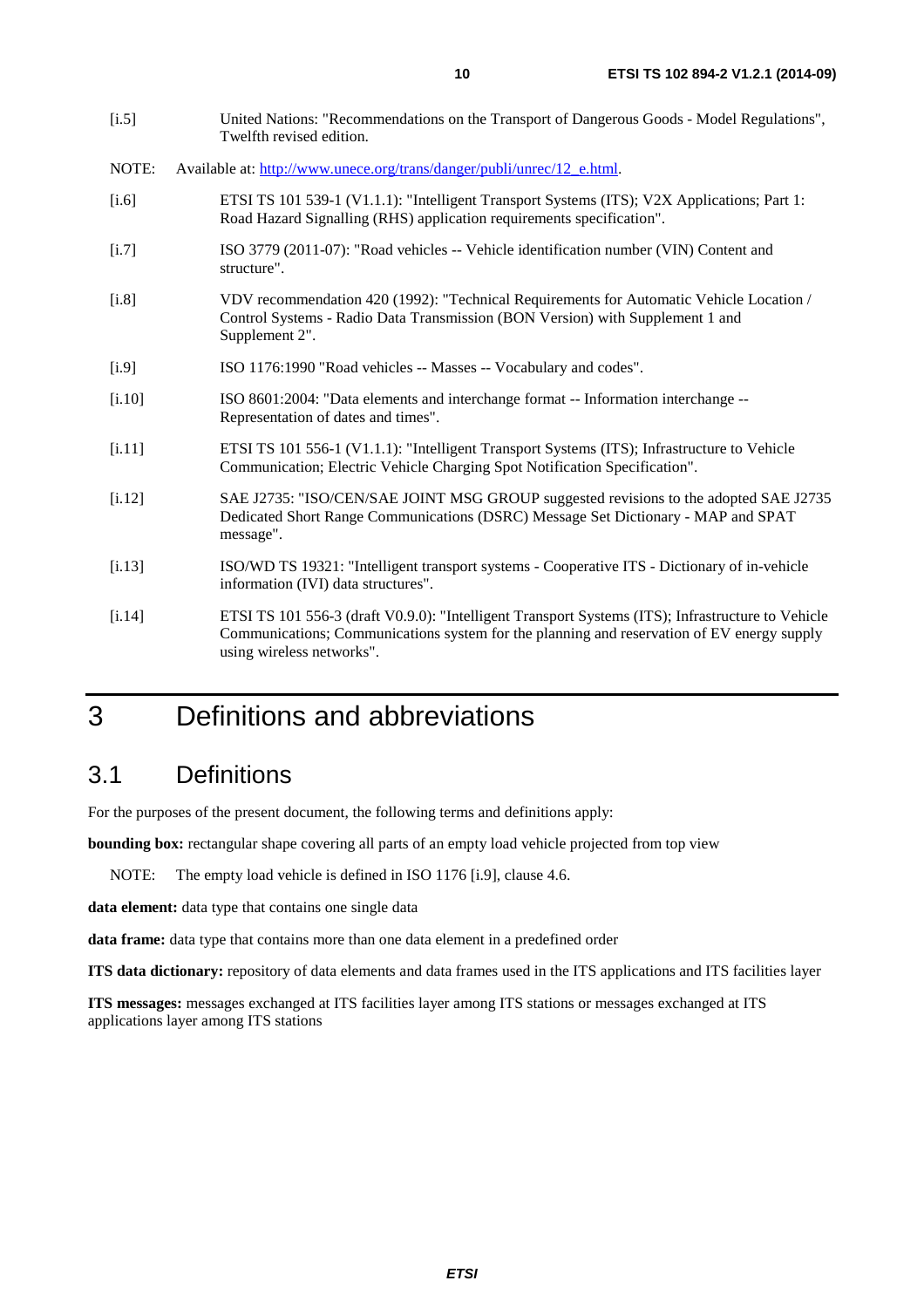[i.5] United Nations: "Recommendations on the Transport of Dangerous Goods - Model Regulations", Twelfth revised edition.

NOTE: Available at: http://www.unece.org/trans/danger/publi/unrec/12_e.html.

[i.6] ETSI TS 101 539-1 (V1.1.1): "Intelligent Transport Systems (ITS); V2X Applications; Part 1: Road Hazard Signalling (RHS) application requirements specification".

[i.7] ISO 3779 (2011-07): "Road vehicles -- Vehicle identification number (VIN) Content and structure".

[i.8] VDV recommendation 420 (1992): "Technical Requirements for Automatic Vehicle Location / Control Systems - Radio Data Transmission (BON Version) with Supplement 1 and Supplement 2".

[i.9] ISO 1176:1990 "Road vehicles -- Masses -- Vocabulary and codes".

[i.10] ISO 8601:2004: "Data elements and interchange format -- Information interchange -- Representation of dates and times".

[i.11] ETSI TS 101 556-1 (V1.1.1): "Intelligent Transport Systems (ITS); Infrastructure to Vehicle Communication; Electric Vehicle Charging Spot Notification Specification".

[i.12] SAE J2735: "ISO/CEN/SAE JOINT MSG GROUP suggested revisions to the adopted SAE J2735 Dedicated Short Range Communications (DSRC) Message Set Dictionary - MAP and SPAT message".

[i.13] ISO/WD TS 19321: "Intelligent transport systems - Cooperative ITS - Dictionary of in-vehicle information (IVI) data structures".

[i.14] ETSI TS 101 556-3 (draft V0.9.0): "Intelligent Transport Systems (ITS); Infrastructure to Vehicle Communications; Communications system for the planning and reservation of EV energy supply using wireless networks".

# 3 Definitions and abbreviations

## 3.1 Definitions

For the purposes of the present document, the following terms and definitions apply:

**bounding box:** rectangular shape covering all parts of an empty load vehicle projected from top view

NOTE: The empty load vehicle is defined in ISO 1176 [i.9], clause 4.6.

**data element:** data type that contains one single data

**data frame:** data type that contains more than one data element in a predefined order

**ITS data dictionary:** repository of data elements and data frames used in the ITS applications and ITS facilities layer

**ITS messages:** messages exchanged at ITS facilities layer among ITS stations or messages exchanged at ITS applications layer among ITS stations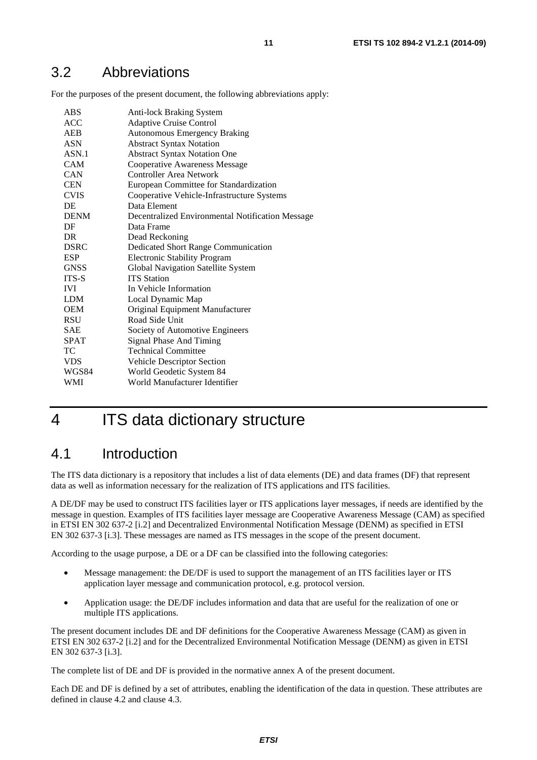## 3.2 Abbreviations

For the purposes of the present document, the following abbreviations apply:

| | |
|---|---|
| ABS | Anti-lock Braking System |
| ACC | Adaptive Cruise Control |
| AEB | Autonomous Emergency Braking |
| ASN | Abstract Syntax Notation |
| ASN.1 | Abstract Syntax Notation One |
| CAM | Cooperative Awareness Message |
| CAN | Controller Area Network |
| CEN | European Committee for Standardization |
| CVIS | Cooperative Vehicle-Infrastructure Systems |
| DE | Data Element |
| DENM | Decentralized Environmental Notification Message |
| DF | Data Frame |
| DR | Dead Reckoning |
| DSRC | Dedicated Short Range Communication |
| ESP | Electronic Stability Program |
| GNSS | Global Navigation Satellite System |
| ITS-S | ITS Station |
| IVI | In Vehicle Information |
| LDM | Local Dynamic Map |
| OEM | Original Equipment Manufacturer |
| RSU | Road Side Unit |
| SAE | Society of Automotive Engineers |
| SPAT | Signal Phase And Timing |
| TC | Technical Committee |
| VDS | Vehicle Descriptor Section |
| WGS84 | World Geodetic System 84 |
| WMI | World Manufacturer Identifier |

# 4 ITS data dictionary structure

## 4.1 Introduction

The ITS data dictionary is a repository that includes a list of data elements (DE) and data frames (DF) that represent data as well as information necessary for the realization of ITS applications and ITS facilities.

A DE/DF may be used to construct ITS facilities layer or ITS applications layer messages, if needs are identified by the message in question. Examples of ITS facilities layer message are Cooperative Awareness Message (CAM) as specified in ETSI EN 302 637-2 [i.2] and Decentralized Environmental Notification Message (DENM) as specified in ETSI EN 302 637-3 [i.3]. These messages are named as ITS messages in the scope of the present document.

According to the usage purpose, a DE or a DF can be classified into the following categories:

- Message management: the DE/DF is used to support the management of an ITS facilities layer or ITS application layer message and communication protocol, e.g. protocol version.
- Application usage: the DE/DF includes information and data that are useful for the realization of one or multiple ITS applications.

The present document includes DE and DF definitions for the Cooperative Awareness Message (CAM) as given in ETSI EN 302 637-2 [i.2] and for the Decentralized Environmental Notification Message (DENM) as given in ETSI EN 302 637-3 [i.3].

The complete list of DE and DF is provided in the normative annex A of the present document.

Each DE and DF is defined by a set of attributes, enabling the identification of the data in question. These attributes are defined in clause 4.2 and clause 4.3.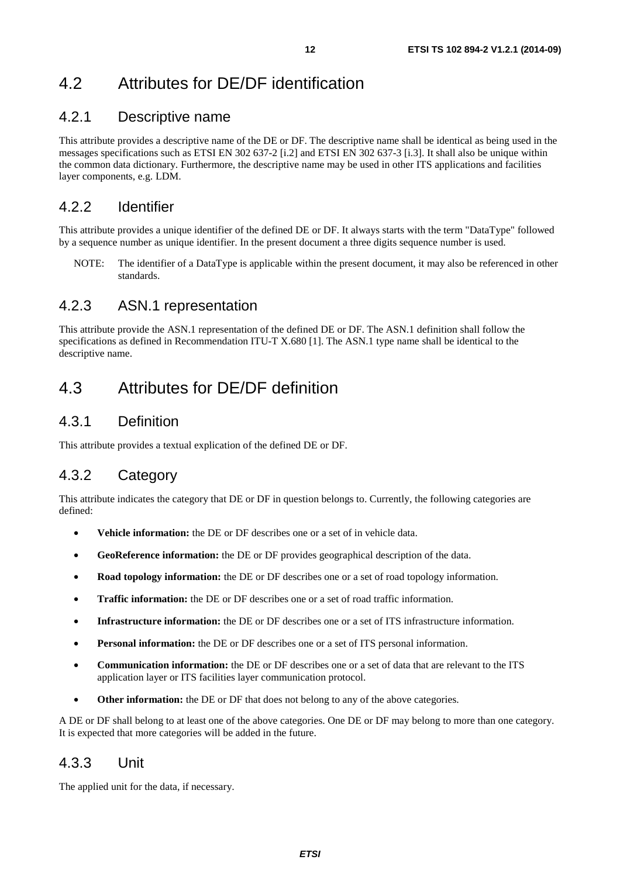## 4.2 Attributes for DE/DF identification

### 4.2.1 Descriptive name

This attribute provides a descriptive name of the DE or DF. The descriptive name shall be identical as being used in the messages specifications such as ETSI EN 302 637-2 [i.2] and ETSI EN 302 637-3 [i.3]. It shall also be unique within the common data dictionary. Furthermore, the descriptive name may be used in other ITS applications and facilities layer components, e.g. LDM.

### 4.2.2 Identifier

This attribute provides a unique identifier of the defined DE or DF. It always starts with the term "DataType" followed by a sequence number as unique identifier. In the present document a three digits sequence number is used.

NOTE: The identifier of a DataType is applicable within the present document, it may also be referenced in other standards.

### 4.2.3 ASN.1 representation

This attribute provide the ASN.1 representation of the defined DE or DF. The ASN.1 definition shall follow the specifications as defined in Recommendation ITU-T X.680 [1]. The ASN.1 type name shall be identical to the descriptive name.

## 4.3 Attributes for DE/DF definition

### 4.3.1 Definition

This attribute provides a textual explication of the defined DE or DF.

### 4.3.2 Category

This attribute indicates the category that DE or DF in question belongs to. Currently, the following categories are defined:

- **Vehicle information:** the DE or DF describes one or a set of in vehicle data.
- **GeoReference information:** the DE or DF provides geographical description of the data.
- **Road topology information:** the DE or DF describes one or a set of road topology information.
- **Traffic information:** the DE or DF describes one or a set of road traffic information.
- **Infrastructure information:** the DE or DF describes one or a set of ITS infrastructure information.
- **Personal information:** the DE or DF describes one or a set of ITS personal information.
- **Communication information:** the DE or DF describes one or a set of data that are relevant to the ITS application layer or ITS facilities layer communication protocol.
- **Other information:** the DE or DF that does not belong to any of the above categories.

A DE or DF shall belong to at least one of the above categories. One DE or DF may belong to more than one category. It is expected that more categories will be added in the future.

### 4.3.3 Unit

The applied unit for the data, if necessary.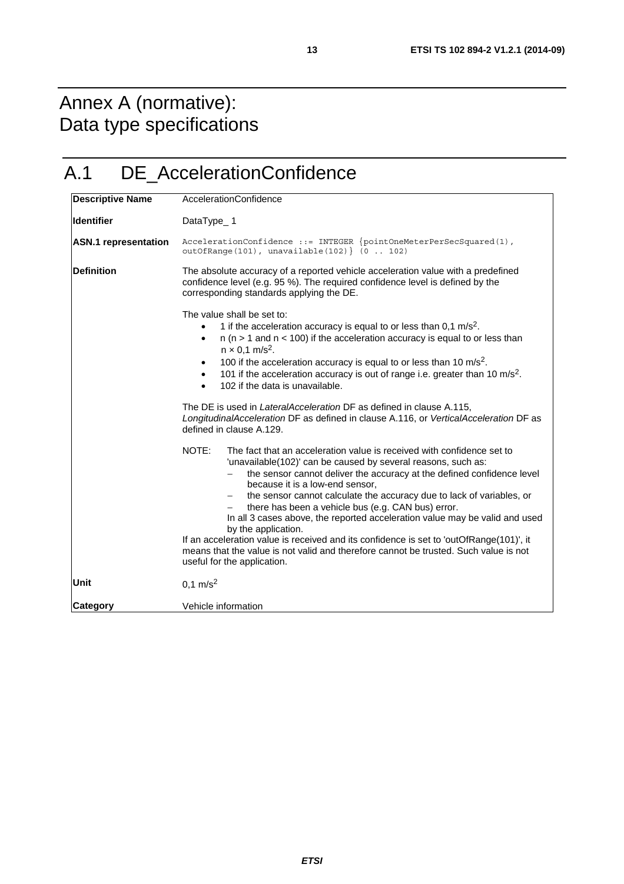# Annex A (normative): Data type specifications

# A.1 DE_AccelerationConfidence

| | |
|---|---|
| **Descriptive Name** | AccelerationConfidence |
| **Identifier** | DataType_ 1 |
| **ASN.1 representation** | `AccelerationConfidence ::= INTEGER {pointOneMeterPerSecSquared(1), outOfRange(101), unavailable(102)} (0 .. 102)` |
| **Definition** | The absolute accuracy of a reported vehicle acceleration value with a predefined confidence level (e.g. 95 %). The required confidence level is defined by the corresponding standards applying the DE.<br><br>The value shall be set to:<br>• 1 if the acceleration accuracy is equal to or less than 0,1 $m/s^2$.<br>• n ($n > 1$ and $n < 100$) if the acceleration accuracy is equal to or less than $n \times 0,1$ $m/s^2$.<br>• 100 if the acceleration accuracy is equal to or less than 10 $m/s^2$.<br>• 101 if the acceleration accuracy is out of range i.e. greater than 10 $m/s^2$.<br>• 102 if the data is unavailable.<br><br>The DE is used in *LateralAcceleration* DF as defined in clause A.115, *LongitudinalAcceleration* DF as defined in clause A.116, or *VerticalAcceleration* DF as defined in clause A.129.<br><br>NOTE: The fact that an acceleration value is received with confidence set to 'unavailable(102)' can be caused by several reasons, such as:<br>– the sensor cannot deliver the accuracy at the defined confidence level because it is a low-end sensor,<br>– the sensor cannot calculate the accuracy due to lack of variables, or<br>– there has been a vehicle bus (e.g. CAN bus) error.<br>In all 3 cases above, the reported acceleration value may be valid and used by the application.<br>If an acceleration value is received and its confidence is set to 'outOfRange(101)', it means that the value is not valid and therefore cannot be trusted. Such value is not useful for the application. |
| **Unit** | 0,1 $m/s^2$ |
| **Category** | Vehicle information |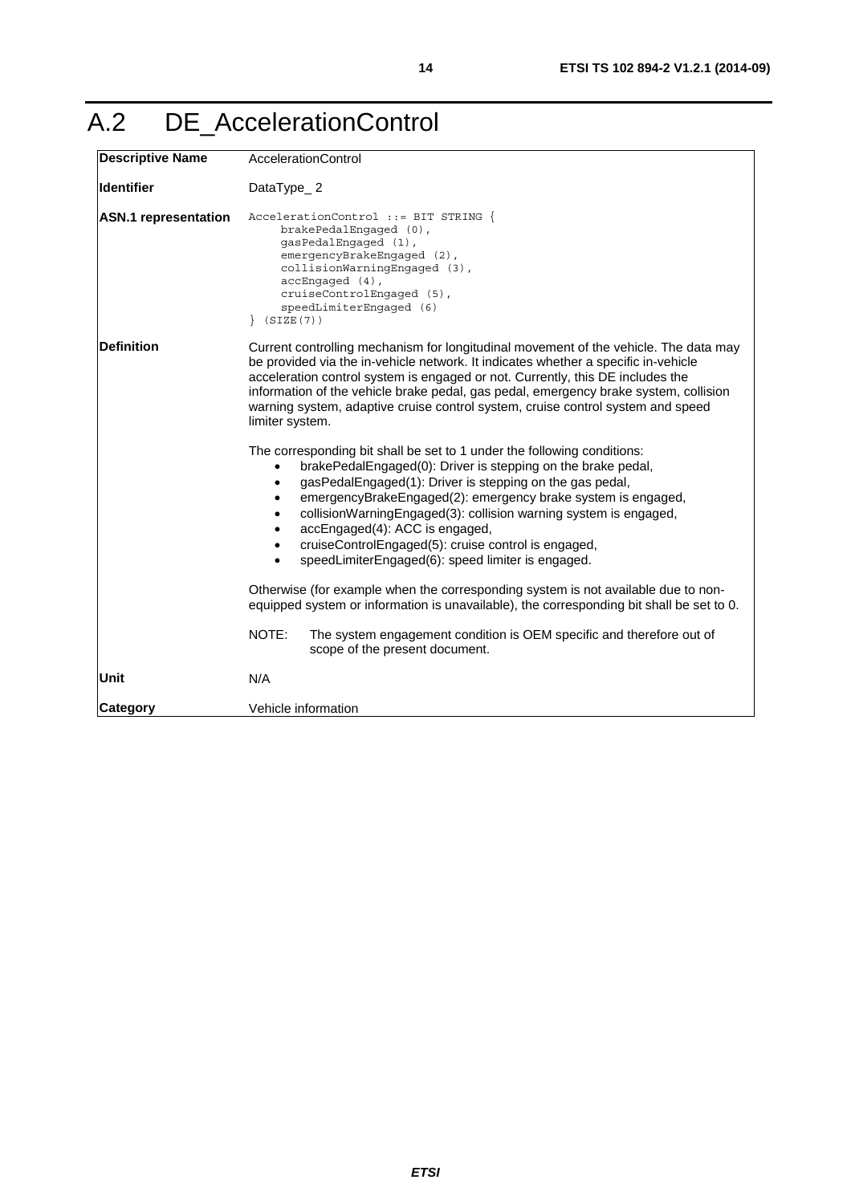# A.2 DE_AccelerationControl

| | |
|---|---|
| **Descriptive Name** | AccelerationControl |
| **Identifier** | DataType_ 2 |
| **ASN.1 representation** | `AccelerationControl ::= BIT STRING { brakePedalEngaged (0), gasPedalEngaged (1), emergencyBrakeEngaged (2), collisionWarningEngaged (3), accEngaged (4), cruiseControlEngaged (5), speedLimiterEngaged (6) } (SIZE(7))` |
| **Definition** | Current controlling mechanism for longitudinal movement of the vehicle. The data may be provided via the in-vehicle network. It indicates whether a specific in-vehicle acceleration control system is engaged or not. Currently, this DE includes the information of the vehicle brake pedal, gas pedal, emergency brake system, collision warning system, adaptive cruise control system, cruise control system and speed limiter system.<br><br>The corresponding bit shall be set to 1 under the following conditions:<br>• brakePedalEngaged(0): Driver is stepping on the brake pedal,<br>• gasPedalEngaged(1): Driver is stepping on the gas pedal,<br>• emergencyBrakeEngaged(2): emergency brake system is engaged,<br>• collisionWarningEngaged(3): collision warning system is engaged,<br>• accEngaged(4): ACC is engaged,<br>• cruiseControlEngaged(5): cruise control is engaged,<br>• speedLimiterEngaged(6): speed limiter is engaged.<br><br>Otherwise (for example when the corresponding system is not available due to non-equipped system or information is unavailable), the corresponding bit shall be set to 0.<br><br>NOTE: The system engagement condition is OEM specific and therefore out of scope of the present document. |
| **Unit** | N/A |
| **Category** | Vehicle information |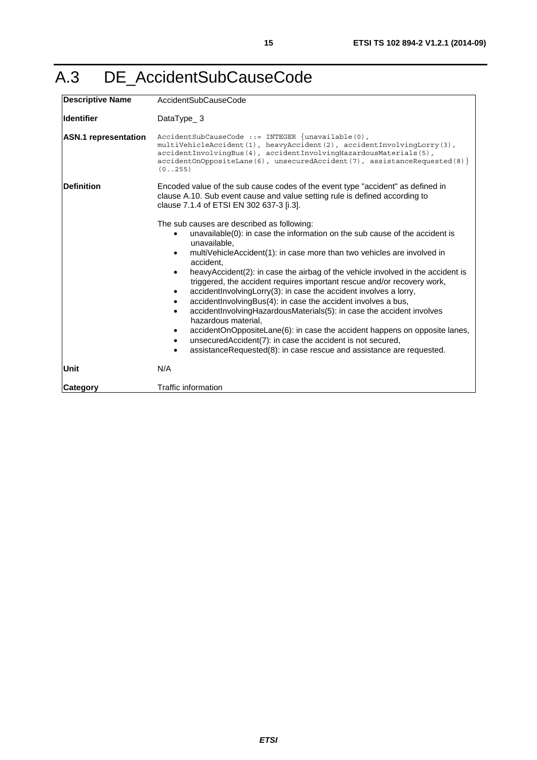# A.3 DE_AccidentSubCauseCode

| **Descriptive Name** | AccidentSubCauseCode |
|---|---|
| **Identifier** | DataType_ 3 |
| **ASN.1 representation** | `AccidentSubCauseCode ::= INTEGER {unavailable(0), multiVehicleAccident(1), heavyAccident(2), accidentInvolvingLorry(3), accidentInvolvingBus(4), accidentInvolvingHazardousMaterials(5), accidentOnOppositeLane(6), unsecuredAccident(7), assistanceRequested(8)} (0..255)` |
| **Definition** | Encoded value of the sub cause codes of the event type "accident" as defined in clause A.10. Sub event cause and value setting rule is defined according to clause 7.1.4 of ETSI EN 302 637-3 [i.3].<br><br>The sub causes are described as following:<br>• unavailable(0): in case the information on the sub cause of the accident is unavailable,<br>• multiVehicleAccident(1): in case more than two vehicles are involved in accident,<br>• heavyAccident(2): in case the airbag of the vehicle involved in the accident is triggered, the accident requires important rescue and/or recovery work,<br>• accidentInvolvingLorry(3): in case the accident involves a lorry,<br>• accidentInvolvingBus(4): in case the accident involves a bus,<br>• accidentInvolvingHazardousMaterials(5): in case the accident involves hazardous material,<br>• accidentOnOppositeLane(6): in case the accident happens on opposite lanes,<br>• unsecuredAccident(7): in case the accident is not secured,<br>• assistanceRequested(8): in case rescue and assistance are requested. |
| **Unit** | N/A |
| **Category** | Traffic information |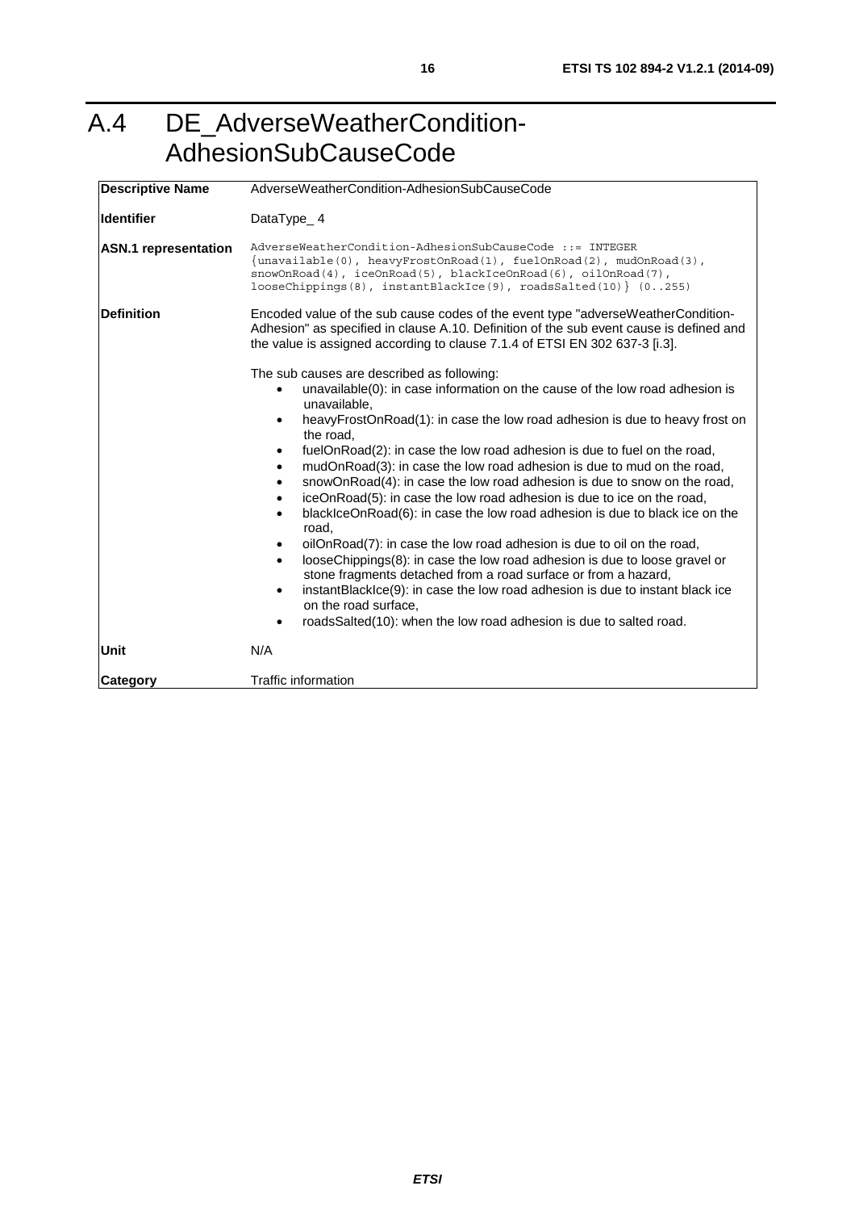# A.4 DE_AdverseWeatherCondition-AdhesionSubCauseCode

| | |
|---|---|
| **Descriptive Name** | AdverseWeatherCondition-AdhesionSubCauseCode |
| **Identifier** | DataType_ 4 |
| **ASN.1 representation** | `AdverseWeatherCondition-AdhesionSubCauseCode ::= INTEGER {unavailable(0), heavyFrostOnRoad(1), fuelOnRoad(2), mudOnRoad(3), snowOnRoad(4), iceOnRoad(5), blackIceOnRoad(6), oilOnRoad(7), looseChippings(8), instantBlackIce(9), roadsSalted(10)} (0..255)` |
| **Definition** | Encoded value of the sub cause codes of the event type "adverseWeatherCondition-Adhesion" as specified in clause A.10. Definition of the sub event cause is defined and the value is assigned according to clause 7.1.4 of ETSI EN 302 637-3 [i.3].<br><br>The sub causes are described as following:<br>• unavailable(0): in case information on the cause of the low road adhesion is unavailable,<br>• heavyFrostOnRoad(1): in case the low road adhesion is due to heavy frost on the road,<br>• fuelOnRoad(2): in case the low road adhesion is due to fuel on the road,<br>• mudOnRoad(3): in case the low road adhesion is due to mud on the road,<br>• snowOnRoad(4): in case the low road adhesion is due to snow on the road,<br>• iceOnRoad(5): in case the low road adhesion is due to ice on the road,<br>• blackIceOnRoad(6): in case the low road adhesion is due to black ice on the road,<br>• oilOnRoad(7): in case the low road adhesion is due to oil on the road,<br>• looseChippings(8): in case the low road adhesion is due to loose gravel or stone fragments detached from a road surface or from a hazard,<br>• instantBlackIce(9): in case the low road adhesion is due to instant black ice on the road surface,<br>• roadsSalted(10): when the low road adhesion is due to salted road. |
| **Unit** | N/A |
| **Category** | Traffic information |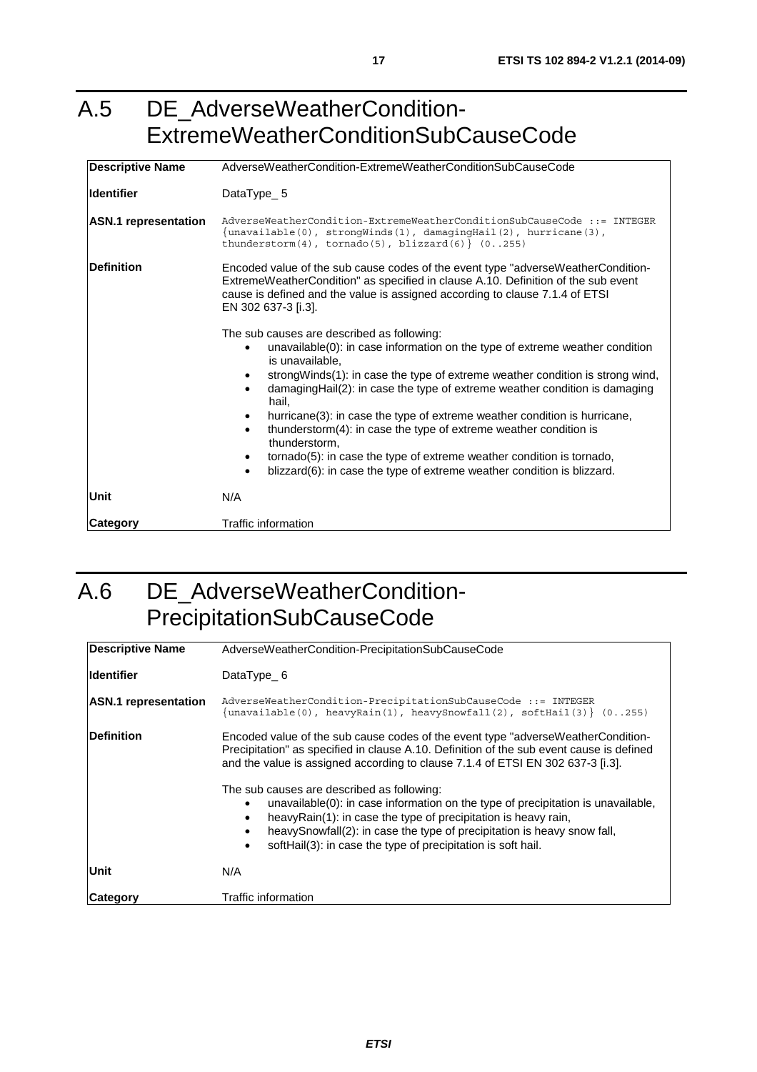# A.5 DE_AdverseWeatherCondition-ExtremeWeatherConditionSubCauseCode

| **Descriptive Name** | AdverseWeatherCondition-ExtremeWeatherConditionSubCauseCode |
|---|---|
| **Identifier** | DataType_ 5 |
| **ASN.1 representation** | `AdverseWeatherCondition-ExtremeWeatherConditionSubCauseCode ::= INTEGER {unavailable(0), strongWinds(1), damagingHail(2), hurricane(3), thunderstorm(4), tornado(5), blizzard(6)} (0..255)` |
| **Definition** | Encoded value of the sub cause codes of the event type "adverseWeatherCondition-ExtremeWeatherCondition" as specified in clause A.10. Definition of the sub event cause is defined and the value is assigned according to clause 7.1.4 of ETSI EN 302 637-3 [i.3].<br><br>The sub causes are described as following:<br>• unavailable(0): in case information on the type of extreme weather condition is unavailable,<br>• strongWinds(1): in case the type of extreme weather condition is strong wind,<br>• damagingHail(2): in case the type of extreme weather condition is damaging hail,<br>• hurricane(3): in case the type of extreme weather condition is hurricane,<br>• thunderstorm(4): in case the type of extreme weather condition is thunderstorm,<br>• tornado(5): in case the type of extreme weather condition is tornado,<br>• blizzard(6): in case the type of extreme weather condition is blizzard. |
| **Unit** | N/A |
| **Category** | Traffic information |

# A.6 DE_AdverseWeatherCondition-PrecipitationSubCauseCode

| **Descriptive Name** | AdverseWeatherCondition-PrecipitationSubCauseCode |
|---|---|
| **Identifier** | DataType_ 6 |
| **ASN.1 representation** | `AdverseWeatherCondition-PrecipitationSubCauseCode ::= INTEGER {unavailable(0), heavyRain(1), heavySnowfall(2), softHail(3)} (0..255)` |
| **Definition** | Encoded value of the sub cause codes of the event type "adverseWeatherCondition-Precipitation" as specified in clause A.10. Definition of the sub event cause is defined and the value is assigned according to clause 7.1.4 of ETSI EN 302 637-3 [i.3].<br><br>The sub causes are described as following:<br>• unavailable(0): in case information on the type of precipitation is unavailable,<br>• heavyRain(1): in case the type of precipitation is heavy rain,<br>• heavySnowfall(2): in case the type of precipitation is heavy snow fall,<br>• softHail(3): in case the type of precipitation is soft hail. |
| **Unit** | N/A |
| **Category** | Traffic information |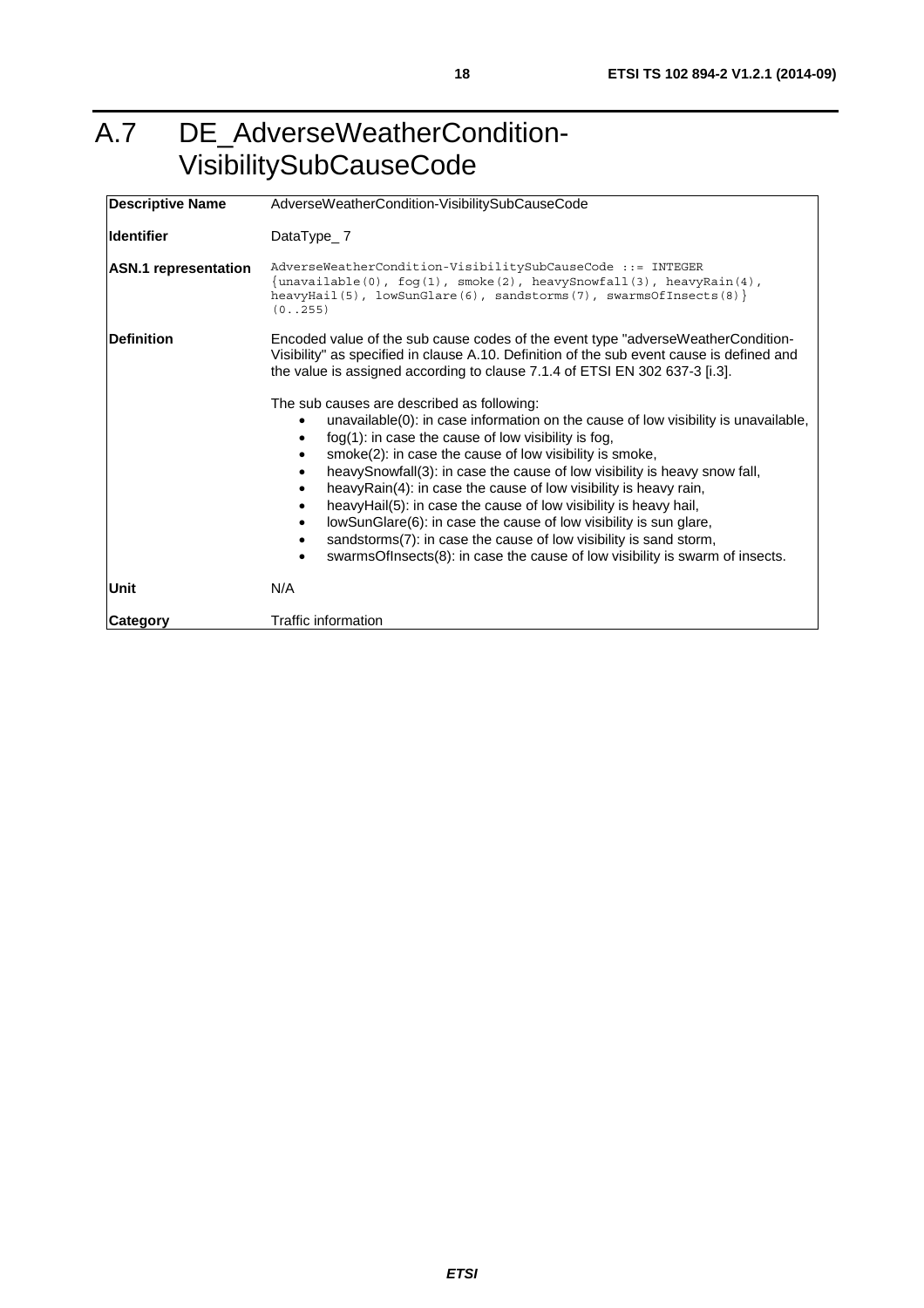# A.7 DE_AdverseWeatherCondition-VisibilitySubCauseCode

| | |
|---|---|
| **Descriptive Name** | AdverseWeatherCondition-VisibilitySubCauseCode |
| **Identifier** | DataType_ 7 |
| **ASN.1 representation** | `AdverseWeatherCondition-VisibilitySubCauseCode ::= INTEGER {unavailable(0), fog(1), smoke(2), heavySnowfall(3), heavyRain(4), heavyHail(5), lowSunGlare(6), sandstorms(7), swarmsOfInsects(8)} (0..255)` |
| **Definition** | Encoded value of the sub cause codes of the event type "adverseWeatherCondition-Visibility" as specified in clause A.10. Definition of the sub event cause is defined and the value is assigned according to clause 7.1.4 of ETSI EN 302 637-3 [i.3].<br><br>The sub causes are described as following:<br>• unavailable(0): in case information on the cause of low visibility is unavailable,<br>• fog(1): in case the cause of low visibility is fog,<br>• smoke(2): in case the cause of low visibility is smoke,<br>• heavySnowfall(3): in case the cause of low visibility is heavy snow fall,<br>• heavyRain(4): in case the cause of low visibility is heavy rain,<br>• heavyHail(5): in case the cause of low visibility is heavy hail,<br>• lowSunGlare(6): in case the cause of low visibility is sun glare,<br>• sandstorms(7): in case the cause of low visibility is sand storm,<br>• swarmsOfInsects(8): in case the cause of low visibility is swarm of insects. |
| **Unit** | N/A |
| **Category** | Traffic information |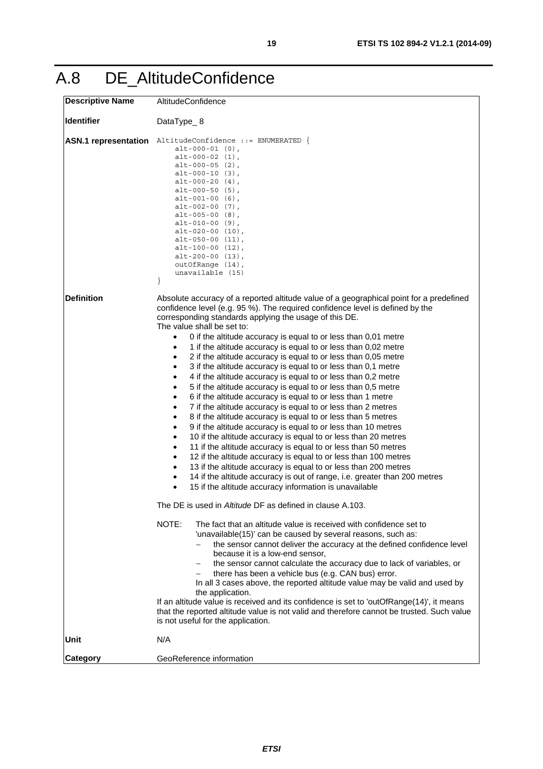# A.8 DE_AltitudeConfidence

| | |
|---|---|
| **Descriptive Name** | AltitudeConfidence |
| **Identifier** | DataType_ 8 |
| **ASN.1 representation** | `AltitudeConfidence ::= ENUMERATED { alt-000-01 (0), alt-000-02 (1), alt-000-05 (2), alt-000-10 (3), alt-000-20 (4), alt-000-50 (5), alt-001-00 (6), alt-002-00 (7), alt-005-00 (8), alt-010-00 (9), alt-020-00 (10), alt-050-00 (11), alt-100-00 (12), alt-200-00 (13), outOfRange (14), unavailable (15) }` |
| **Definition** | Absolute accuracy of a reported altitude value of a geographical point for a predefined confidence level (e.g. 95 %). The required confidence level is defined by the corresponding standards applying the usage of this DE.<br>The value shall be set to:<br>• 0 if the altitude accuracy is equal to or less than 0,01 metre<br>• 1 if the altitude accuracy is equal to or less than 0,02 metre<br>• 2 if the altitude accuracy is equal to or less than 0,05 metre<br>• 3 if the altitude accuracy is equal to or less than 0,1 metre<br>• 4 if the altitude accuracy is equal to or less than 0,2 metre<br>• 5 if the altitude accuracy is equal to or less than 0,5 metre<br>• 6 if the altitude accuracy is equal to or less than 1 metre<br>• 7 if the altitude accuracy is equal to or less than 2 metres<br>• 8 if the altitude accuracy is equal to or less than 5 metres<br>• 9 if the altitude accuracy is equal to or less than 10 metres<br>• 10 if the altitude accuracy is equal to or less than 20 metres<br>• 11 if the altitude accuracy is equal to or less than 50 metres<br>• 12 if the altitude accuracy is equal to or less than 100 metres<br>• 13 if the altitude accuracy is equal to or less than 200 metres<br>• 14 if the altitude accuracy is out of range, i.e. greater than 200 metres<br>• 15 if the altitude accuracy information is unavailable<br><br>The DE is used in *Altitude* DF as defined in clause A.103.<br><br>NOTE: The fact that an altitude value is received with confidence set to 'unavailable(15)' can be caused by several reasons, such as:<br>– the sensor cannot deliver the accuracy at the defined confidence level because it is a low-end sensor,<br>– the sensor cannot calculate the accuracy due to lack of variables, or<br>– there has been a vehicle bus (e.g. CAN bus) error.<br>In all 3 cases above, the reported altitude value may be valid and used by the application.<br>If an altitude value is received and its confidence is set to 'outOfRange(14)', it means that the reported altitude value is not valid and therefore cannot be trusted. Such value is not useful for the application. |
| **Unit** | N/A |
| **Category** | GeoReference information |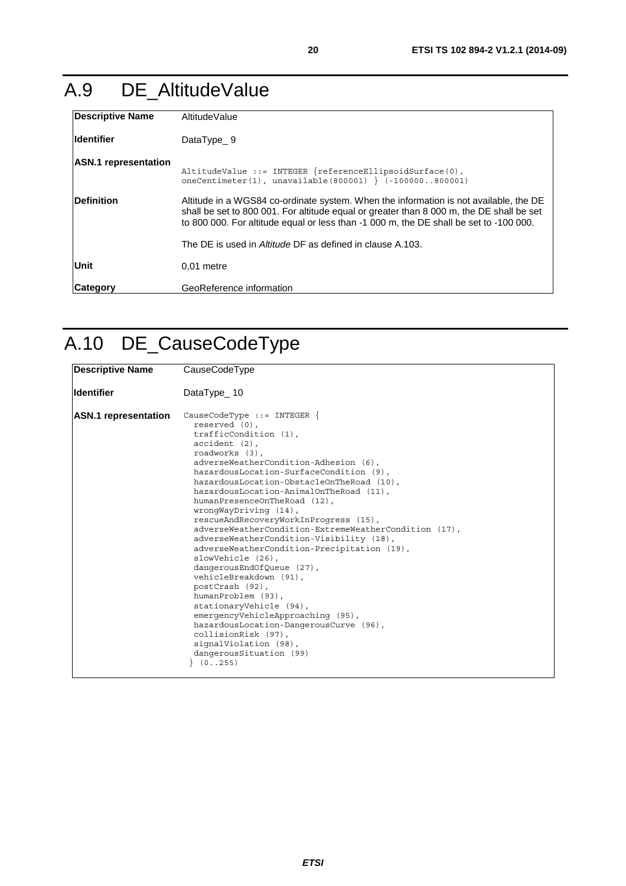# A.9 DE_AltitudeValue

| **Descriptive Name** | AltitudeValue |
|---|---|
| **Identifier** | DataType_ 9 |
| **ASN.1 representation** | `AltitudeValue ::= INTEGER {referenceEllipsoidSurface(0), oneCentimeter(1), unavailable(800001) } (-100000..800001)` |
| **Definition** | Altitude in a WGS84 co-ordinate system. When the information is not available, the DE shall be set to 800 001. For altitude equal or greater than 8 000 m, the DE shall be set to 800 000. For altitude equal or less than -1 000 m, the DE shall be set to -100 000.<br><br>The DE is used in *Altitude* DF as defined in clause A.103. |
| **Unit** | 0,01 metre |
| **Category** | GeoReference information |

# A.10 DE_CauseCodeType

| **Descriptive Name** | CauseCodeType |
|---|---|
| **Identifier** | DataType_ 10 |
| **ASN.1 representation** | `CauseCodeType ::= INTEGER {`<br>`reserved (0),`<br>`trafficCondition (1),`<br>`accident (2),`<br>`roadworks (3),`<br>`adverseWeatherCondition-Adhesion (6),`<br>`hazardousLocation-SurfaceCondition (9),`<br>`hazardousLocation-ObstacleOnTheRoad (10),`<br>`hazardousLocation-AnimalOnTheRoad (11),`<br>`humanPresenceOnTheRoad (12),`<br>`wrongWayDriving (14),`<br>`rescueAndRecoveryWorkInProgress (15),`<br>`adverseWeatherCondition-ExtremeWeatherCondition (17),`<br>`adverseWeatherCondition-Visibility (18),`<br>`adverseWeatherCondition-Precipitation (19),`<br>`slowVehicle (26),`<br>`dangerousEndOfQueue (27),`<br>`vehicleBreakdown (91),`<br>`postCrash (92),`<br>`humanProblem (93),`<br>`stationaryVehicle (94),`<br>`emergencyVehicleApproaching (95),`<br>`hazardousLocation-DangerousCurve (96),`<br>`collisionRisk (97),`<br>`signalViolation (98),`<br>`dangerousSituation (99)`<br>`} (0..255)` |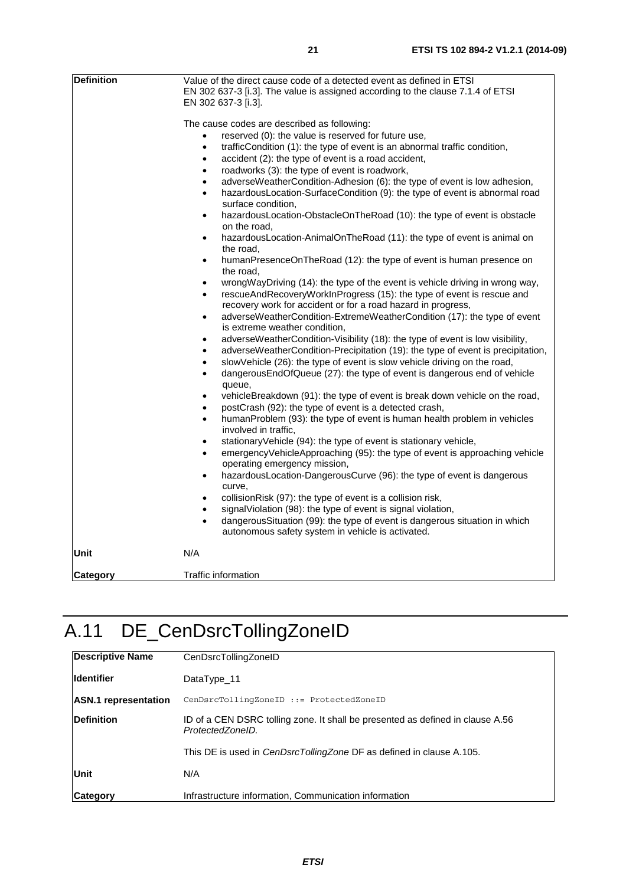| | |
|---|---|
| **Definition** | Value of the direct cause code of a detected event as defined in ETSI EN 302 637-3 [i.3]. The value is assigned according to the clause 7.1.4 of ETSI EN 302 637-3 [i.3].<br><br>The cause codes are described as following:<br>• reserved (0): the value is reserved for future use,<br>• trafficCondition (1): the type of event is an abnormal traffic condition,<br>• accident (2): the type of event is a road accident,<br>• roadworks (3): the type of event is roadwork,<br>• adverseWeatherCondition-Adhesion (6): the type of event is low adhesion,<br>• hazardousLocation-SurfaceCondition (9): the type of event is abnormal road surface condition,<br>• hazardousLocation-ObstacleOnTheRoad (10): the type of event is obstacle on the road,<br>• hazardousLocation-AnimalOnTheRoad (11): the type of event is animal on the road,<br>• humanPresenceOnTheRoad (12): the type of event is human presence on the road,<br>• wrongWayDriving (14): the type of the event is vehicle driving in wrong way,<br>• rescueAndRecoveryWorkInProgress (15): the type of event is rescue and recovery work for accident or for a road hazard in progress,<br>• adverseWeatherCondition-ExtremeWeatherCondition (17): the type of event is extreme weather condition,<br>• adverseWeatherCondition-Visibility (18): the type of event is low visibility,<br>• adverseWeatherCondition-Precipitation (19): the type of event is precipitation,<br>• slowVehicle (26): the type of event is slow vehicle driving on the road,<br>• dangerousEndOfQueue (27): the type of event is dangerous end of vehicle queue,<br>• vehicleBreakdown (91): the type of event is break down vehicle on the road,<br>• postCrash (92): the type of event is a detected crash,<br>• humanProblem (93): the type of event is human health problem in vehicles involved in traffic,<br>• stationaryVehicle (94): the type of event is stationary vehicle,<br>• emergencyVehicleApproaching (95): the type of event is approaching vehicle operating emergency mission,<br>• hazardousLocation-DangerousCurve (96): the type of event is dangerous curve,<br>• collisionRisk (97): the type of event is a collision risk,<br>• signalViolation (98): the type of event is signal violation,<br>• dangerousSituation (99): the type of event is dangerous situation in which autonomous safety system in vehicle is activated. |
| **Unit** | N/A |
| **Category** | Traffic information |

# A.11 DE_CenDsrcTollingZoneID

| | |
|---|---|
| **Descriptive Name** | CenDsrcTollingZoneID |
| **Identifier** | DataType_11 |
| **ASN.1 representation** | `CenDsrcTollingZoneID ::= ProtectedZoneID` |
| **Definition** | ID of a CEN DSRC tolling zone. It shall be presented as defined in clause A.56 *ProtectedZoneID.*<br><br>This DE is used in *CenDsrcTollingZone* DF as defined in clause A.105. |
| **Unit** | N/A |
| **Category** | Infrastructure information, Communication information |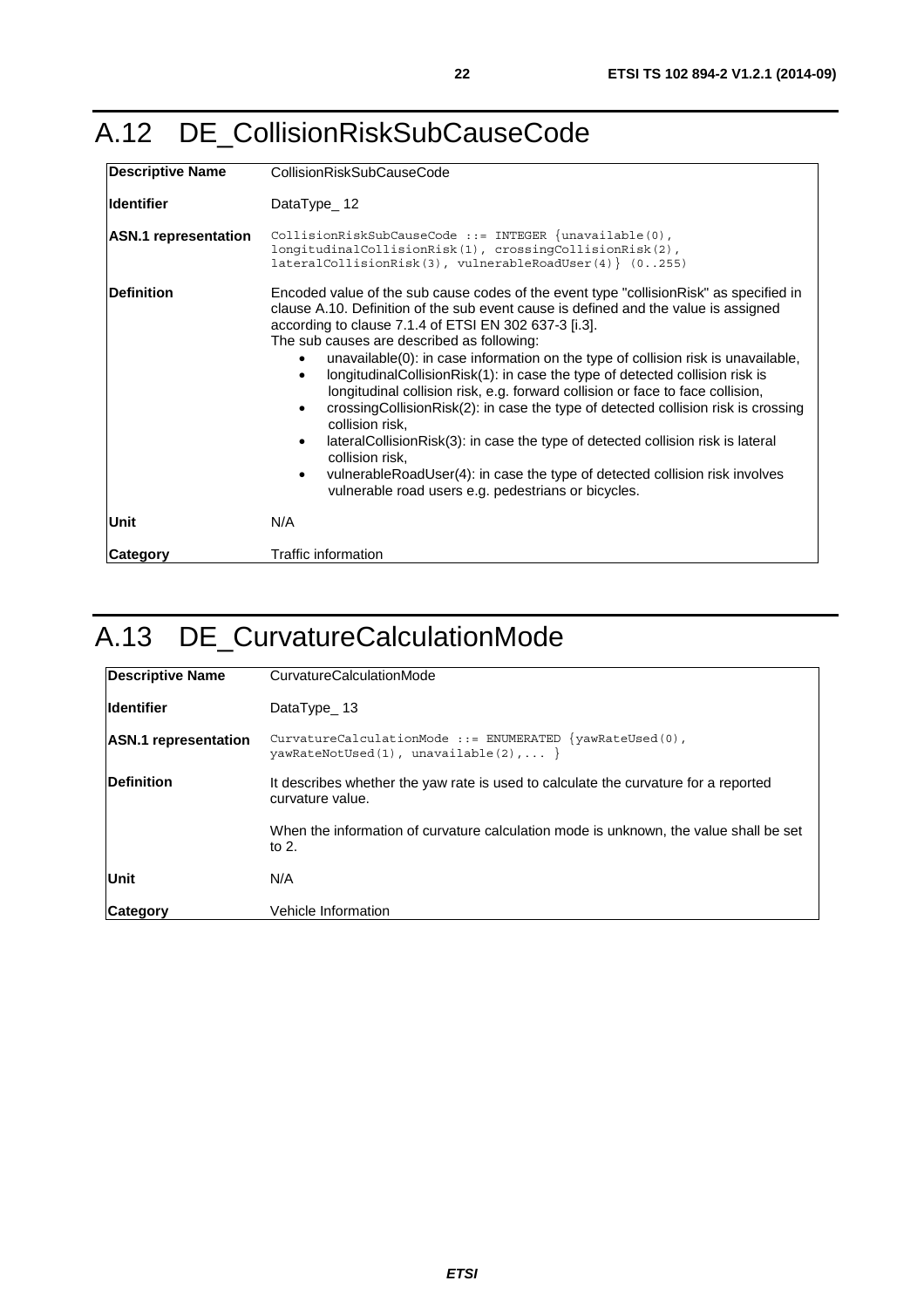# A.12 DE_CollisionRiskSubCauseCode

| | |
|---|---|
| **Descriptive Name** | CollisionRiskSubCauseCode |
| **Identifier** | DataType_ 12 |
| **ASN.1 representation** | `CollisionRiskSubCauseCode ::= INTEGER {unavailable(0), longitudinalCollisionRisk(1), crossingCollisionRisk(2), lateralCollisionRisk(3), vulnerableRoadUser(4)} (0..255)` |
| **Definition** | Encoded value of the sub cause codes of the event type "collisionRisk" as specified in clause A.10. Definition of the sub event cause is defined and the value is assigned according to clause 7.1.4 of ETSI EN 302 637-3 [i.3].<br>The sub causes are described as following:<br>• unavailable(0): in case information on the type of collision risk is unavailable,<br>• longitudinalCollisionRisk(1): in case the type of detected collision risk is longitudinal collision risk, e.g. forward collision or face to face collision,<br>• crossingCollisionRisk(2): in case the type of detected collision risk is crossing collision risk,<br>• lateralCollisionRisk(3): in case the type of detected collision risk is lateral collision risk,<br>• vulnerableRoadUser(4): in case the type of detected collision risk involves vulnerable road users e.g. pedestrians or bicycles. |
| **Unit** | N/A |
| **Category** | Traffic information |

# A.13 DE_CurvatureCalculationMode

| | |
|---|---|
| **Descriptive Name** | CurvatureCalculationMode |
| **Identifier** | DataType_ 13 |
| **ASN.1 representation** | `CurvatureCalculationMode ::= ENUMERATED {yawRateUsed(0), yawRateNotUsed(1), unavailable(2),... }` |
| **Definition** | It describes whether the yaw rate is used to calculate the curvature for a reported curvature value.<br><br>When the information of curvature calculation mode is unknown, the value shall be set to 2. |
| **Unit** | N/A |
| **Category** | Vehicle Information |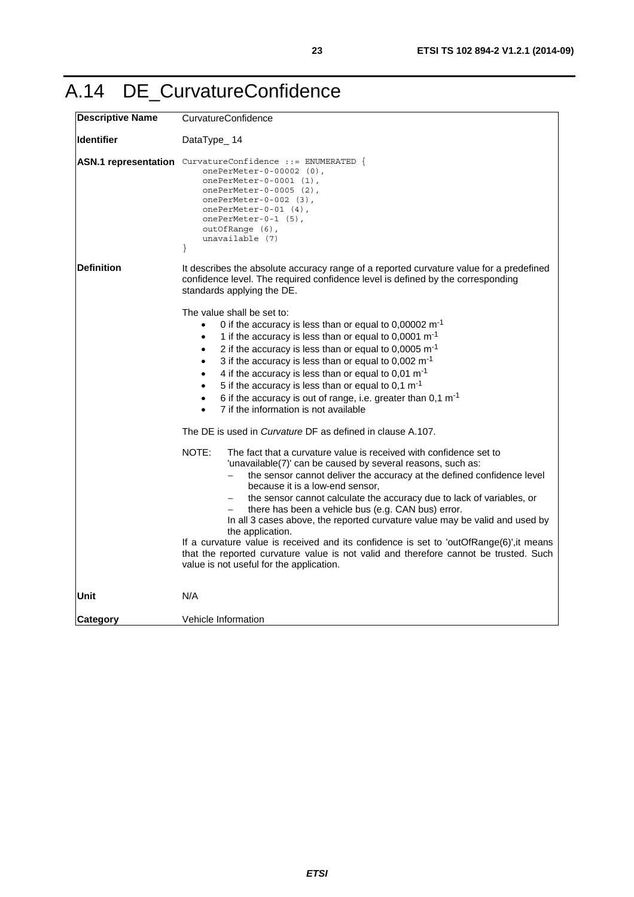# A.14 DE_CurvatureConfidence

| | |
|---|---|
| **Descriptive Name** | CurvatureConfidence |
| **Identifier** | DataType_ 14 |
| **ASN.1 representation** | `CurvatureConfidence ::= ENUMERATED {`<br>`onePerMeter-0-00002 (0),`<br>`onePerMeter-0-0001 (1),`<br>`onePerMeter-0-0005 (2),`<br>`onePerMeter-0-002 (3),`<br>`onePerMeter-0-01 (4),`<br>`onePerMeter-0-1 (5),`<br>`outOfRange (6),`<br>`unavailable (7)`<br>`}` |
| **Definition** | It describes the absolute accuracy range of a reported curvature value for a predefined confidence level. The required confidence level is defined by the corresponding standards applying the DE.<br><br>The value shall be set to:<br>• 0 if the accuracy is less than or equal to 0,00002 $m^{-1}$<br>• 1 if the accuracy is less than or equal to 0,0001 $m^{-1}$<br>• 2 if the accuracy is less than or equal to 0,0005 $m^{-1}$<br>• 3 if the accuracy is less than or equal to 0,002 $m^{-1}$<br>• 4 if the accuracy is less than or equal to 0,01 $m^{-1}$<br>• 5 if the accuracy is less than or equal to 0,1 $m^{-1}$<br>• 6 if the accuracy is out of range, i.e. greater than 0,1 $m^{-1}$<br>• 7 if the information is not available<br><br>The DE is used in *Curvature* DF as defined in clause A.107.<br><br>NOTE: The fact that a curvature value is received with confidence set to 'unavailable(7)' can be caused by several reasons, such as:<br>– the sensor cannot deliver the accuracy at the defined confidence level because it is a low-end sensor,<br>– the sensor cannot calculate the accuracy due to lack of variables, or<br>– there has been a vehicle bus (e.g. CAN bus) error.<br>In all 3 cases above, the reported curvature value may be valid and used by the application.<br>If a curvature value is received and its confidence is set to 'outOfRange(6)',it means that the reported curvature value is not valid and therefore cannot be trusted. Such value is not useful for the application. |
| **Unit** | N/A |
| **Category** | Vehicle Information |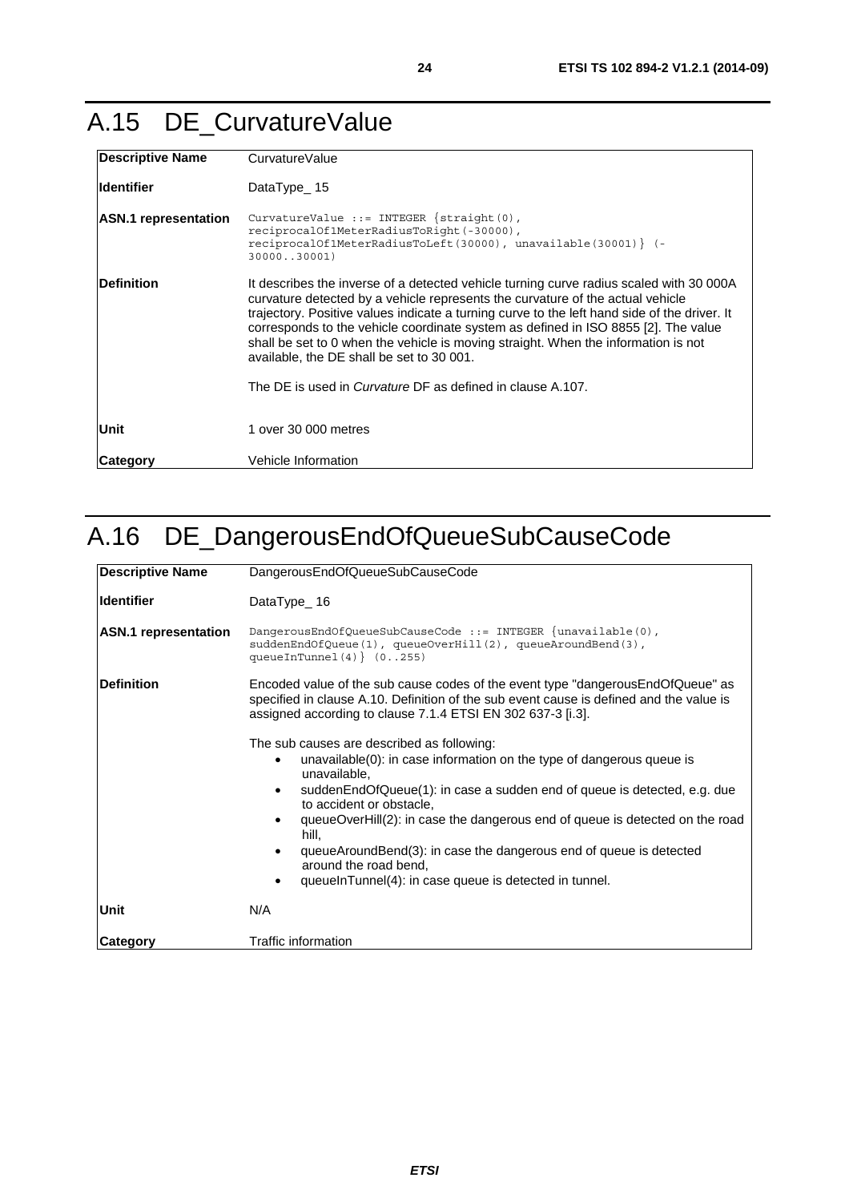# A.15 DE_CurvatureValue

| | |
|---|---|
| **Descriptive Name** | CurvatureValue |
| **Identifier** | DataType_ 15 |
| **ASN.1 representation** | `CurvatureValue ::= INTEGER {straight(0), reciprocalOf1MeterRadiusToRight(-30000), reciprocalOf1MeterRadiusToLeft(30000), unavailable(30001)} (-30000..30001)` |
| **Definition** | It describes the inverse of a detected vehicle turning curve radius scaled with 30 000A curvature detected by a vehicle represents the curvature of the actual vehicle trajectory. Positive values indicate a turning curve to the left hand side of the driver. It corresponds to the vehicle coordinate system as defined in ISO 8855 [2]. The value shall be set to 0 when the vehicle is moving straight. When the information is not available, the DE shall be set to 30 001.<br><br>The DE is used in *Curvature* DF as defined in clause A.107. |
| **Unit** | 1 over 30 000 metres |
| **Category** | Vehicle Information |

# A.16 DE_DangerousEndOfQueueSubCauseCode

| | |
|---|---|
| **Descriptive Name** | DangerousEndOfQueueSubCauseCode |
| **Identifier** | DataType_ 16 |
| **ASN.1 representation** | `DangerousEndOfQueueSubCauseCode ::= INTEGER {unavailable(0), suddenEndOfQueue(1), queueOverHill(2), queueAroundBend(3), queueInTunnel(4)} (0..255)` |
| **Definition** | Encoded value of the sub cause codes of the event type "dangerousEndOfQueue" as specified in clause A.10. Definition of the sub event cause is defined and the value is assigned according to clause 7.1.4 ETSI EN 302 637-3 [i.3].<br><br>The sub causes are described as following:<br>• unavailable(0): in case information on the type of dangerous queue is unavailable,<br>• suddenEndOfQueue(1): in case a sudden end of queue is detected, e.g. due to accident or obstacle,<br>• queueOverHill(2): in case the dangerous end of queue is detected on the road hill,<br>• queueAroundBend(3): in case the dangerous end of queue is detected around the road bend,<br>• queueInTunnel(4): in case queue is detected in tunnel. |
| **Unit** | N/A |
| **Category** | Traffic information |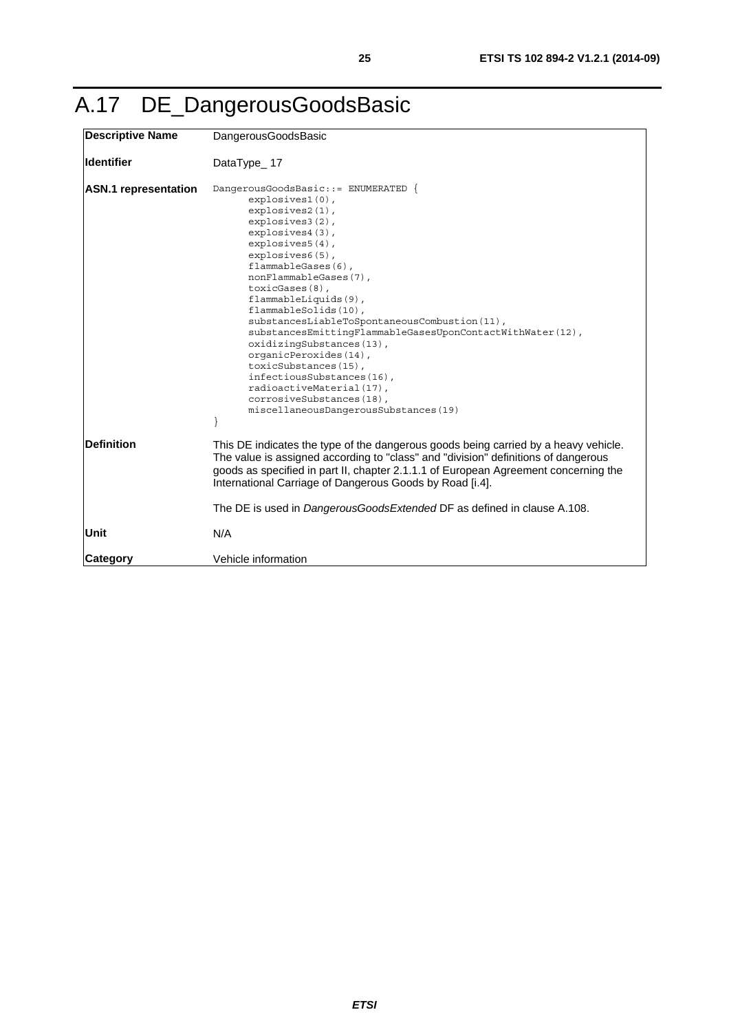# A.17 DE_DangerousGoodsBasic

| | |
|---|---|
| **Descriptive Name** | DangerousGoodsBasic |
| **Identifier** | DataType_ 17 |
| **ASN.1 representation** | `DangerousGoodsBasic::= ENUMERATED {`<br>`explosives1(0),`<br>`explosives2(1),`<br>`explosives3(2),`<br>`explosives4(3),`<br>`explosives5(4),`<br>`explosives6(5),`<br>`flammableGases(6),`<br>`nonFlammableGases(7),`<br>`toxicGases(8),`<br>`flammableLiquids(9),`<br>`flammableSolids(10),`<br>`substancesLiableToSpontaneousCombustion(11),`<br>`substancesEmittingFlammableGasesUponContactWithWater(12),`<br>`oxidizingSubstances(13),`<br>`organicPeroxides(14),`<br>`toxicSubstances(15),`<br>`infectiousSubstances(16),`<br>`radioactiveMaterial(17),`<br>`corrosiveSubstances(18),`<br>`miscellaneousDangerousSubstances(19)`<br>`}` |
| **Definition** | This DE indicates the type of the dangerous goods being carried by a heavy vehicle. The value is assigned according to "class" and "division" definitions of dangerous goods as specified in part II, chapter 2.1.1.1 of European Agreement concerning the International Carriage of Dangerous Goods by Road [i.4].<br><br>The DE is used in *DangerousGoodsExtended* DF as defined in clause A.108. |
| **Unit** | N/A |
| **Category** | Vehicle information |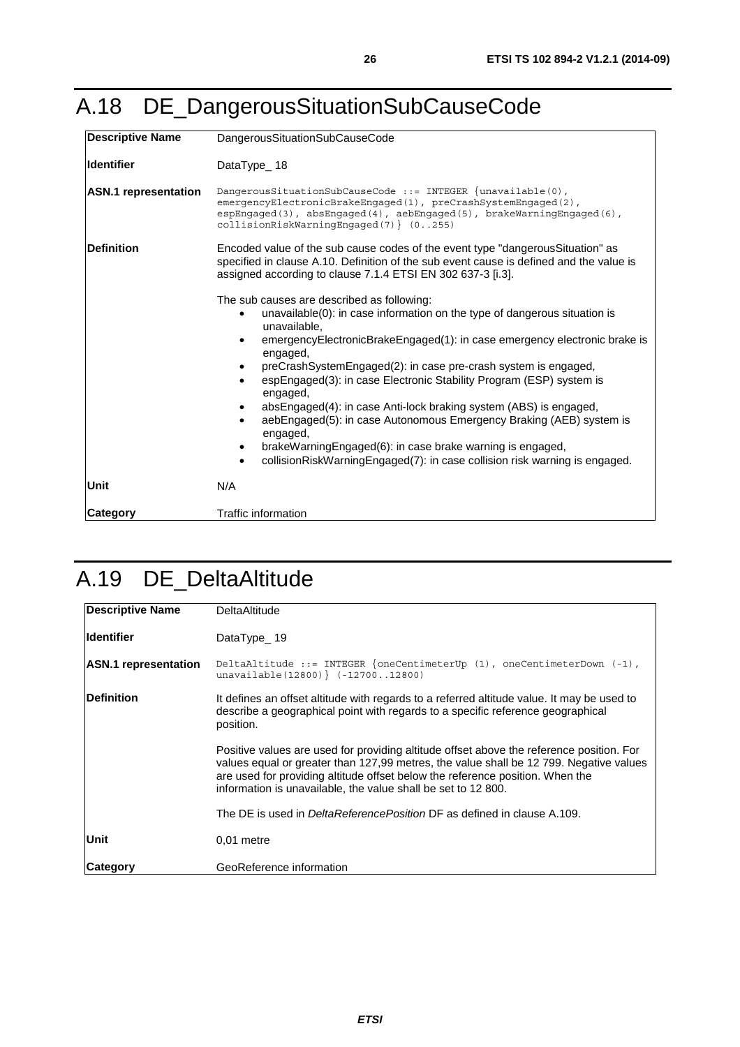# A.18 DE_DangerousSituationSubCauseCode

| | |
|---|---|
| **Descriptive Name** | DangerousSituationSubCauseCode |
| **Identifier** | DataType_ 18 |
| **ASN.1 representation** | `DangerousSituationSubCauseCode ::= INTEGER {unavailable(0), emergencyElectronicBrakeEngaged(1), preCrashSystemEngaged(2), espEngaged(3), absEngaged(4), aebEngaged(5), brakeWarningEngaged(6), collisionRiskWarningEngaged(7)} (0..255)` |
| **Definition** | Encoded value of the sub cause codes of the event type "dangerousSituation" as specified in clause A.10. Definition of the sub event cause is defined and the value is assigned according to clause 7.1.4 ETSI EN 302 637-3 [i.3].<br><br>The sub causes are described as following:<br>• unavailable(0): in case information on the type of dangerous situation is unavailable,<br>• emergencyElectronicBrakeEngaged(1): in case emergency electronic brake is engaged,<br>• preCrashSystemEngaged(2): in case pre-crash system is engaged,<br>• espEngaged(3): in case Electronic Stability Program (ESP) system is engaged,<br>• absEngaged(4): in case Anti-lock braking system (ABS) is engaged,<br>• aebEngaged(5): in case Autonomous Emergency Braking (AEB) system is engaged,<br>• brakeWarningEngaged(6): in case brake warning is engaged,<br>• collisionRiskWarningEngaged(7): in case collision risk warning is engaged. |
| **Unit** | N/A |
| **Category** | Traffic information |

# A.19 DE_DeltaAltitude

| | |
|---|---|
| **Descriptive Name** | DeltaAltitude |
| **Identifier** | DataType_ 19 |
| **ASN.1 representation** | `DeltaAltitude ::= INTEGER {oneCentimeterUp (1), oneCentimeterDown (-1), unavailable(12800)} (-12700..12800)` |
| **Definition** | It defines an offset altitude with regards to a referred altitude value. It may be used to describe a geographical point with regards to a specific reference geographical position.<br><br>Positive values are used for providing altitude offset above the reference position. For values equal or greater than 127,99 metres, the value shall be 12 799. Negative values are used for providing altitude offset below the reference position. When the information is unavailable, the value shall be set to 12 800.<br><br>The DE is used in *DeltaReferencePosition* DF as defined in clause A.109. |
| **Unit** | 0,01 metre |
| **Category** | GeoReference information |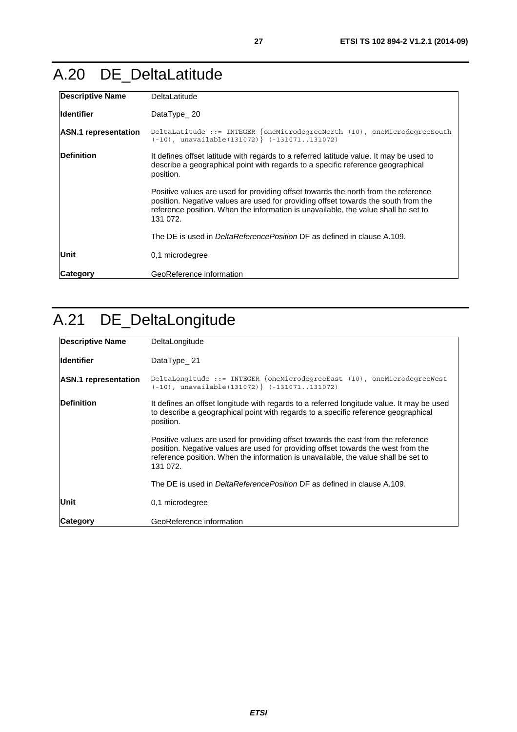# A.20 DE_DeltaLatitude

| | |
|---|---|
| **Descriptive Name** | DeltaLatitude |
| **Identifier** | DataType_ 20 |
| **ASN.1 representation** | `DeltaLatitude ::= INTEGER {oneMicrodegreeNorth (10), oneMicrodegreeSouth (-10), unavailable(131072)} (-131071..131072)` |
| **Definition** | It defines offset latitude with regards to a referred latitude value. It may be used to describe a geographical point with regards to a specific reference geographical position.<br><br>Positive values are used for providing offset towards the north from the reference position. Negative values are used for providing offset towards the south from the reference position. When the information is unavailable, the value shall be set to 131 072.<br><br>The DE is used in *DeltaReferencePosition* DF as defined in clause A.109. |
| **Unit** | 0,1 microdegree |
| **Category** | GeoReference information |

# A.21 DE_DeltaLongitude

| | |
|---|---|
| **Descriptive Name** | DeltaLongitude |
| **Identifier** | DataType_ 21 |
| **ASN.1 representation** | `DeltaLongitude ::= INTEGER {oneMicrodegreeEast (10), oneMicrodegreeWest (-10), unavailable(131072)} (-131071..131072)` |
| **Definition** | It defines an offset longitude with regards to a referred longitude value. It may be used to describe a geographical point with regards to a specific reference geographical position.<br><br>Positive values are used for providing offset towards the east from the reference position. Negative values are used for providing offset towards the west from the reference position. When the information is unavailable, the value shall be set to 131 072.<br><br>The DE is used in *DeltaReferencePosition* DF as defined in clause A.109. |
| **Unit** | 0,1 microdegree |
| **Category** | GeoReference information |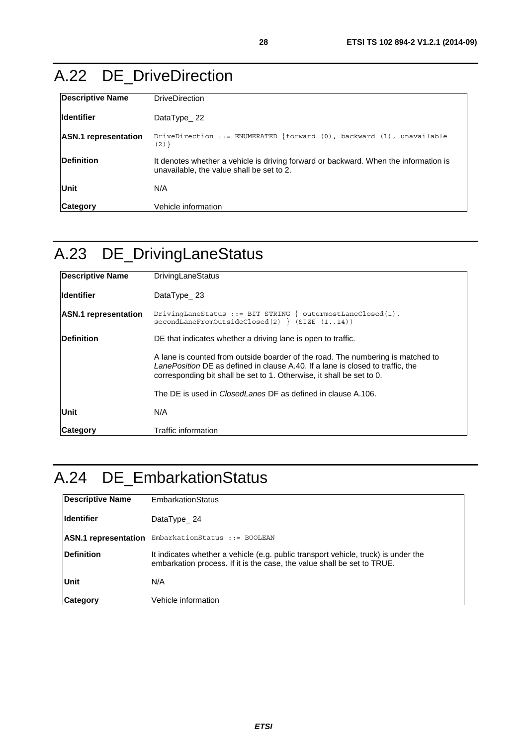# A.22 DE_DriveDirection

| | |
|---|---|
| **Descriptive Name** | DriveDirection |
| **Identifier** | DataType_ 22 |
| **ASN.1 representation** | `DriveDirection ::= ENUMERATED {forward (0), backward (1), unavailable (2)}` |
| **Definition** | It denotes whether a vehicle is driving forward or backward. When the information is unavailable, the value shall be set to 2. |
| **Unit** | N/A |
| **Category** | Vehicle information |

# A.23 DE_DrivingLaneStatus

| | |
|---|---|
| **Descriptive Name** | DrivingLaneStatus |
| **Identifier** | DataType_ 23 |
| **ASN.1 representation** | `DrivingLaneStatus ::= BIT STRING { outermostLaneClosed(1), secondLaneFromOutsideClosed(2) } (SIZE (1..14))` |
| **Definition** | DE that indicates whether a driving lane is open to traffic.<br><br>A lane is counted from outside boarder of the road. The numbering is matched to *LanePosition* DE as defined in clause A.40. If a lane is closed to traffic, the corresponding bit shall be set to 1. Otherwise, it shall be set to 0.<br><br>The DE is used in *ClosedLanes* DF as defined in clause A.106. |
| **Unit** | N/A |
| **Category** | Traffic information |

# A.24 DE_EmbarkationStatus

| | |
|---|---|
| **Descriptive Name** | EmbarkationStatus |
| **Identifier** | DataType_ 24 |
| **ASN.1 representation** | `EmbarkationStatus ::= BOOLEAN` |
| **Definition** | It indicates whether a vehicle (e.g. public transport vehicle, truck) is under the embarkation process. If it is the case, the value shall be set to TRUE. |
| **Unit** | N/A |
| **Category** | Vehicle information |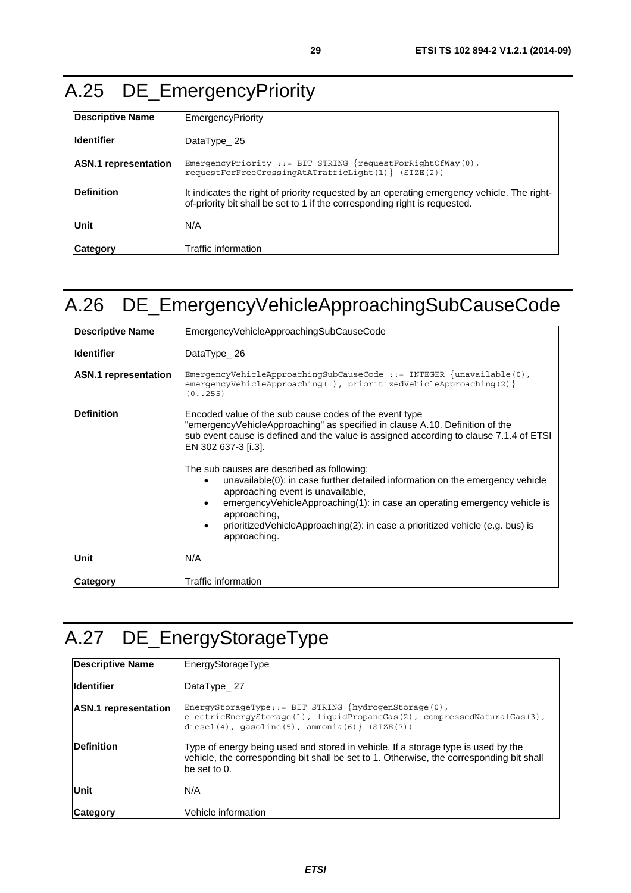# A.25 DE_EmergencyPriority

| **Descriptive Name** | EmergencyPriority |
|---|---|
| **Identifier** | DataType_ 25 |
| **ASN.1 representation** | `EmergencyPriority ::= BIT STRING {requestForRightOfWay(0), requestForFreeCrossingAtATrafficLight(1)} (SIZE(2))` |
| **Definition** | It indicates the right of priority requested by an operating emergency vehicle. The right-of-priority bit shall be set to 1 if the corresponding right is requested. |
| **Unit** | N/A |
| **Category** | Traffic information |

# A.26 DE_EmergencyVehicleApproachingSubCauseCode

| **Descriptive Name** | EmergencyVehicleApproachingSubCauseCode |
|---|---|
| **Identifier** | DataType_ 26 |
| **ASN.1 representation** | `EmergencyVehicleApproachingSubCauseCode ::= INTEGER {unavailable(0), emergencyVehicleApproaching(1), prioritizedVehicleApproaching(2)} (0..255)` |
| **Definition** | Encoded value of the sub cause codes of the event type "emergencyVehicleApproaching" as specified in clause A.10. Definition of the sub event cause is defined and the value is assigned according to clause 7.1.4 of ETSI EN 302 637-3 [i.3].<br><br>The sub causes are described as following:<br>• unavailable(0): in case further detailed information on the emergency vehicle approaching event is unavailable,<br>• emergencyVehicleApproaching(1): in case an operating emergency vehicle is approaching,<br>• prioritizedVehicleApproaching(2): in case a prioritized vehicle (e.g. bus) is approaching. |
| **Unit** | N/A |
| **Category** | Traffic information |

# A.27 DE_EnergyStorageType

| **Descriptive Name** | EnergyStorageType |
|---|---|
| **Identifier** | DataType_ 27 |
| **ASN.1 representation** | `EnergyStorageType::= BIT STRING {hydrogenStorage(0), electricEnergyStorage(1), liquidPropaneGas(2), compressedNaturalGas(3), diesel(4), gasoline(5), ammonia(6)} (SIZE(7))` |
| **Definition** | Type of energy being used and stored in vehicle. If a storage type is used by the vehicle, the corresponding bit shall be set to 1. Otherwise, the corresponding bit shall be set to 0. |
| **Unit** | N/A |
| **Category** | Vehicle information |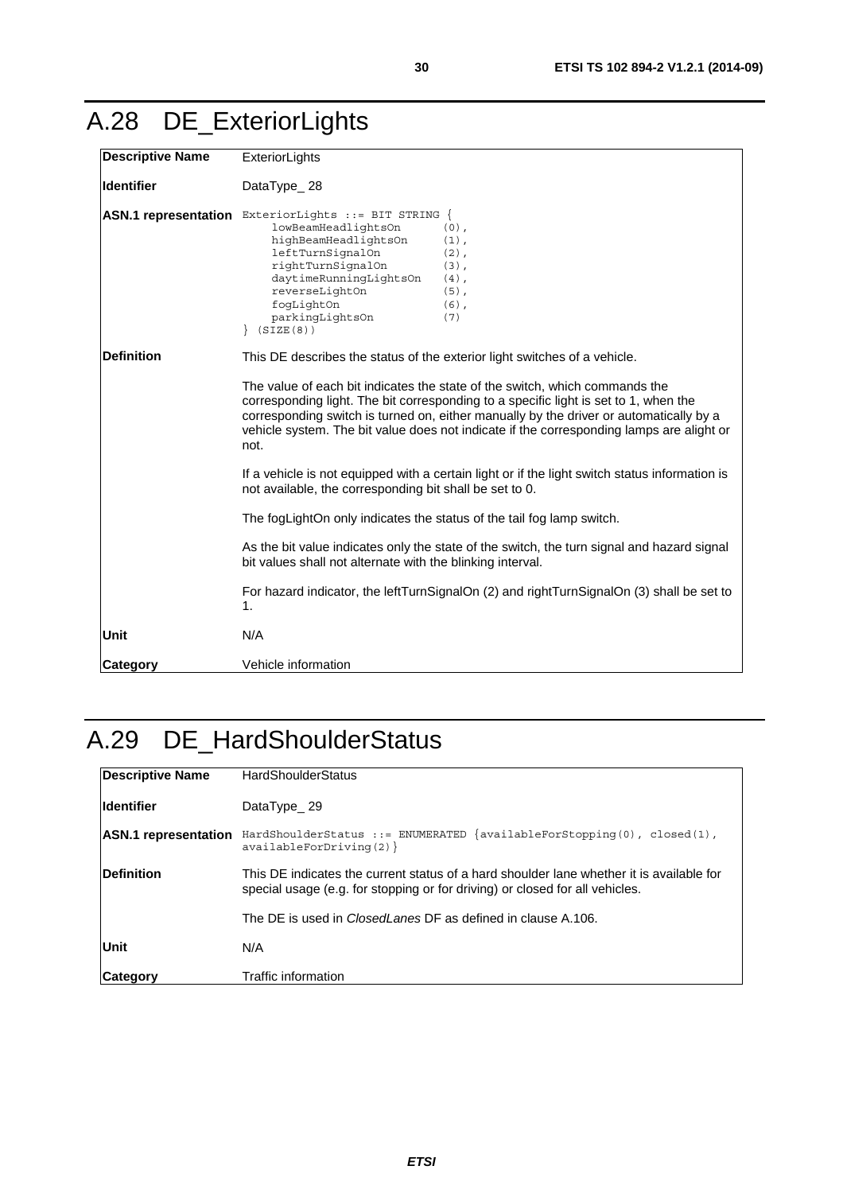# A.28 DE_ExteriorLights

| | |
|---|---|
| **Descriptive Name** | ExteriorLights |
| **Identifier** | DataType_ 28 |
| **ASN.1 representation** | `ExteriorLights ::= BIT STRING { lowBeamHeadlightsOn (0), highBeamHeadlightsOn (1), leftTurnSignalOn (2), rightTurnSignalOn (3), daytimeRunningLightsOn (4), reverseLightOn (5), fogLightOn (6), parkingLightsOn (7) } (SIZE(8))` |
| **Definition** | This DE describes the status of the exterior light switches of a vehicle.<br><br>The value of each bit indicates the state of the switch, which commands the corresponding light. The bit corresponding to a specific light is set to 1, when the corresponding switch is turned on, either manually by the driver or automatically by a vehicle system. The bit value does not indicate if the corresponding lamps are alight or not.<br><br>If a vehicle is not equipped with a certain light or if the light switch status information is not available, the corresponding bit shall be set to 0.<br><br>The fogLightOn only indicates the status of the tail fog lamp switch.<br><br>As the bit value indicates only the state of the switch, the turn signal and hazard signal bit values shall not alternate with the blinking interval.<br><br>For hazard indicator, the leftTurnSignalOn (2) and rightTurnSignalOn (3) shall be set to 1. |
| **Unit** | N/A |
| **Category** | Vehicle information |

# A.29 DE_HardShoulderStatus

| | |
|---|---|
| **Descriptive Name** | HardShoulderStatus |
| **Identifier** | DataType_ 29 |
| **ASN.1 representation** | `HardShoulderStatus ::= ENUMERATED {availableForStopping(0), closed(1), availableForDriving(2)}` |
| **Definition** | This DE indicates the current status of a hard shoulder lane whether it is available for special usage (e.g. for stopping or for driving) or closed for all vehicles.<br><br>The DE is used in *ClosedLanes* DF as defined in clause A.106. |
| **Unit** | N/A |
| **Category** | Traffic information |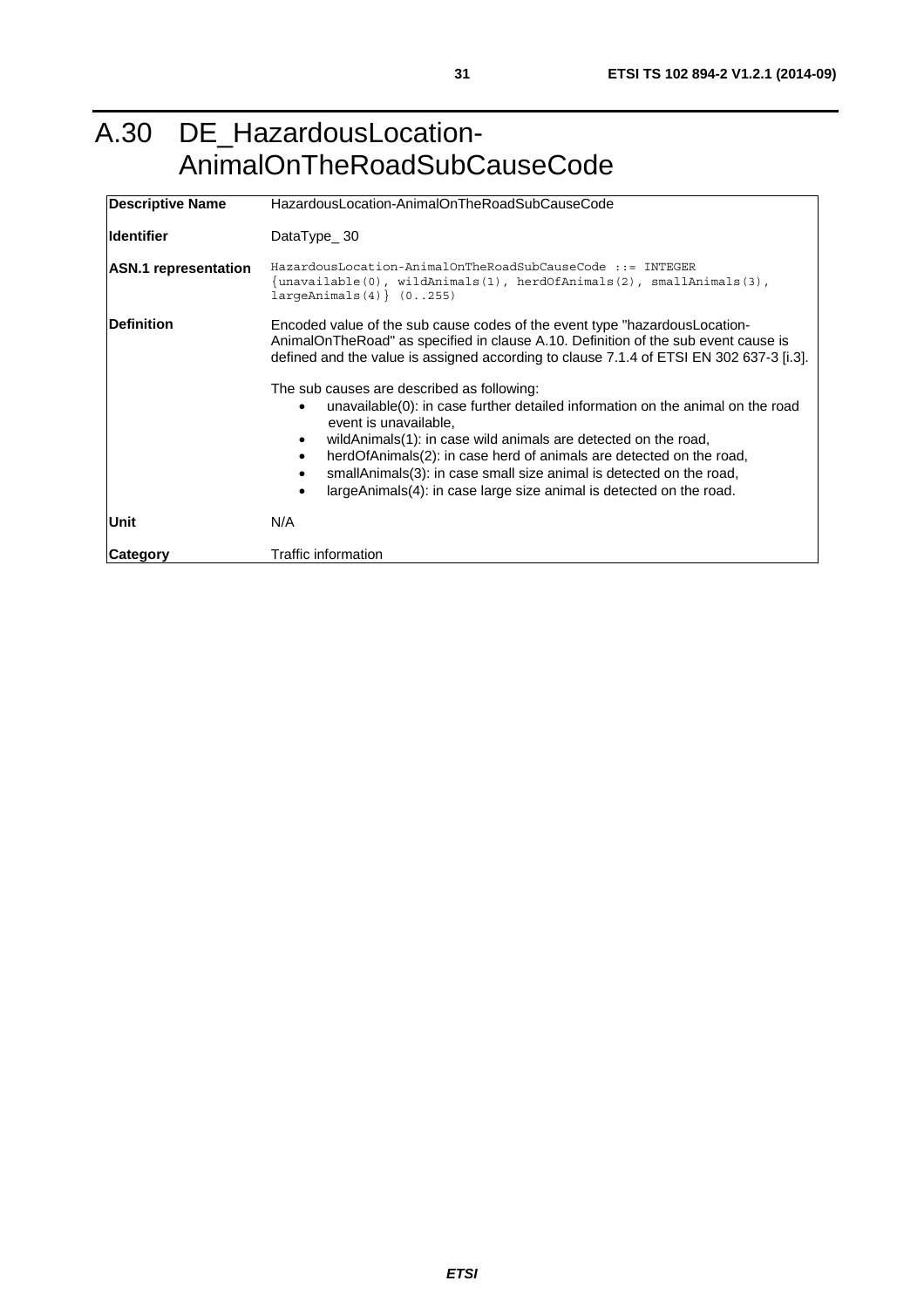# A.30 DE_HazardousLocation-AnimalOnTheRoadSubCauseCode

| | |
|---|---|
| **Descriptive Name** | HazardousLocation-AnimalOnTheRoadSubCauseCode |
| **Identifier** | DataType_ 30 |
| **ASN.1 representation** | `HazardousLocation-AnimalOnTheRoadSubCauseCode ::= INTEGER {unavailable(0), wildAnimals(1), herdOfAnimals(2), smallAnimals(3), largeAnimals(4)} (0..255)` |
| **Definition** | Encoded value of the sub cause codes of the event type "hazardousLocation-AnimalOnTheRoad" as specified in clause A.10. Definition of the sub event cause is defined and the value is assigned according to clause 7.1.4 of ETSI EN 302 637-3 [i.3].<br><br>The sub causes are described as following:<br>• unavailable(0): in case further detailed information on the animal on the road event is unavailable,<br>• wildAnimals(1): in case wild animals are detected on the road,<br>• herdOfAnimals(2): in case herd of animals are detected on the road,<br>• smallAnimals(3): in case small size animal is detected on the road,<br>• largeAnimals(4): in case large size animal is detected on the road. |
| **Unit** | N/A |
| **Category** | Traffic information |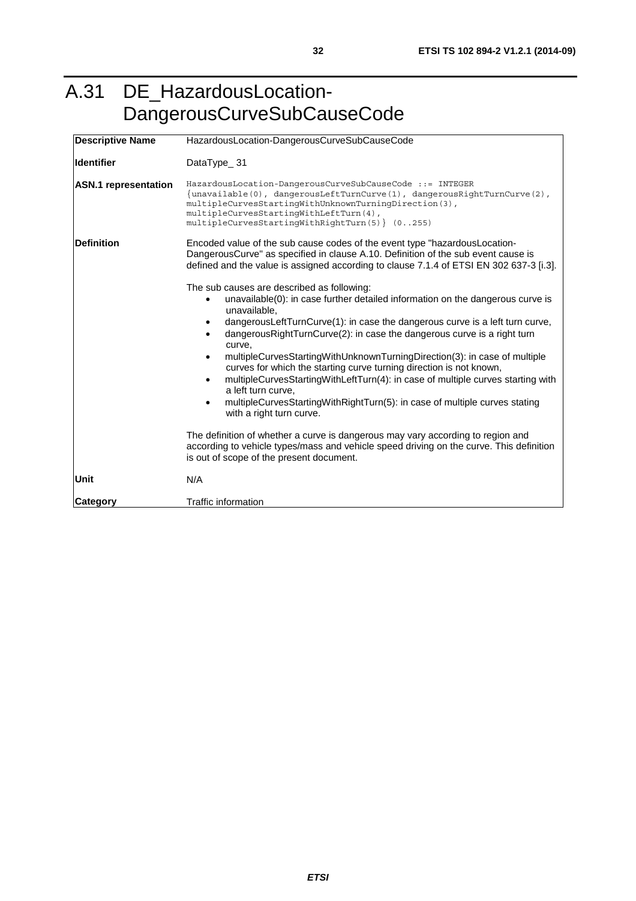# A.31 DE_HazardousLocation-DangerousCurveSubCauseCode

| **Descriptive Name** | HazardousLocation-DangerousCurveSubCauseCode |
|---|---|
| **Identifier** | DataType_ 31 |
| **ASN.1 representation** | `HazardousLocation-DangerousCurveSubCauseCode ::= INTEGER {unavailable(0), dangerousLeftTurnCurve(1), dangerousRightTurnCurve(2), multipleCurvesStartingWithUnknownTurningDirection(3), multipleCurvesStartingWithLeftTurn(4), multipleCurvesStartingWithRightTurn(5)} (0..255)` |
| **Definition** | Encoded value of the sub cause codes of the event type "hazardousLocation-DangerousCurve" as specified in clause A.10. Definition of the sub event cause is defined and the value is assigned according to clause 7.1.4 of ETSI EN 302 637-3 [i.3].<br><br>The sub causes are described as following:<br>• unavailable(0): in case further detailed information on the dangerous curve is unavailable,<br>• dangerousLeftTurnCurve(1): in case the dangerous curve is a left turn curve,<br>• dangerousRightTurnCurve(2): in case the dangerous curve is a right turn curve,<br>• multipleCurvesStartingWithUnknownTurningDirection(3): in case of multiple curves for which the starting curve turning direction is not known,<br>• multipleCurvesStartingWithLeftTurn(4): in case of multiple curves starting with a left turn curve,<br>• multipleCurvesStartingWithRightTurn(5): in case of multiple curves stating with a right turn curve.<br><br>The definition of whether a curve is dangerous may vary according to region and according to vehicle types/mass and vehicle speed driving on the curve. This definition is out of scope of the present document. |
| **Unit** | N/A |
| **Category** | Traffic information |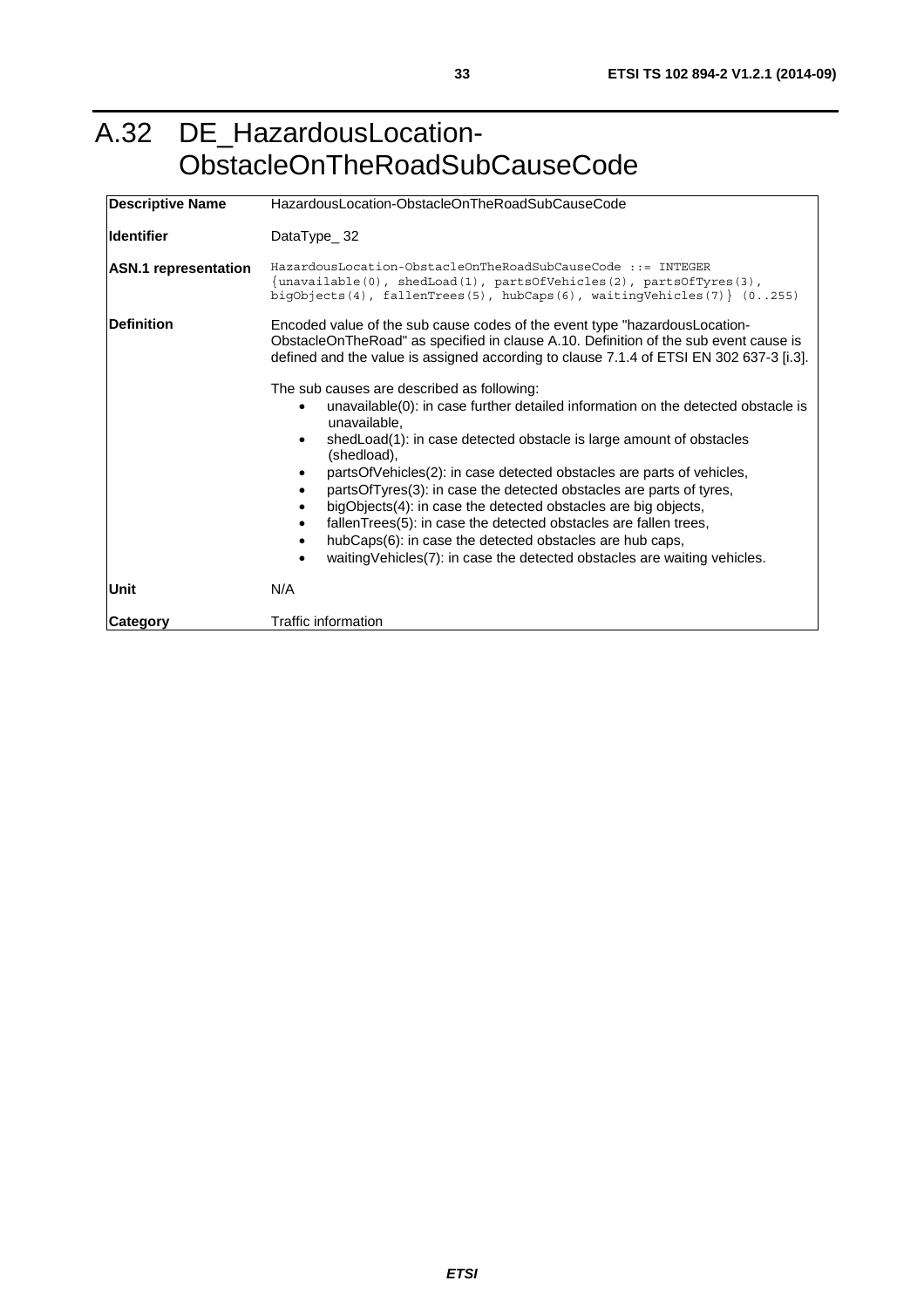# A.32 DE_HazardousLocation-ObstacleOnTheRoadSubCauseCode

| | |
|---|---|
| **Descriptive Name** | HazardousLocation-ObstacleOnTheRoadSubCauseCode |
| **Identifier** | DataType_ 32 |
| **ASN.1 representation** | `HazardousLocation-ObstacleOnTheRoadSubCauseCode ::= INTEGER {unavailable(0), shedLoad(1), partsOfVehicles(2), partsOfTyres(3), bigObjects(4), fallenTrees(5), hubCaps(6), waitingVehicles(7)} (0..255)` |
| **Definition** | Encoded value of the sub cause codes of the event type "hazardousLocation-ObstacleOnTheRoad" as specified in clause A.10. Definition of the sub event cause is defined and the value is assigned according to clause 7.1.4 of ETSI EN 302 637-3 [i.3].<br><br>The sub causes are described as following:<br>• unavailable(0): in case further detailed information on the detected obstacle is unavailable,<br>• shedLoad(1): in case detected obstacle is large amount of obstacles (shedload),<br>• partsOfVehicles(2): in case detected obstacles are parts of vehicles,<br>• partsOfTyres(3): in case the detected obstacles are parts of tyres,<br>• bigObjects(4): in case the detected obstacles are big objects,<br>• fallenTrees(5): in case the detected obstacles are fallen trees,<br>• hubCaps(6): in case the detected obstacles are hub caps,<br>• waitingVehicles(7): in case the detected obstacles are waiting vehicles. |
| **Unit** | N/A |
| **Category** | Traffic information |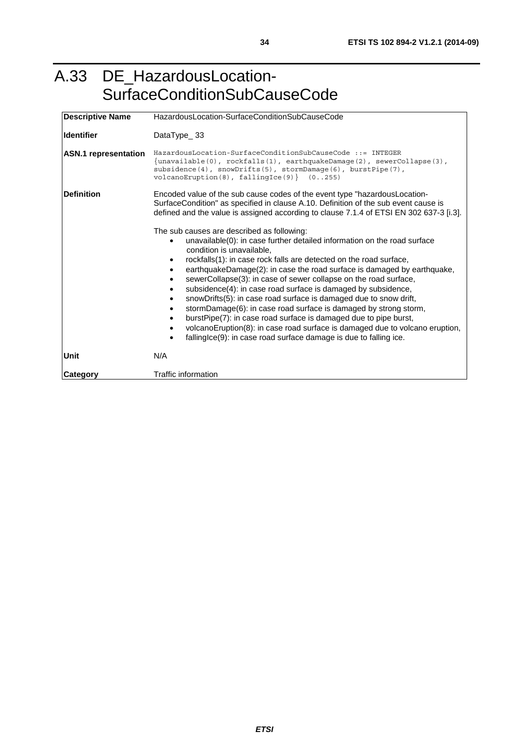# A.33 DE_HazardousLocation-SurfaceConditionSubCauseCode

| | |
|---|---|
| **Descriptive Name** | HazardousLocation-SurfaceConditionSubCauseCode |
| **Identifier** | DataType_ 33 |
| **ASN.1 representation** | `HazardousLocation-SurfaceConditionSubCauseCode ::= INTEGER {unavailable(0), rockfalls(1), earthquakeDamage(2), sewerCollapse(3), subsidence(4), snowDrifts(5), stormDamage(6), burstPipe(7), volcanoEruption(8), fallingIce(9)} (0..255)` |
| **Definition** | Encoded value of the sub cause codes of the event type "hazardousLocation-SurfaceCondition" as specified in clause A.10. Definition of the sub event cause is defined and the value is assigned according to clause 7.1.4 of ETSI EN 302 637-3 [i.3].<br><br>The sub causes are described as following:<br>• unavailable(0): in case further detailed information on the road surface condition is unavailable,<br>• rockfalls(1): in case rock falls are detected on the road surface,<br>• earthquakeDamage(2): in case the road surface is damaged by earthquake,<br>• sewerCollapse(3): in case of sewer collapse on the road surface,<br>• subsidence(4): in case road surface is damaged by subsidence,<br>• snowDrifts(5): in case road surface is damaged due to snow drift,<br>• stormDamage(6): in case road surface is damaged by strong storm,<br>• burstPipe(7): in case road surface is damaged due to pipe burst,<br>• volcanoEruption(8): in case road surface is damaged due to volcano eruption,<br>• fallingIce(9): in case road surface damage is due to falling ice. |
| **Unit** | N/A |
| **Category** | Traffic information |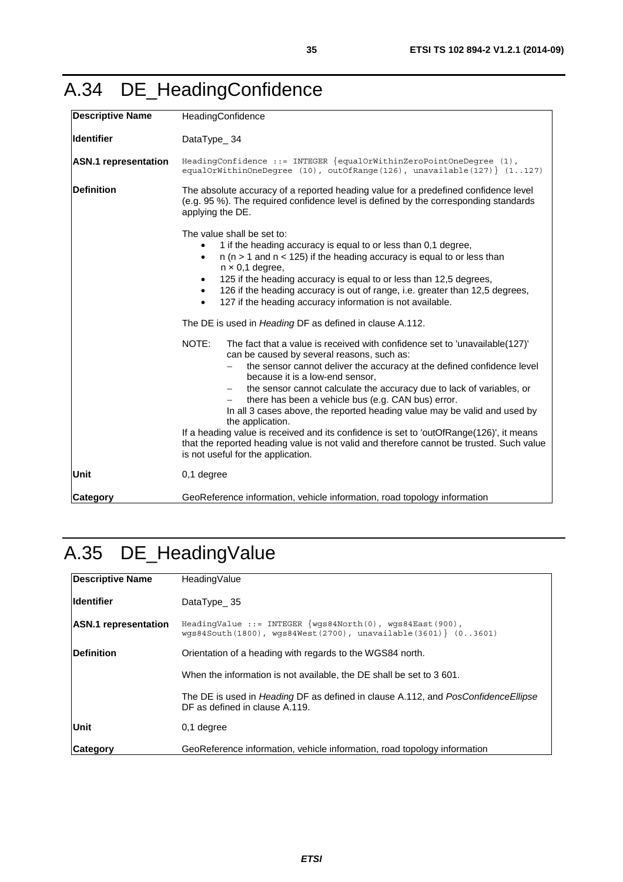# A.34 DE_HeadingConfidence

| Descriptive Name | HeadingConfidence |
| --- | --- |
| **Identifier** | DataType_ 34 |
| **ASN.1 representation** | `HeadingConfidence ::= INTEGER {equalOrWithinZeroPointOneDegree (1), equalOrWithinOneDegree (10), outOfRange(126), unavailable(127)} (1..127)` |
| **Definition** | The absolute accuracy of a reported heading value for a predefined confidence level (e.g. 95 %). The required confidence level is defined by the corresponding standards applying the DE.<br><br>The value shall be set to:<br>• 1 if the heading accuracy is equal to or less than 0,1 degree,<br>• n (n > 1 and n < 125) if the heading accuracy is equal to or less than n × 0,1 degree,<br>• 125 if the heading accuracy is equal to or less than 12,5 degrees,<br>• 126 if the heading accuracy is out of range, i.e. greater than 12,5 degrees,<br>• 127 if the heading accuracy information is not available.<br><br>The DE is used in *Heading* DF as defined in clause A.112.<br><br>NOTE: The fact that a value is received with confidence set to 'unavailable(127)' can be caused by several reasons, such as:<br>– the sensor cannot deliver the accuracy at the defined confidence level because it is a low-end sensor,<br>– the sensor cannot calculate the accuracy due to lack of variables, or<br>– there has been a vehicle bus (e.g. CAN bus) error.<br>In all 3 cases above, the reported heading value may be valid and used by the application.<br>If a heading value is received and its confidence is set to 'outOfRange(126)', it means that the reported heading value is not valid and therefore cannot be trusted. Such value is not useful for the application. |
| **Unit** | 0,1 degree |
| **Category** | GeoReference information, vehicle information, road topology information |

# A.35 DE_HeadingValue

| Descriptive Name | HeadingValue |
| --- | --- |
| **Identifier** | DataType_ 35 |
| **ASN.1 representation** | `HeadingValue ::= INTEGER {wgs84North(0), wgs84East(900), wgs84South(1800), wgs84West(2700), unavailable(3601)} (0..3601)` |
| **Definition** | Orientation of a heading with regards to the WGS84 north.<br><br>When the information is not available, the DE shall be set to 3 601.<br><br>The DE is used in *Heading* DF as defined in clause A.112, and *PosConfidenceEllipse* DF as defined in clause A.119. |
| **Unit** | 0,1 degree |
| **Category** | GeoReference information, vehicle information, road topology information |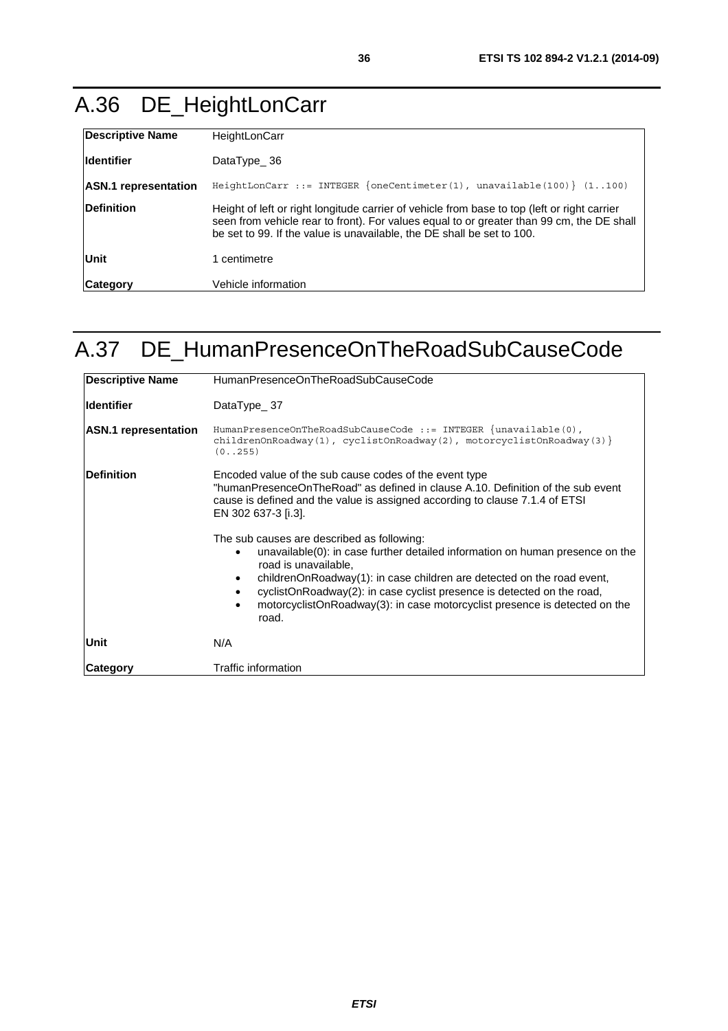# A.36 DE_HeightLonCarr

| | |
|---|---|
| **Descriptive Name** | HeightLonCarr |
| **Identifier** | DataType_ 36 |
| **ASN.1 representation** | `HeightLonCarr ::= INTEGER {oneCentimeter(1), unavailable(100)} (1..100)` |
| **Definition** | Height of left or right longitude carrier of vehicle from base to top (left or right carrier seen from vehicle rear to front). For values equal to or greater than 99 cm, the DE shall be set to 99. If the value is unavailable, the DE shall be set to 100. |
| **Unit** | 1 centimetre |
| **Category** | Vehicle information |

# A.37 DE_HumanPresenceOnTheRoadSubCauseCode

| | |
|---|---|
| **Descriptive Name** | HumanPresenceOnTheRoadSubCauseCode |
| **Identifier** | DataType_ 37 |
| **ASN.1 representation** | `HumanPresenceOnTheRoadSubCauseCode ::= INTEGER {unavailable(0), childrenOnRoadway(1), cyclistOnRoadway(2), motorcyclistOnRoadway(3)} (0..255)` |
| **Definition** | Encoded value of the sub cause codes of the event type "humanPresenceOnTheRoad" as defined in clause A.10. Definition of the sub event cause is defined and the value is assigned according to clause 7.1.4 of ETSI EN 302 637-3 [i.3].<br><br>The sub causes are described as following:<br>• unavailable(0): in case further detailed information on human presence on the road is unavailable,<br>• childrenOnRoadway(1): in case children are detected on the road event,<br>• cyclistOnRoadway(2): in case cyclist presence is detected on the road,<br>• motorcyclistOnRoadway(3): in case motorcyclist presence is detected on the road. |
| **Unit** | N/A |
| **Category** | Traffic information |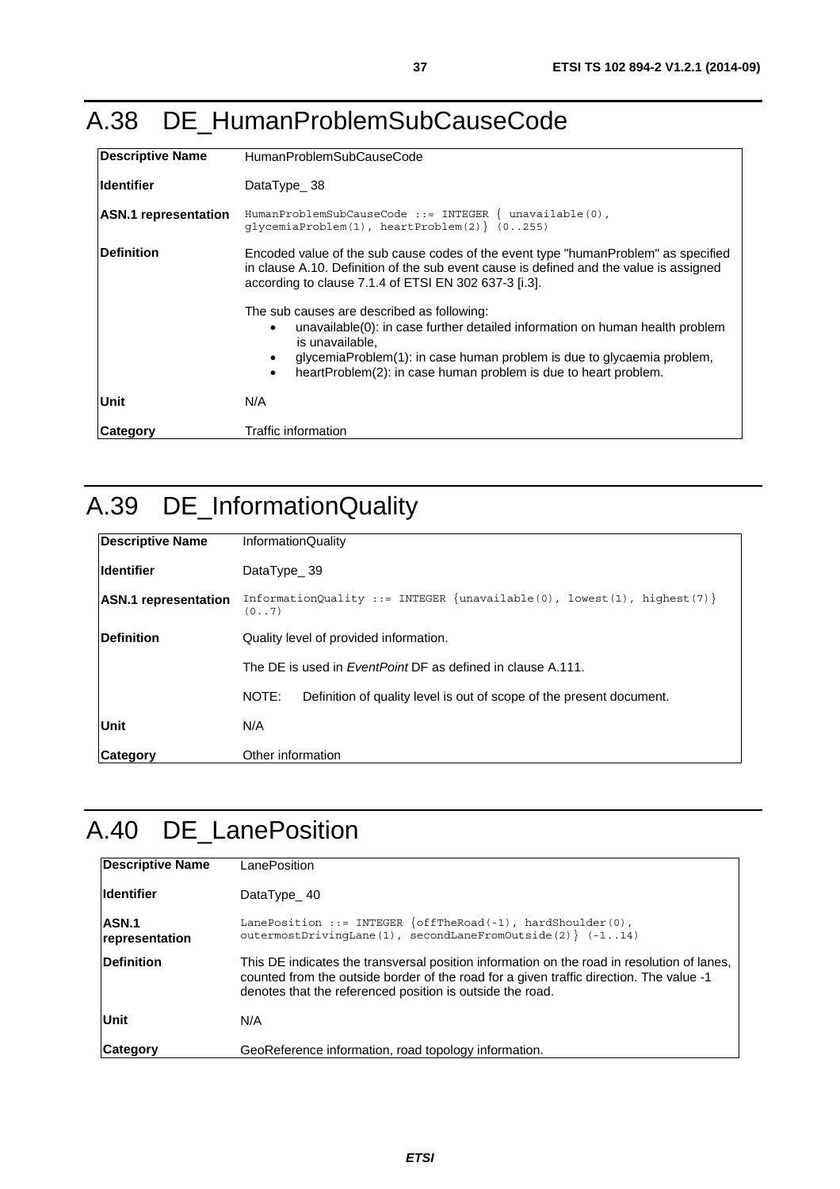# A.38 DE_HumanProblemSubCauseCode

| | |
|---|---|
| **Descriptive Name** | HumanProblemSubCauseCode |
| **Identifier** | DataType_ 38 |
| **ASN.1 representation** | `HumanProblemSubCauseCode ::= INTEGER { unavailable(0), glycemiaProblem(1), heartProblem(2)} (0..255)` |
| **Definition** | Encoded value of the sub cause codes of the event type "humanProblem" as specified in clause A.10. Definition of the sub event cause is defined and the value is assigned according to clause 7.1.4 of ETSI EN 302 637-3 [i.3].<br><br>The sub causes are described as following:<br>• unavailable(0): in case further detailed information on human health problem is unavailable,<br>• glycemiaProblem(1): in case human problem is due to glycaemia problem,<br>• heartProblem(2): in case human problem is due to heart problem. |
| **Unit** | N/A |
| **Category** | Traffic information |

# A.39 DE_InformationQuality

| | |
|---|---|
| **Descriptive Name** | InformationQuality |
| **Identifier** | DataType_ 39 |
| **ASN.1 representation** | `InformationQuality ::= INTEGER {unavailable(0), lowest(1), highest(7)} (0..7)` |
| **Definition** | Quality level of provided information.<br><br>The DE is used in *EventPoint* DF as defined in clause A.111.<br><br>NOTE: Definition of quality level is out of scope of the present document. |
| **Unit** | N/A |
| **Category** | Other information |

# A.40 DE_LanePosition

| | |
|---|---|
| **Descriptive Name** | LanePosition |
| **Identifier** | DataType_ 40 |
| **ASN.1 representation** | `LanePosition ::= INTEGER {offTheRoad(-1), hardShoulder(0), outermostDrivingLane(1), secondLaneFromOutside(2)} (-1..14)` |
| **Definition** | This DE indicates the transversal position information on the road in resolution of lanes, counted from the outside border of the road for a given traffic direction. The value -1 denotes that the referenced position is outside the road. |
| **Unit** | N/A |
| **Category** | GeoReference information, road topology information. |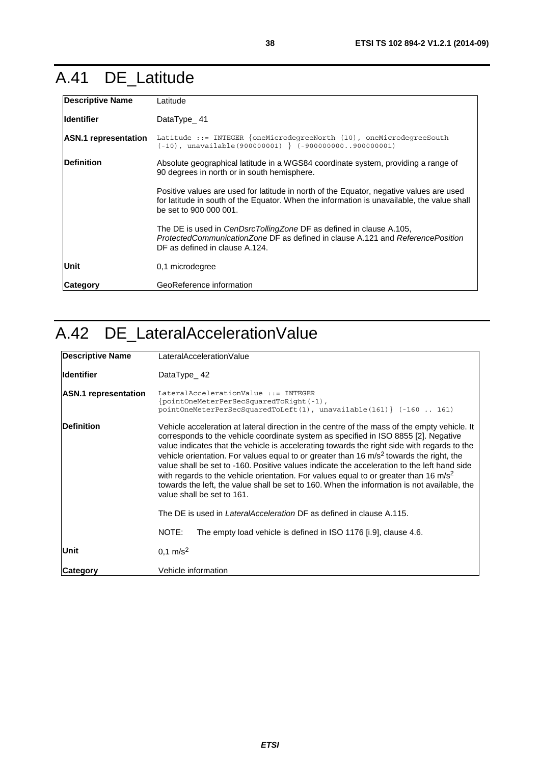# A.41 DE_Latitude

| | |
|---|---|
| **Descriptive Name** | Latitude |
| **Identifier** | DataType_ 41 |
| **ASN.1 representation** | `Latitude ::= INTEGER {oneMicrodegreeNorth (10), oneMicrodegreeSouth (-10), unavailable(900000001) } (-900000000..900000001)` |
| **Definition** | Absolute geographical latitude in a WGS84 coordinate system, providing a range of 90 degrees in north or in south hemisphere.<br><br>Positive values are used for latitude in north of the Equator, negative values are used for latitude in south of the Equator. When the information is unavailable, the value shall be set to 900 000 001.<br><br>The DE is used in *CenDsrcTollingZone* DF as defined in clause A.105, *ProtectedCommunicationZone* DF as defined in clause A.121 and *ReferencePosition* DF as defined in clause A.124. |
| **Unit** | 0,1 microdegree |
| **Category** | GeoReference information |

# A.42 DE_LateralAccelerationValue

| | |
|---|---|
| **Descriptive Name** | LateralAccelerationValue |
| **Identifier** | DataType_ 42 |
| **ASN.1 representation** | `LateralAccelerationValue ::= INTEGER {pointOneMeterPerSecSquaredToRight(-1), pointOneMeterPerSecSquaredToLeft(1), unavailable(161)} (-160 .. 161)` |
| **Definition** | Vehicle acceleration at lateral direction in the centre of the mass of the empty vehicle. It corresponds to the vehicle coordinate system as specified in ISO 8855 [2]. Negative value indicates that the vehicle is accelerating towards the right side with regards to the vehicle orientation. For values equal to or greater than 16 $m/s^2$ towards the right, the value shall be set to -160. Positive values indicate the acceleration to the left hand side with regards to the vehicle orientation. For values equal to or greater than 16 $m/s^2$ towards the left, the value shall be set to 160. When the information is not available, the value shall be set to 161.<br><br>The DE is used in *LateralAcceleration* DF as defined in clause A.115.<br><br>NOTE: The empty load vehicle is defined in ISO 1176 [i.9], clause 4.6. |
| **Unit** | 0,1 $m/s^2$ |
| **Category** | Vehicle information |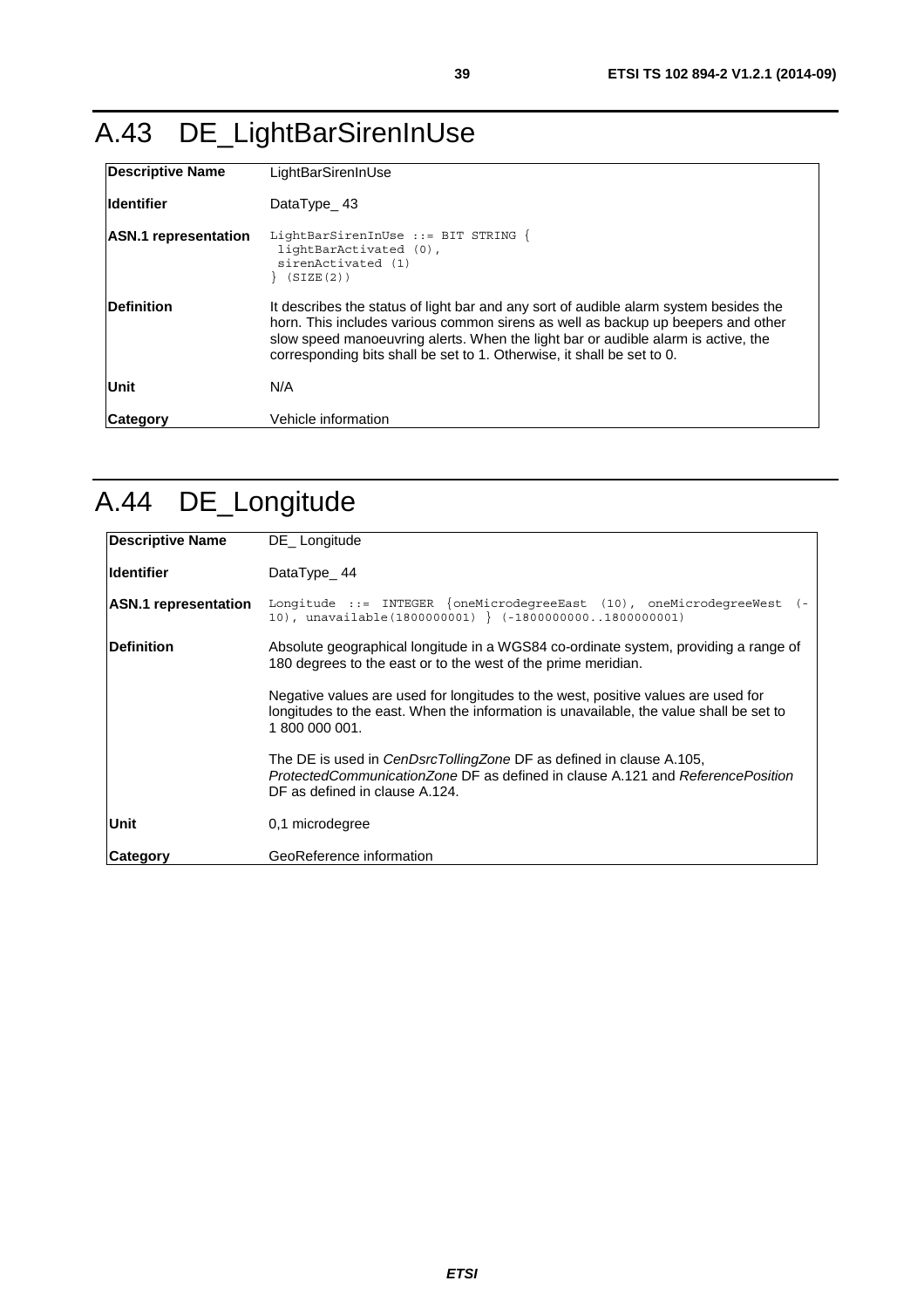# A.43 DE_LightBarSirenInUse

| | |
|---|---|
| **Descriptive Name** | LightBarSirenInUse |
| **Identifier** | DataType_ 43 |
| **ASN.1 representation** | `LightBarSirenInUse ::= BIT STRING { lightBarActivated (0), sirenActivated (1) } (SIZE(2))` |
| **Definition** | It describes the status of light bar and any sort of audible alarm system besides the horn. This includes various common sirens as well as backup up beepers and other slow speed manoeuvring alerts. When the light bar or audible alarm is active, the corresponding bits shall be set to 1. Otherwise, it shall be set to 0. |
| **Unit** | N/A |
| **Category** | Vehicle information |

# A.44 DE_Longitude

| | |
|---|---|
| **Descriptive Name** | DE_ Longitude |
| **Identifier** | DataType_ 44 |
| **ASN.1 representation** | `Longitude ::= INTEGER {oneMicrodegreeEast (10), oneMicrodegreeWest (-10), unavailable(1800000001) } (-1800000000..1800000001)` |
| **Definition** | Absolute geographical longitude in a WGS84 co-ordinate system, providing a range of 180 degrees to the east or to the west of the prime meridian.<br><br>Negative values are used for longitudes to the west, positive values are used for longitudes to the east. When the information is unavailable, the value shall be set to 1 800 000 001.<br><br>The DE is used in *CenDsrcTollingZone* DF as defined in clause A.105, *ProtectedCommunicationZone* DF as defined in clause A.121 and *ReferencePosition* DF as defined in clause A.124. |
| **Unit** | 0,1 microdegree |
| **Category** | GeoReference information |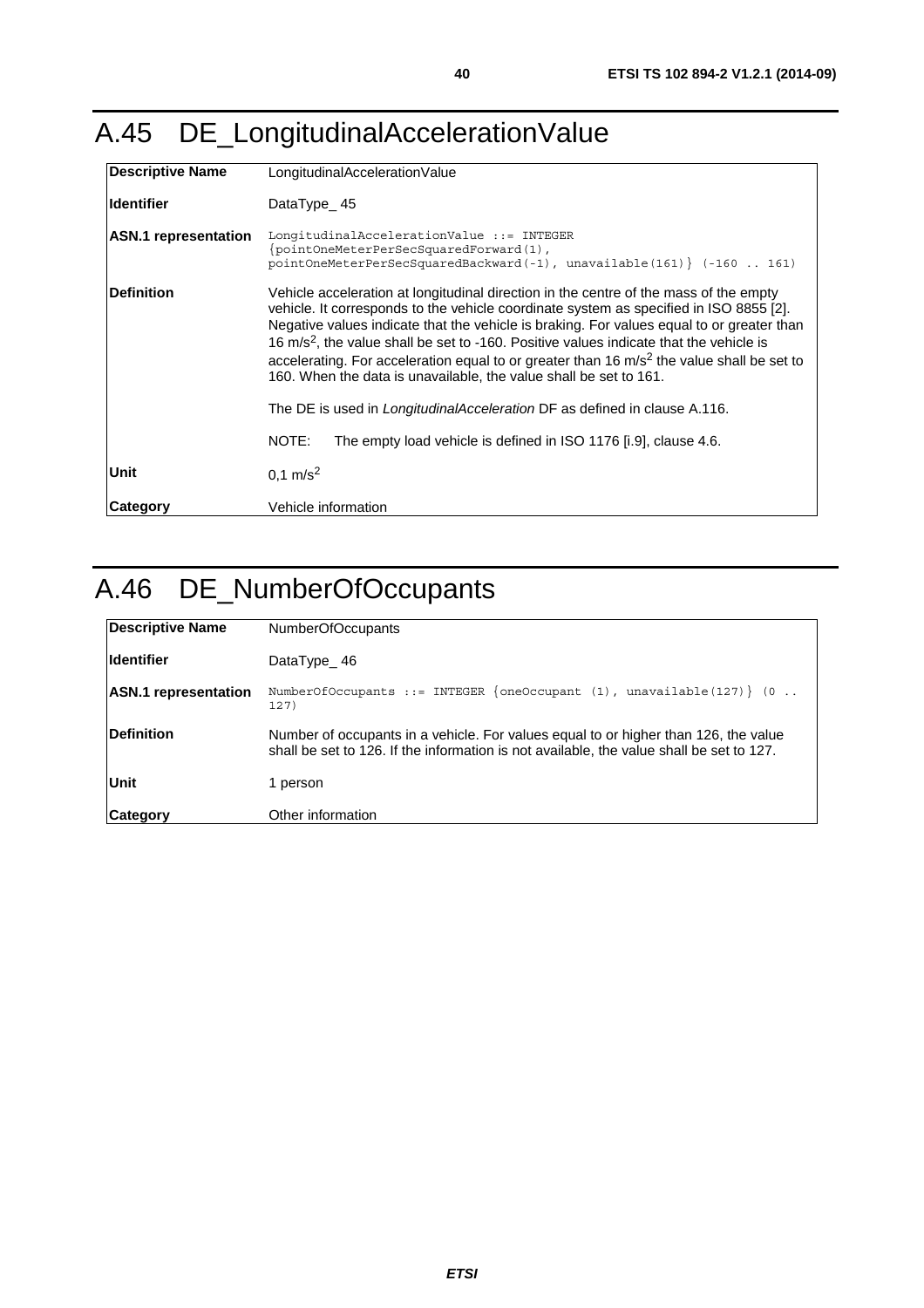# A.45 DE_LongitudinalAccelerationValue

| | |
|---|---|
| **Descriptive Name** | LongitudinalAccelerationValue |
| **Identifier** | DataType_ 45 |
| **ASN.1 representation** | `LongitudinalAccelerationValue ::= INTEGER {pointOneMeterPerSecSquaredForward(1), pointOneMeterPerSecSquaredBackward(-1), unavailable(161)} (-160 .. 161)` |
| **Definition** | Vehicle acceleration at longitudinal direction in the centre of the mass of the empty vehicle. It corresponds to the vehicle coordinate system as specified in ISO 8855 [2]. Negative values indicate that the vehicle is braking. For values equal to or greater than 16 $m/s^2$, the value shall be set to -160. Positive values indicate that the vehicle is accelerating. For acceleration equal to or greater than 16 $m/s^2$ the value shall be set to 160. When the data is unavailable, the value shall be set to 161.<br><br>The DE is used in *LongitudinalAcceleration* DF as defined in clause A.116.<br><br>NOTE: The empty load vehicle is defined in ISO 1176 [i.9], clause 4.6. |
| **Unit** | 0,1 $m/s^2$ |
| **Category** | Vehicle information |

# A.46 DE_NumberOfOccupants

| | |
|---|---|
| **Descriptive Name** | NumberOfOccupants |
| **Identifier** | DataType_ 46 |
| **ASN.1 representation** | `NumberOfOccupants ::= INTEGER {oneOccupant (1), unavailable(127)} (0 .. 127)` |
| **Definition** | Number of occupants in a vehicle. For values equal to or higher than 126, the value shall be set to 126. If the information is not available, the value shall be set to 127. |
| **Unit** | 1 person |
| **Category** | Other information |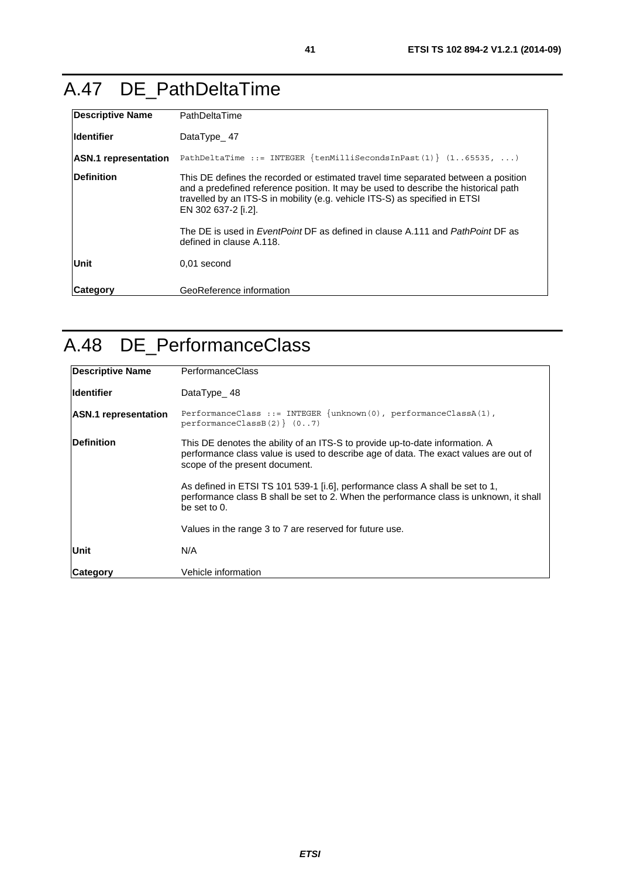# A.47 DE_PathDeltaTime

| | |
|---|---|
| **Descriptive Name** | PathDeltaTime |
| **Identifier** | DataType_ 47 |
| **ASN.1 representation** | `PathDeltaTime ::= INTEGER {tenMilliSecondsInPast(1)} (1..65535, ...)` |
| **Definition** | This DE defines the recorded or estimated travel time separated between a position and a predefined reference position. It may be used to describe the historical path travelled by an ITS-S in mobility (e.g. vehicle ITS-S) as specified in ETSI EN 302 637-2 [i.2].<br><br>The DE is used in *EventPoint* DF as defined in clause A.111 and *PathPoint* DF as defined in clause A.118. |
| **Unit** | 0,01 second |
| **Category** | GeoReference information |

# A.48 DE_PerformanceClass

| | |
|---|---|
| **Descriptive Name** | PerformanceClass |
| **Identifier** | DataType_ 48 |
| **ASN.1 representation** | `PerformanceClass ::= INTEGER {unknown(0), performanceClassA(1), performanceClassB(2)} (0..7)` |
| **Definition** | This DE denotes the ability of an ITS-S to provide up-to-date information. A performance class value is used to describe age of data. The exact values are out of scope of the present document.<br><br>As defined in ETSI TS 101 539-1 [i.6], performance class A shall be set to 1, performance class B shall be set to 2. When the performance class is unknown, it shall be set to 0.<br><br>Values in the range 3 to 7 are reserved for future use. |
| **Unit** | N/A |
| **Category** | Vehicle information |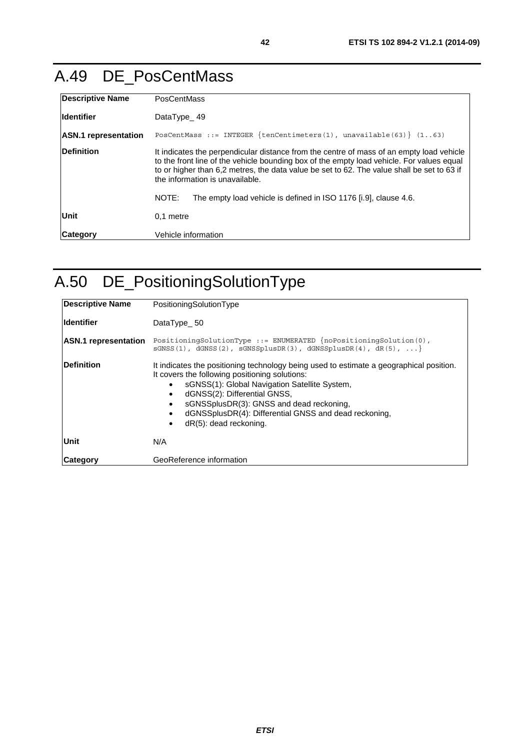# A.49 DE_PosCentMass

| Descriptive Name | PosCentMass |
|---|---|
| Identifier | DataType_ 49 |
| ASN.1 representation | `PosCentMass ::= INTEGER {tenCentimeters(1), unavailable(63)} (1..63)` |
| Definition | It indicates the perpendicular distance from the centre of mass of an empty load vehicle to the front line of the vehicle bounding box of the empty load vehicle. For values equal to or higher than 6,2 metres, the data value be set to 62. The value shall be set to 63 if the information is unavailable.<br><br>NOTE: The empty load vehicle is defined in ISO 1176 [i.9], clause 4.6. |
| Unit | 0,1 metre |
| Category | Vehicle information |

# A.50 DE_PositioningSolutionType

| Descriptive Name | PositioningSolutionType |
|---|---|
| Identifier | DataType_ 50 |
| ASN.1 representation | `PositioningSolutionType ::= ENUMERATED {noPositioningSolution(0), sGNSS(1), dGNSS(2), sGNSSplusDR(3), dGNSSplusDR(4), dR(5), ...}` |
| Definition | It indicates the positioning technology being used to estimate a geographical position. It covers the following positioning solutions:<br>• sGNSS(1): Global Navigation Satellite System,<br>• dGNSS(2): Differential GNSS,<br>• sGNSSplusDR(3): GNSS and dead reckoning,<br>• dGNSSplusDR(4): Differential GNSS and dead reckoning,<br>• dR(5): dead reckoning. |
| Unit | N/A |
| Category | GeoReference information |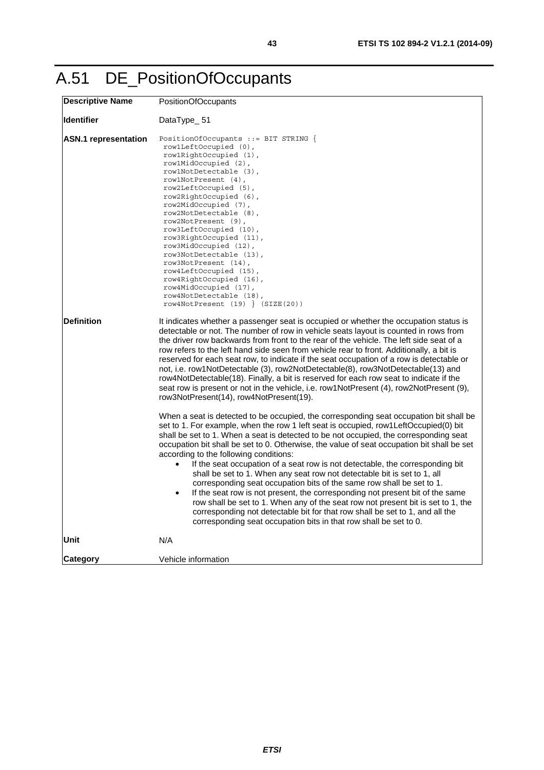# A.51 DE_PositionOfOccupants

| **Descriptive Name** | PositionOfOccupants |
|---|---|
| **Identifier** | DataType_ 51 |
| **ASN.1 representation** | `PositionOfOccupants ::= BIT STRING {`<br>`row1LeftOccupied (0),`<br>`row1RightOccupied (1),`<br>`row1MidOccupied (2),`<br>`row1NotDetectable (3),`<br>`row1NotPresent (4),`<br>`row2LeftOccupied (5),`<br>`row2RightOccupied (6),`<br>`row2MidOccupied (7),`<br>`row2NotDetectable (8),`<br>`row2NotPresent (9),`<br>`row3LeftOccupied (10),`<br>`row3RightOccupied (11),`<br>`row3MidOccupied (12),`<br>`row3NotDetectable (13),`<br>`row3NotPresent (14),`<br>`row4LeftOccupied (15),`<br>`row4RightOccupied (16),`<br>`row4MidOccupied (17),`<br>`row4NotDetectable (18),`<br>`row4NotPresent (19) } (SIZE(20))` |
| **Definition** | It indicates whether a passenger seat is occupied or whether the occupation status is detectable or not. The number of row in vehicle seats layout is counted in rows from the driver row backwards from front to the rear of the vehicle. The left side seat of a row refers to the left hand side seen from vehicle rear to front. Additionally, a bit is reserved for each seat row, to indicate if the seat occupation of a row is detectable or not, i.e. row1NotDetectable (3), row2NotDetectable(8), row3NotDetectable(13) and row4NotDetectable(18). Finally, a bit is reserved for each row seat to indicate if the seat row is present or not in the vehicle, i.e. row1NotPresent (4), row2NotPresent (9), row3NotPresent(14), row4NotPresent(19).<br><br>When a seat is detected to be occupied, the corresponding seat occupation bit shall be set to 1. For example, when the row 1 left seat is occupied, row1LeftOccupied(0) bit shall be set to 1. When a seat is detected to be not occupied, the corresponding seat occupation bit shall be set to 0. Otherwise, the value of seat occupation bit shall be set according to the following conditions:<br>• If the seat occupation of a seat row is not detectable, the corresponding bit shall be set to 1. When any seat row not detectable bit is set to 1, all corresponding seat occupation bits of the same row shall be set to 1.<br>• If the seat row is not present, the corresponding not present bit of the same row shall be set to 1. When any of the seat row not present bit is set to 1, the corresponding not detectable bit for that row shall be set to 1, and all the corresponding seat occupation bits in that row shall be set to 0. |
| **Unit** | N/A |
| **Category** | Vehicle information |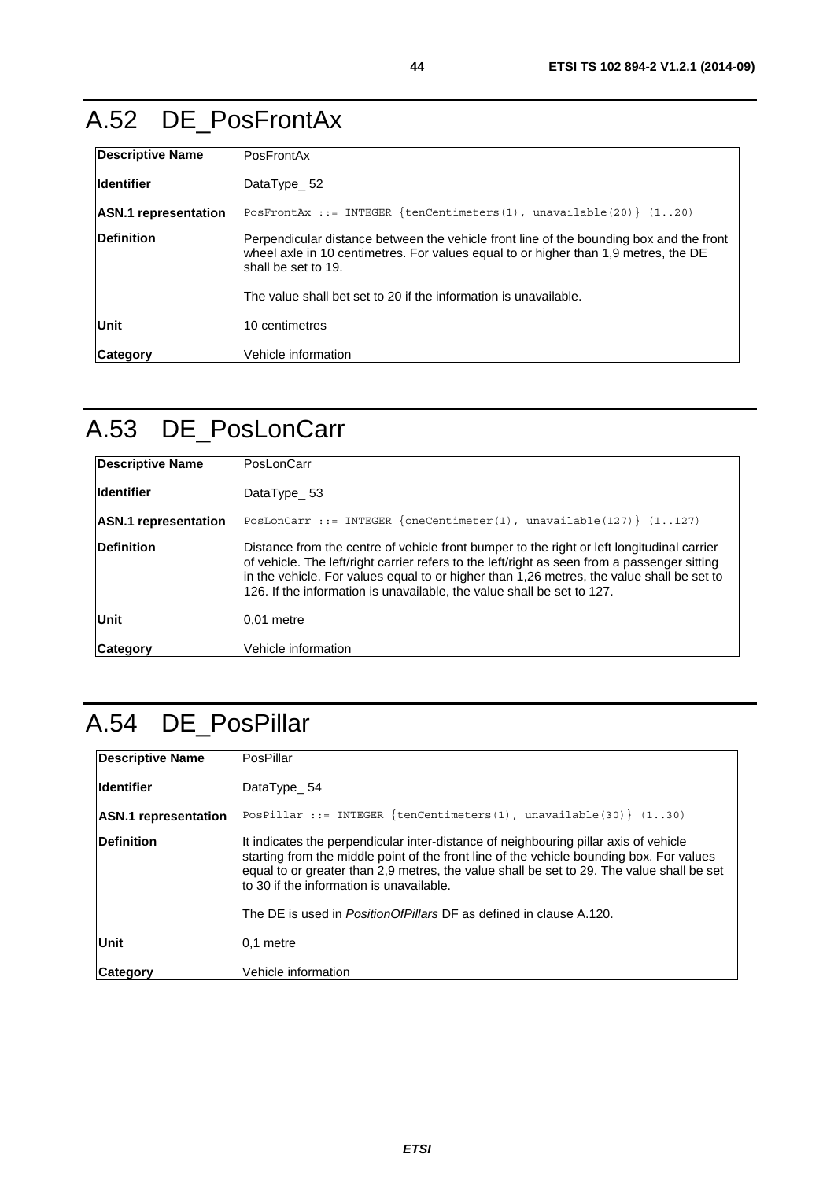# A.52 DE_PosFrontAx

| | |
|---|---|
| **Descriptive Name** | PosFrontAx |
| **Identifier** | DataType_ 52 |
| **ASN.1 representation** | `PosFrontAx ::= INTEGER {tenCentimeters(1), unavailable(20)} (1..20)` |
| **Definition** | Perpendicular distance between the vehicle front line of the bounding box and the front wheel axle in 10 centimetres. For values equal to or higher than 1,9 metres, the DE shall be set to 19.<br><br>The value shall bet set to 20 if the information is unavailable. |
| **Unit** | 10 centimetres |
| **Category** | Vehicle information |

# A.53 DE_PosLonCarr

| | |
|---|---|
| **Descriptive Name** | PosLonCarr |
| **Identifier** | DataType_ 53 |
| **ASN.1 representation** | `PosLonCarr ::= INTEGER {oneCentimeter(1), unavailable(127)} (1..127)` |
| **Definition** | Distance from the centre of vehicle front bumper to the right or left longitudinal carrier of vehicle. The left/right carrier refers to the left/right as seen from a passenger sitting in the vehicle. For values equal to or higher than 1,26 metres, the value shall be set to 126. If the information is unavailable, the value shall be set to 127. |
| **Unit** | 0,01 metre |
| **Category** | Vehicle information |

# A.54 DE_PosPillar

| | |
|---|---|
| **Descriptive Name** | PosPillar |
| **Identifier** | DataType_ 54 |
| **ASN.1 representation** | `PosPillar ::= INTEGER {tenCentimeters(1), unavailable(30)} (1..30)` |
| **Definition** | It indicates the perpendicular inter-distance of neighbouring pillar axis of vehicle starting from the middle point of the front line of the vehicle bounding box. For values equal to or greater than 2,9 metres, the value shall be set to 29. The value shall be set to 30 if the information is unavailable.<br><br>The DE is used in *PositionOfPillars* DF as defined in clause A.120. |
| **Unit** | 0,1 metre |
| **Category** | Vehicle information |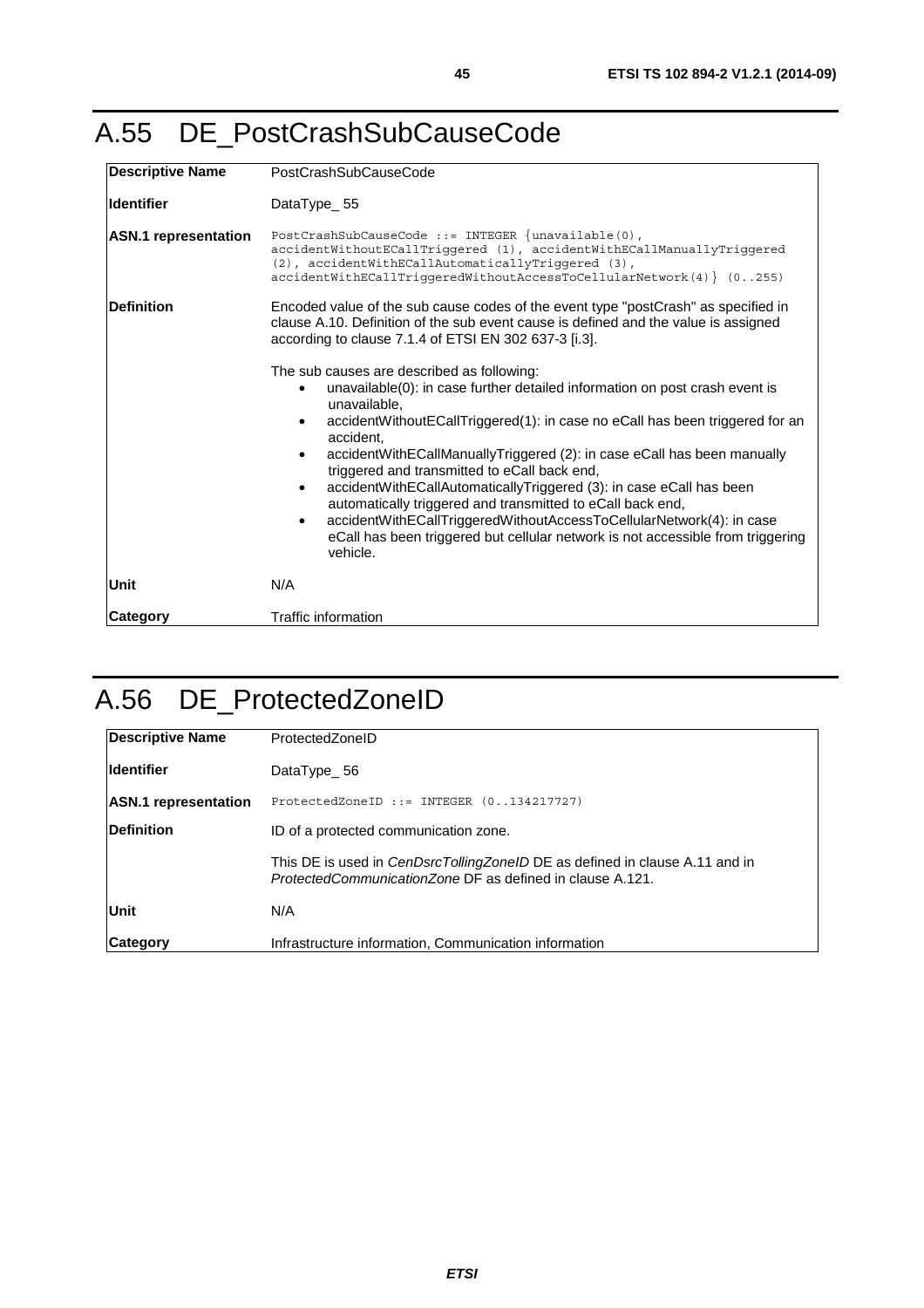# A.55 DE_PostCrashSubCauseCode

| **Descriptive Name** | PostCrashSubCauseCode |
|---|---|
| **Identifier** | DataType_ 55 |
| **ASN.1 representation** | `PostCrashSubCauseCode ::= INTEGER {unavailable(0), accidentWithoutECallTriggered (1), accidentWithECallManuallyTriggered (2), accidentWithECallAutomaticallyTriggered (3), accidentWithECallTriggeredWithoutAccessToCellularNetwork(4)} (0..255)` |
| **Definition** | Encoded value of the sub cause codes of the event type "postCrash" as specified in clause A.10. Definition of the sub event cause is defined and the value is assigned according to clause 7.1.4 of ETSI EN 302 637-3 [i.3].<br><br>The sub causes are described as following:<br>• unavailable(0): in case further detailed information on post crash event is unavailable,<br>• accidentWithoutECallTriggered(1): in case no eCall has been triggered for an accident,<br>• accidentWithECallManuallyTriggered (2): in case eCall has been manually triggered and transmitted to eCall back end,<br>• accidentWithECallAutomaticallyTriggered (3): in case eCall has been automatically triggered and transmitted to eCall back end,<br>• accidentWithECallTriggeredWithoutAccessToCellularNetwork(4): in case eCall has been triggered but cellular network is not accessible from triggering vehicle. |
| **Unit** | N/A |
| **Category** | Traffic information |

# A.56 DE_ProtectedZoneID

| **Descriptive Name** | ProtectedZoneID |
|---|---|
| **Identifier** | DataType_ 56 |
| **ASN.1 representation** | `ProtectedZoneID ::= INTEGER (0..134217727)` |
| **Definition** | ID of a protected communication zone.<br><br>This DE is used in *CenDsrcTollingZoneID* DE as defined in clause A.11 and in *ProtectedCommunicationZone* DF as defined in clause A.121. |
| **Unit** | N/A |
| **Category** | Infrastructure information, Communication information |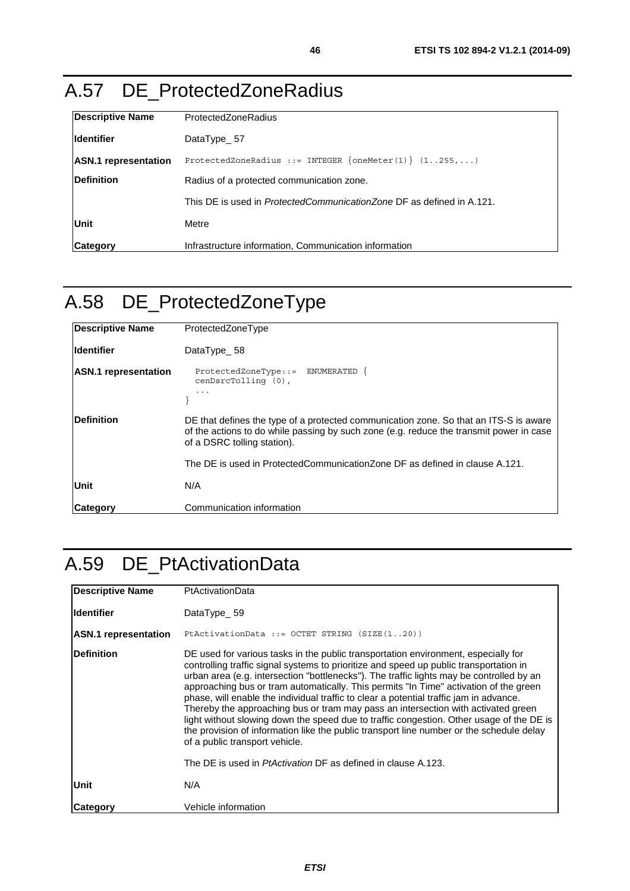# A.57 DE_ProtectedZoneRadius

| **Descriptive Name** | ProtectedZoneRadius |
|---|---|
| **Identifier** | DataType_ 57 |
| **ASN.1 representation** | `ProtectedZoneRadius ::= INTEGER {oneMeter(1)} (1..255,...)` |
| **Definition** | Radius of a protected communication zone.<br><br>This DE is used in *ProtectedCommunicationZone* DF as defined in A.121. |
| **Unit** | Metre |
| **Category** | Infrastructure information, Communication information |

# A.58 DE_ProtectedZoneType

| **Descriptive Name** | ProtectedZoneType |
|---|---|
| **Identifier** | DataType_ 58 |
| **ASN.1 representation** | `ProtectedZoneType::= ENUMERATED {`<br>`cenDsrcTolling (0),`<br>`...`<br>`}` |
| **Definition** | DE that defines the type of a protected communication zone. So that an ITS-S is aware of the actions to do while passing by such zone (e.g. reduce the transmit power in case of a DSRC tolling station).<br><br>The DE is used in ProtectedCommunicationZone DF as defined in clause A.121. |
| **Unit** | N/A |
| **Category** | Communication information |

# A.59 DE_PtActivationData

| **Descriptive Name** | PtActivationData |
|---|---|
| **Identifier** | DataType_ 59 |
| **ASN.1 representation** | `PtActivationData ::= OCTET STRING (SIZE(1..20))` |
| **Definition** | DE used for various tasks in the public transportation environment, especially for controlling traffic signal systems to prioritize and speed up public transportation in urban area (e.g. intersection "bottlenecks"). The traffic lights may be controlled by an approaching bus or tram automatically. This permits "In Time" activation of the green phase, will enable the individual traffic to clear a potential traffic jam in advance. Thereby the approaching bus or tram may pass an intersection with activated green light without slowing down the speed due to traffic congestion. Other usage of the DE is the provision of information like the public transport line number or the schedule delay of a public transport vehicle.<br><br>The DE is used in *PtActivation* DF as defined in clause A.123. |
| **Unit** | N/A |
| **Category** | Vehicle information |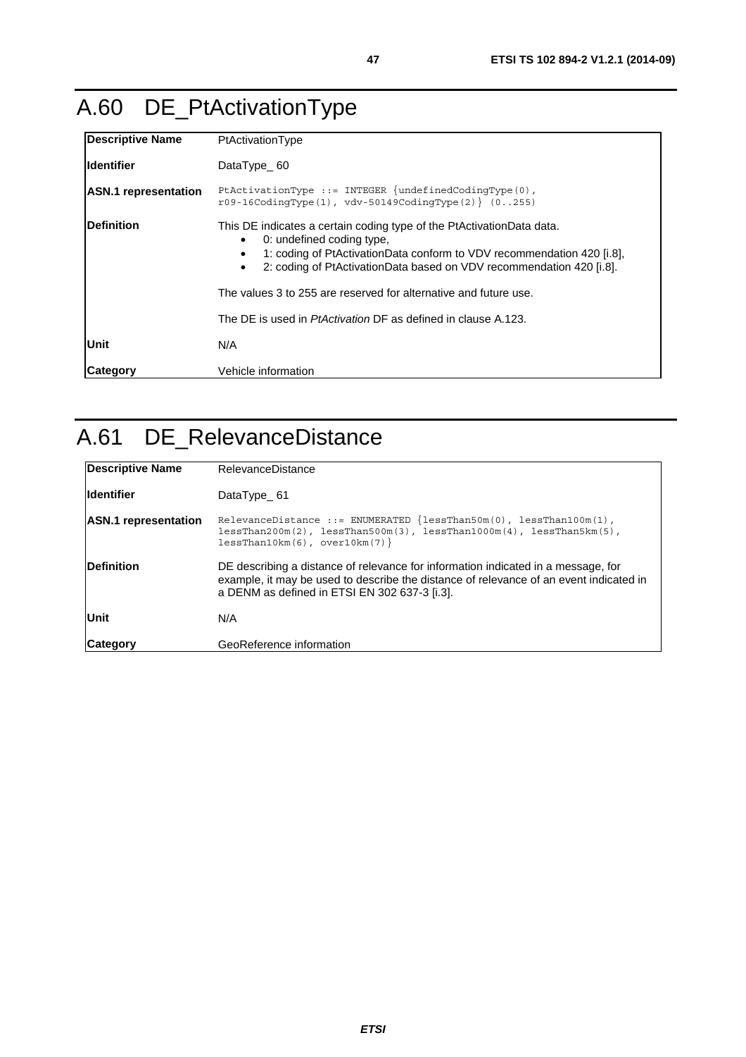# A.60 DE_PtActivationType

| | |
|---|---|
| **Descriptive Name** | PtActivationType |
| **Identifier** | DataType_ 60 |
| **ASN.1 representation** | `PtActivationType ::= INTEGER {undefinedCodingType(0), r09-16CodingType(1), vdv-50149CodingType(2)} (0..255)` |
| **Definition** | This DE indicates a certain coding type of the PtActivationData data.<br>• 0: undefined coding type,<br>• 1: coding of PtActivationData conform to VDV recommendation 420 [i.8],<br>• 2: coding of PtActivationData based on VDV recommendation 420 [i.8].<br><br>The values 3 to 255 are reserved for alternative and future use.<br><br>The DE is used in *PtActivation* DF as defined in clause A.123. |
| **Unit** | N/A |
| **Category** | Vehicle information |

# A.61 DE_RelevanceDistance

| | |
|---|---|
| **Descriptive Name** | RelevanceDistance |
| **Identifier** | DataType_ 61 |
| **ASN.1 representation** | `RelevanceDistance ::= ENUMERATED {lessThan50m(0), lessThan100m(1), lessThan200m(2), lessThan500m(3), lessThan1000m(4), lessThan5km(5), lessThan10km(6), over10km(7)}` |
| **Definition** | DE describing a distance of relevance for information indicated in a message, for example, it may be used to describe the distance of relevance of an event indicated in a DENM as defined in ETSI EN 302 637-3 [i.3]. |
| **Unit** | N/A |
| **Category** | GeoReference information |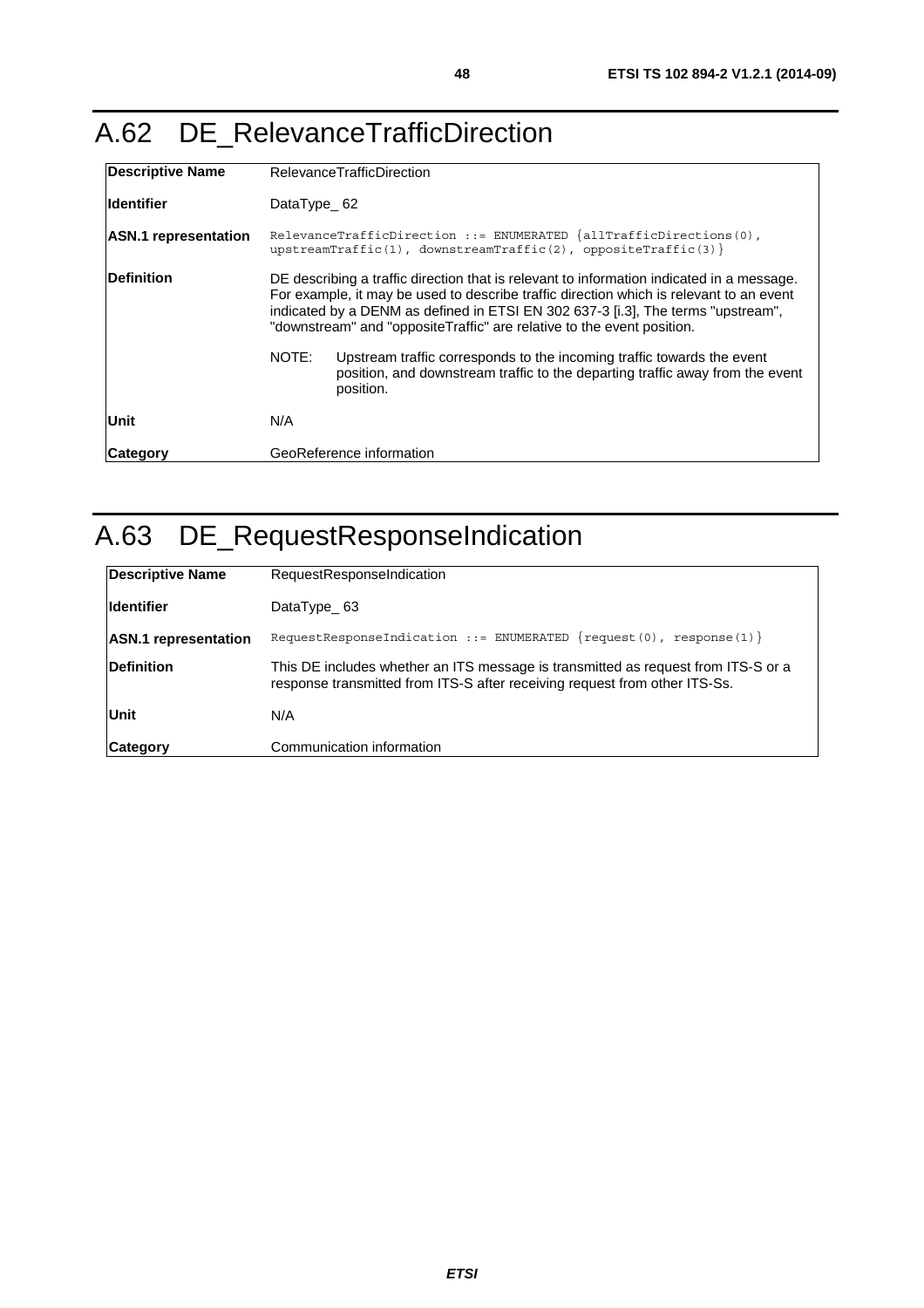# A.62 DE_RelevanceTrafficDirection

| | |
|---|---|
| **Descriptive Name** | RelevanceTrafficDirection |
| **Identifier** | DataType_ 62 |
| **ASN.1 representation** | `RelevanceTrafficDirection ::= ENUMERATED {allTrafficDirections(0), upstreamTraffic(1), downstreamTraffic(2), oppositeTraffic(3)}` |
| **Definition** | DE describing a traffic direction that is relevant to information indicated in a message. For example, it may be used to describe traffic direction which is relevant to an event indicated by a DENM as defined in ETSI EN 302 637-3 [i.3], The terms "upstream", "downstream" and "oppositeTraffic" are relative to the event position.<br><br>NOTE: Upstream traffic corresponds to the incoming traffic towards the event position, and downstream traffic to the departing traffic away from the event position. |
| **Unit** | N/A |
| **Category** | GeoReference information |

# A.63 DE_RequestResponseIndication

| | |
|---|---|
| **Descriptive Name** | RequestResponseIndication |
| **Identifier** | DataType_ 63 |
| **ASN.1 representation** | `RequestResponseIndication ::= ENUMERATED {request(0), response(1)}` |
| **Definition** | This DE includes whether an ITS message is transmitted as request from ITS-S or a response transmitted from ITS-S after receiving request from other ITS-Ss. |
| **Unit** | N/A |
| **Category** | Communication information |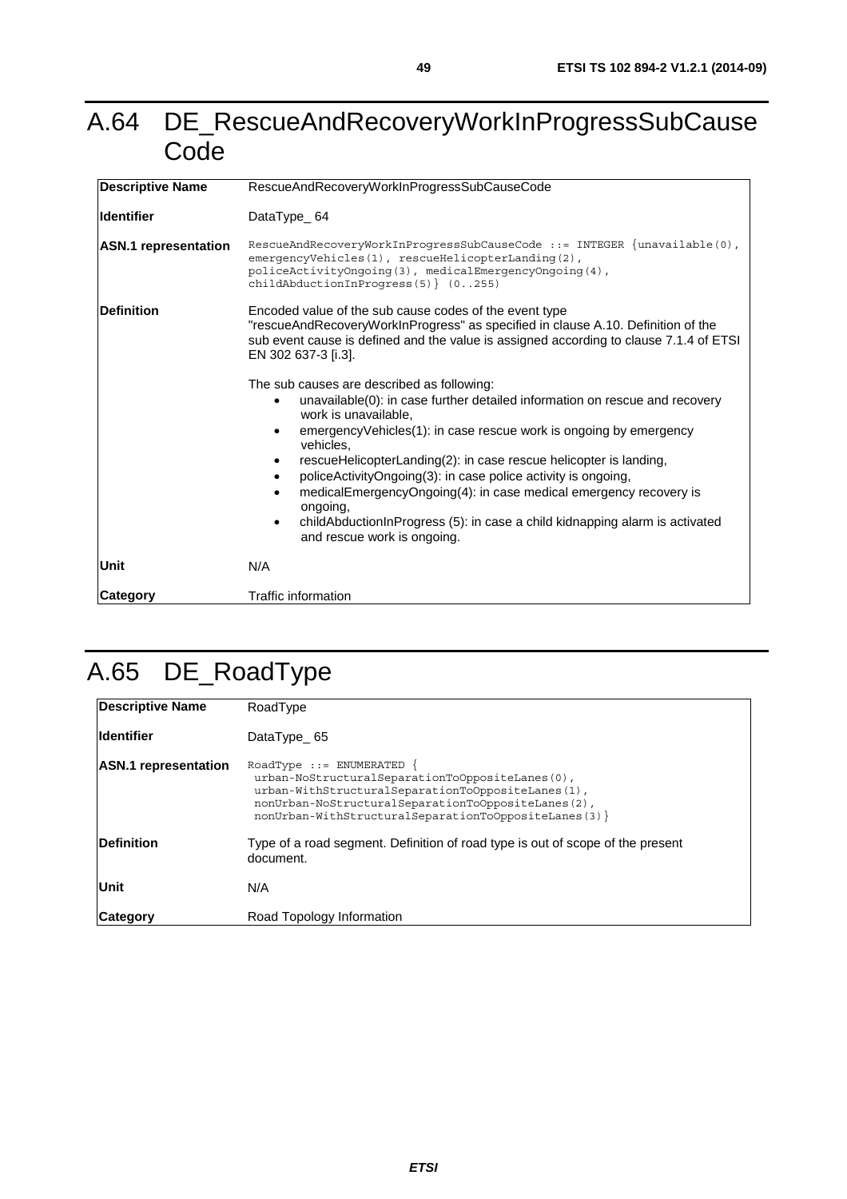# A.64 DE_RescueAndRecoveryWorkInProgressSubCauseCode

| | |
|---|---|
| **Descriptive Name** | RescueAndRecoveryWorkInProgressSubCauseCode |
| **Identifier** | DataType_ 64 |
| **ASN.1 representation** | `RescueAndRecoveryWorkInProgressSubCauseCode ::= INTEGER {unavailable(0), emergencyVehicles(1), rescueHelicopterLanding(2), policeActivityOngoing(3), medicalEmergencyOngoing(4), childAbductionInProgress(5)} (0..255)` |
| **Definition** | Encoded value of the sub cause codes of the event type "rescueAndRecoveryWorkInProgress" as specified in clause A.10. Definition of the sub event cause is defined and the value is assigned according to clause 7.1.4 of ETSI EN 302 637-3 [i.3].<br><br>The sub causes are described as following:<br>• unavailable(0): in case further detailed information on rescue and recovery work is unavailable,<br>• emergencyVehicles(1): in case rescue work is ongoing by emergency vehicles,<br>• rescueHelicopterLanding(2): in case rescue helicopter is landing,<br>• policeActivityOngoing(3): in case police activity is ongoing,<br>• medicalEmergencyOngoing(4): in case medical emergency recovery is ongoing,<br>• childAbductionInProgress (5): in case a child kidnapping alarm is activated and rescue work is ongoing. |
| **Unit** | N/A |
| **Category** | Traffic information |

# A.65 DE_RoadType

| | |
|---|---|
| **Descriptive Name** | RoadType |
| **Identifier** | DataType_ 65 |
| **ASN.1 representation** | `RoadType ::= ENUMERATED { urban-NoStructuralSeparationToOppositeLanes(0), urban-WithStructuralSeparationToOppositeLanes(1), nonUrban-NoStructuralSeparationToOppositeLanes(2), nonUrban-WithStructuralSeparationToOppositeLanes(3)}` |
| **Definition** | Type of a road segment. Definition of road type is out of scope of the present document. |
| **Unit** | N/A |
| **Category** | Road Topology Information |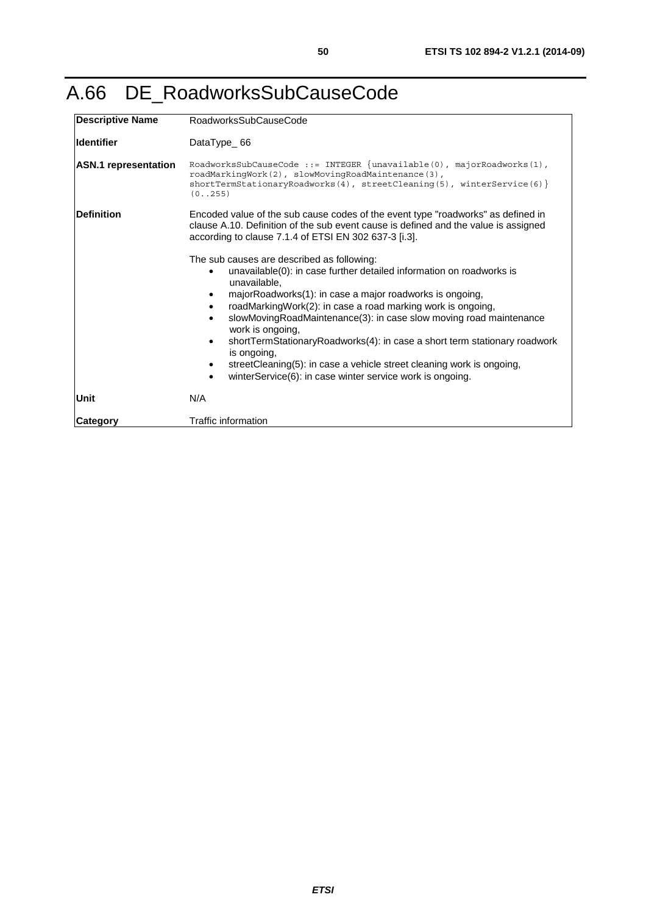# A.66 DE_RoadworksSubCauseCode

| Descriptive Name | RoadworksSubCauseCode |
|---|---|
| **Identifier** | DataType_ 66 |
| **ASN.1 representation** | `RoadworksSubCauseCode ::= INTEGER {unavailable(0), majorRoadworks(1), roadMarkingWork(2), slowMovingRoadMaintenance(3), shortTermStationaryRoadworks(4), streetCleaning(5), winterService(6)} (0..255)` |
| **Definition** | Encoded value of the sub cause codes of the event type "roadworks" as defined in clause A.10. Definition of the sub event cause is defined and the value is assigned according to clause 7.1.4 of ETSI EN 302 637-3 [i.3].<br><br>The sub causes are described as following:<br>• unavailable(0): in case further detailed information on roadworks is unavailable,<br>• majorRoadworks(1): in case a major roadworks is ongoing,<br>• roadMarkingWork(2): in case a road marking work is ongoing,<br>• slowMovingRoadMaintenance(3): in case slow moving road maintenance work is ongoing,<br>• shortTermStationaryRoadworks(4): in case a short term stationary roadwork is ongoing,<br>• streetCleaning(5): in case a vehicle street cleaning work is ongoing,<br>• winterService(6): in case winter service work is ongoing. |
| **Unit** | N/A |
| **Category** | Traffic information |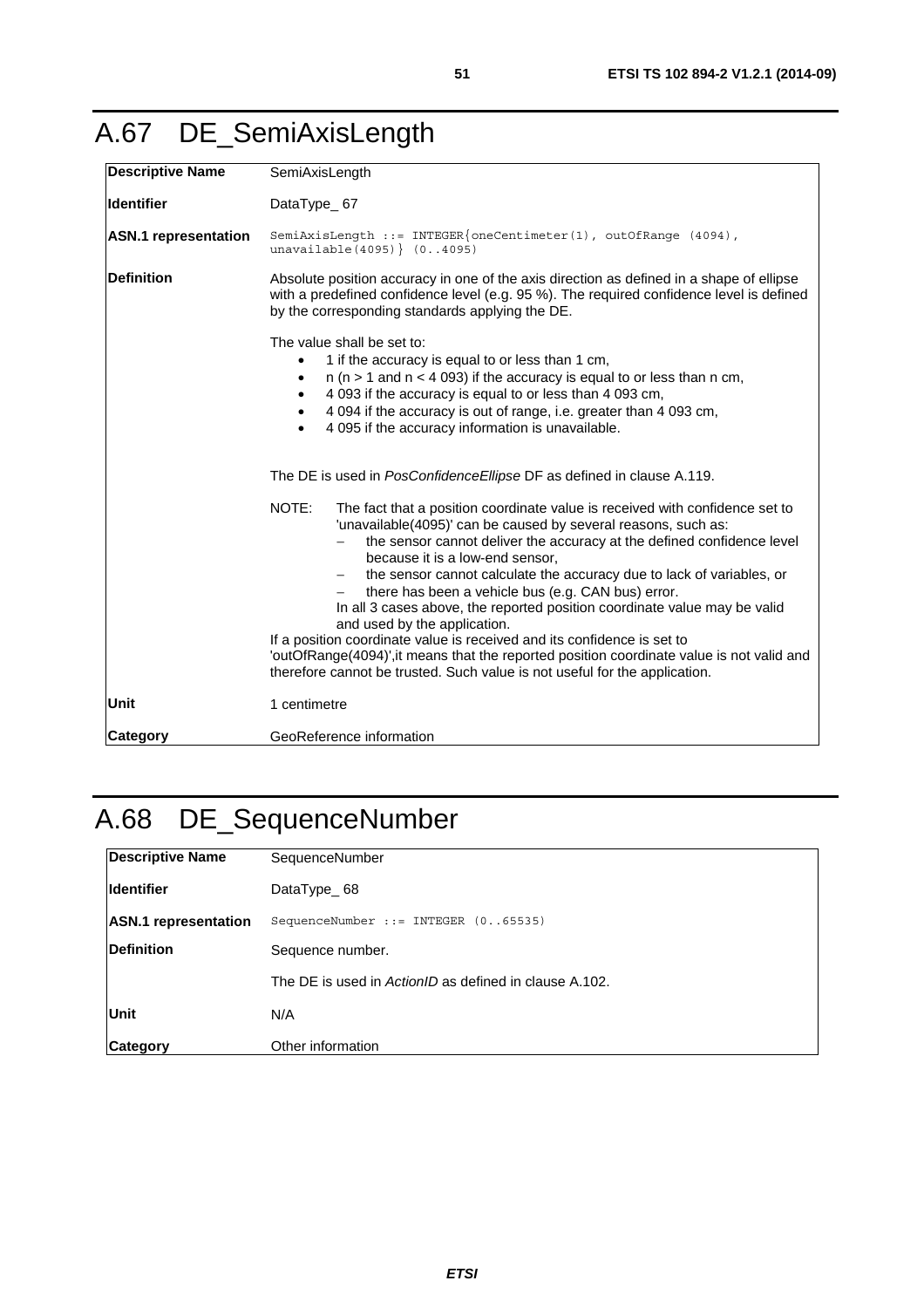# A.67 DE_SemiAxisLength

| | |
|---|---|
| **Descriptive Name** | SemiAxisLength |
| **Identifier** | DataType_ 67 |
| **ASN.1 representation** | `SemiAxisLength ::= INTEGER{oneCentimeter(1), outOfRange (4094), unavailable(4095)} (0..4095)` |
| **Definition** | Absolute position accuracy in one of the axis direction as defined in a shape of ellipse with a predefined confidence level (e.g. 95 %). The required confidence level is defined by the corresponding standards applying the DE.<br><br>The value shall be set to:<br>• 1 if the accuracy is equal to or less than 1 cm,<br>• n (n > 1 and n < 4 093) if the accuracy is equal to or less than n cm,<br>• 4 093 if the accuracy is equal to or less than 4 093 cm,<br>• 4 094 if the accuracy is out of range, i.e. greater than 4 093 cm,<br>• 4 095 if the accuracy information is unavailable.<br><br>The DE is used in *PosConfidenceEllipse* DF as defined in clause A.119.<br><br>NOTE: The fact that a position coordinate value is received with confidence set to 'unavailable(4095)' can be caused by several reasons, such as:<br>– the sensor cannot deliver the accuracy at the defined confidence level because it is a low-end sensor,<br>– the sensor cannot calculate the accuracy due to lack of variables, or<br>– there has been a vehicle bus (e.g. CAN bus) error.<br>In all 3 cases above, the reported position coordinate value may be valid and used by the application.<br>If a position coordinate value is received and its confidence is set to 'outOfRange(4094)',it means that the reported position coordinate value is not valid and therefore cannot be trusted. Such value is not useful for the application. |
| **Unit** | 1 centimetre |
| **Category** | GeoReference information |

# A.68 DE_SequenceNumber

| | |
|---|---|
| **Descriptive Name** | SequenceNumber |
| **Identifier** | DataType_ 68 |
| **ASN.1 representation** | `SequenceNumber ::= INTEGER (0..65535)` |
| **Definition** | Sequence number.<br><br>The DE is used in *ActionID* as defined in clause A.102. |
| **Unit** | N/A |
| **Category** | Other information |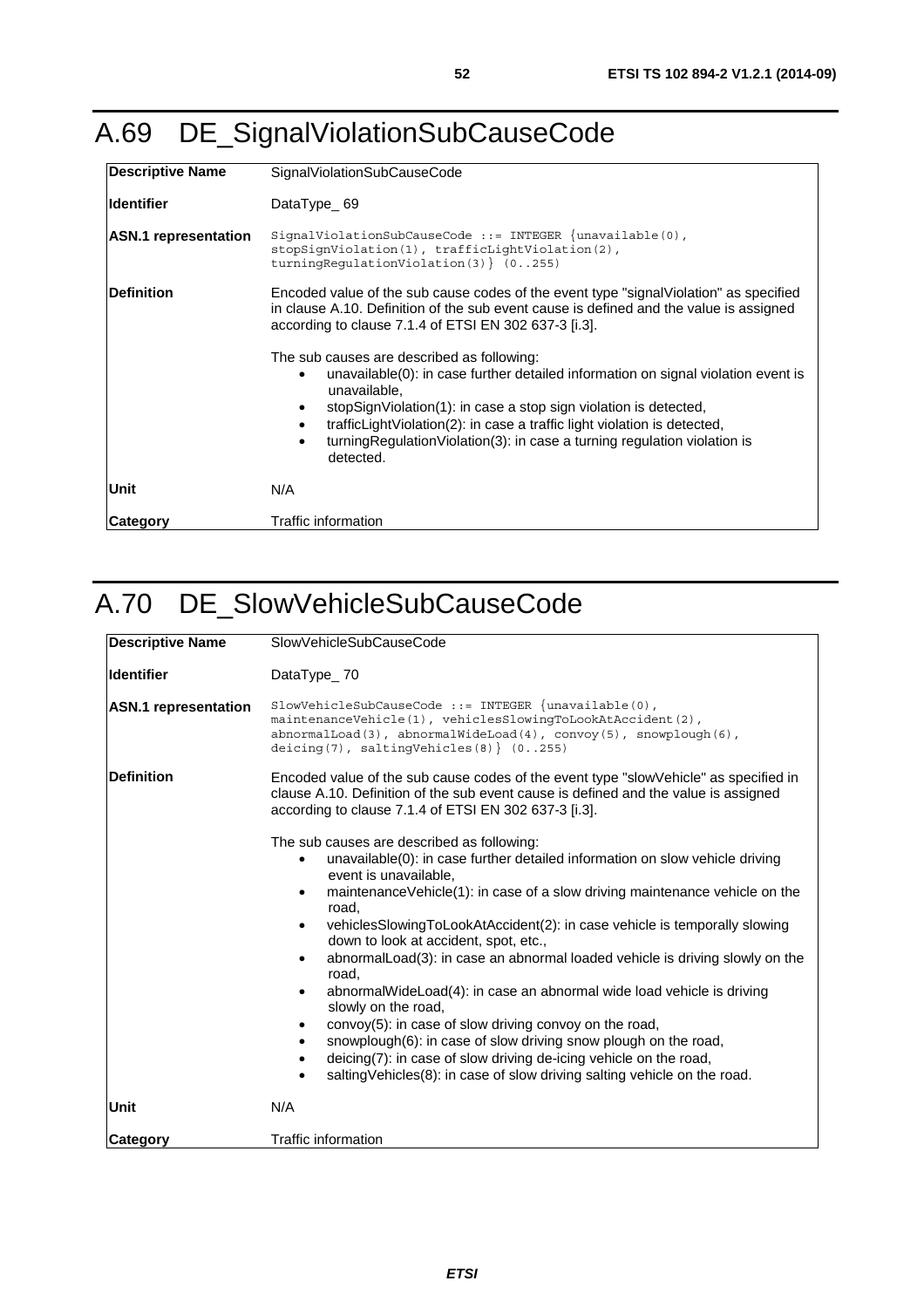# A.69 DE_SignalViolationSubCauseCode

| **Descriptive Name** | SignalViolationSubCauseCode |
|---|---|
| **Identifier** | DataType_ 69 |
| **ASN.1 representation** | `SignalViolationSubCauseCode ::= INTEGER {unavailable(0), stopSignViolation(1), trafficLightViolation(2), turningRegulationViolation(3)} (0..255)` |
| **Definition** | Encoded value of the sub cause codes of the event type "signalViolation" as specified in clause A.10. Definition of the sub event cause is defined and the value is assigned according to clause 7.1.4 of ETSI EN 302 637-3 [i.3].<br><br>The sub causes are described as following:<br>• unavailable(0): in case further detailed information on signal violation event is unavailable,<br>• stopSignViolation(1): in case a stop sign violation is detected,<br>• trafficLightViolation(2): in case a traffic light violation is detected,<br>• turningRegulationViolation(3): in case a turning regulation violation is detected. |
| **Unit** | N/A |
| **Category** | Traffic information |

# A.70 DE_SlowVehicleSubCauseCode

| **Descriptive Name** | SlowVehicleSubCauseCode |
|---|---|
| **Identifier** | DataType_ 70 |
| **ASN.1 representation** | `SlowVehicleSubCauseCode ::= INTEGER {unavailable(0), maintenanceVehicle(1), vehiclesSlowingToLookAtAccident(2), abnormalLoad(3), abnormalWideLoad(4), convoy(5), snowplough(6), deicing(7), saltingVehicles(8)} (0..255)` |
| **Definition** | Encoded value of the sub cause codes of the event type "slowVehicle" as specified in clause A.10. Definition of the sub event cause is defined and the value is assigned according to clause 7.1.4 of ETSI EN 302 637-3 [i.3].<br><br>The sub causes are described as following:<br>• unavailable(0): in case further detailed information on slow vehicle driving event is unavailable,<br>• maintenanceVehicle(1): in case of a slow driving maintenance vehicle on the road,<br>• vehiclesSlowingToLookAtAccident(2): in case vehicle is temporally slowing down to look at accident, spot, etc.,<br>• abnormalLoad(3): in case an abnormal loaded vehicle is driving slowly on the road,<br>• abnormalWideLoad(4): in case an abnormal wide load vehicle is driving slowly on the road,<br>• convoy(5): in case of slow driving convoy on the road,<br>• snowplough(6): in case of slow driving snow plough on the road,<br>• deicing(7): in case of slow driving de-icing vehicle on the road,<br>• saltingVehicles(8): in case of slow driving salting vehicle on the road. |
| **Unit** | N/A |
| **Category** | Traffic information |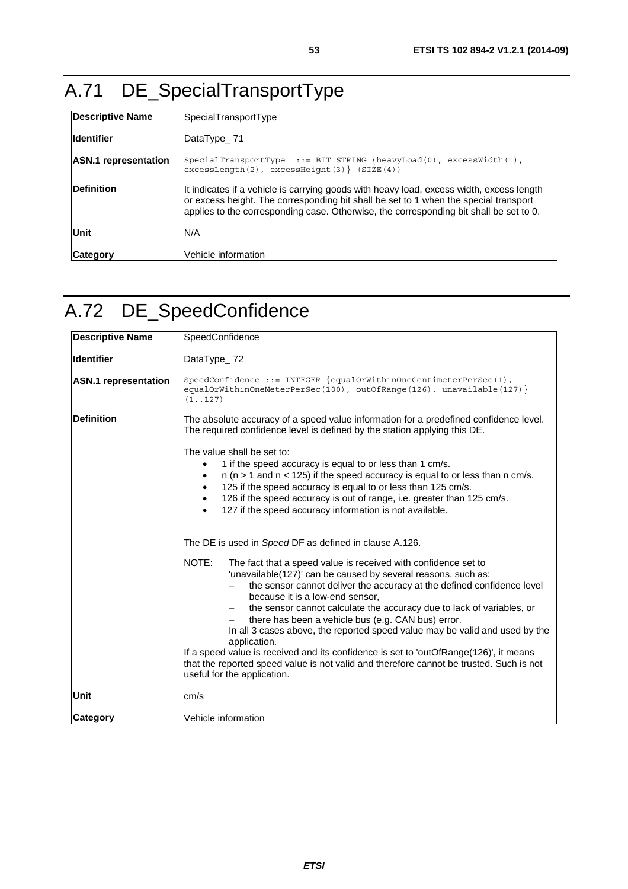# A.71 DE_SpecialTransportType

| | |
|---|---|
| **Descriptive Name** | SpecialTransportType |
| **Identifier** | DataType_ 71 |
| **ASN.1 representation** | `SpecialTransportType ::= BIT STRING {heavyLoad(0), excessWidth(1), excessLength(2), excessHeight(3)} (SIZE(4))` |
| **Definition** | It indicates if a vehicle is carrying goods with heavy load, excess width, excess length or excess height. The corresponding bit shall be set to 1 when the special transport applies to the corresponding case. Otherwise, the corresponding bit shall be set to 0. |
| **Unit** | N/A |
| **Category** | Vehicle information |

# A.72 DE_SpeedConfidence

| | |
|---|---|
| **Descriptive Name** | SpeedConfidence |
| **Identifier** | DataType_ 72 |
| **ASN.1 representation** | `SpeedConfidence ::= INTEGER {equalOrWithinOneCentimeterPerSec(1), equalOrWithinOneMeterPerSec(100), outOfRange(126), unavailable(127)} (1..127)` |
| **Definition** | The absolute accuracy of a speed value information for a predefined confidence level. The required confidence level is defined by the station applying this DE.<br><br>The value shall be set to:<br>• 1 if the speed accuracy is equal to or less than 1 cm/s.<br>• n (n > 1 and n < 125) if the speed accuracy is equal to or less than n cm/s.<br>• 125 if the speed accuracy is equal to or less than 125 cm/s.<br>• 126 if the speed accuracy is out of range, i.e. greater than 125 cm/s.<br>• 127 if the speed accuracy information is not available.<br><br>The DE is used in *Speed* DF as defined in clause A.126.<br><br>NOTE: The fact that a speed value is received with confidence set to 'unavailable(127)' can be caused by several reasons, such as:<br>– the sensor cannot deliver the accuracy at the defined confidence level because it is a low-end sensor,<br>– the sensor cannot calculate the accuracy due to lack of variables, or<br>– there has been a vehicle bus (e.g. CAN bus) error.<br>In all 3 cases above, the reported speed value may be valid and used by the application.<br>If a speed value is received and its confidence is set to 'outOfRange(126)', it means that the reported speed value is not valid and therefore cannot be trusted. Such is not useful for the application. |
| **Unit** | cm/s |
| **Category** | Vehicle information |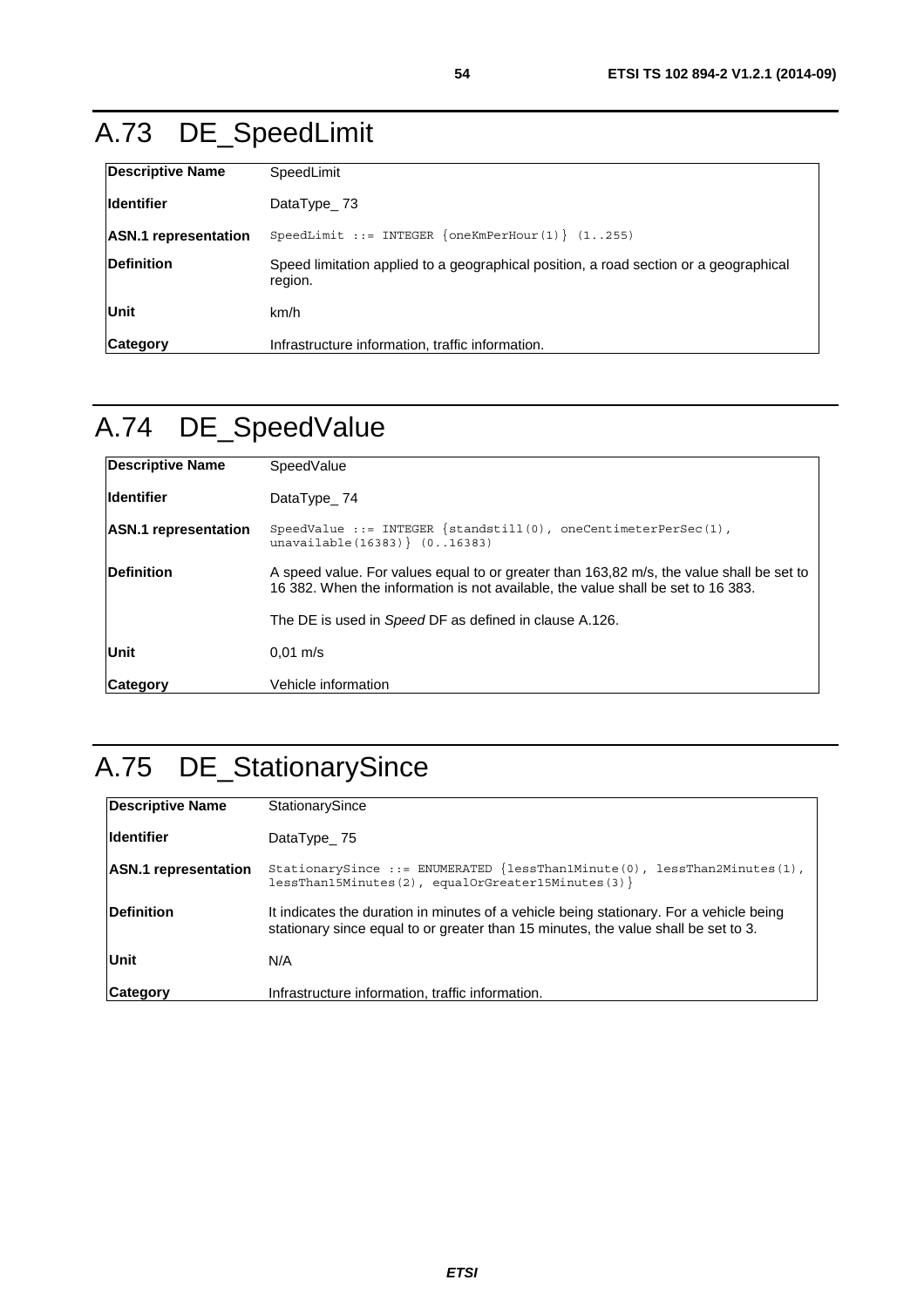# A.73 DE_SpeedLimit

| | |
|---|---|
| **Descriptive Name** | SpeedLimit |
| **Identifier** | DataType_ 73 |
| **ASN.1 representation** | `SpeedLimit ::= INTEGER {oneKmPerHour(1)} (1..255)` |
| **Definition** | Speed limitation applied to a geographical position, a road section or a geographical region. |
| **Unit** | km/h |
| **Category** | Infrastructure information, traffic information. |

# A.74 DE_SpeedValue

| | |
|---|---|
| **Descriptive Name** | SpeedValue |
| **Identifier** | DataType_ 74 |
| **ASN.1 representation** | `SpeedValue ::= INTEGER {standstill(0), oneCentimeterPerSec(1), unavailable(16383)} (0..16383)` |
| **Definition** | A speed value. For values equal to or greater than 163,82 m/s, the value shall be set to 16 382. When the information is not available, the value shall be set to 16 383.<br><br>The DE is used in *Speed* DF as defined in clause A.126. |
| **Unit** | 0,01 m/s |
| **Category** | Vehicle information |

# A.75 DE_StationarySince

| | |
|---|---|
| **Descriptive Name** | StationarySince |
| **Identifier** | DataType_ 75 |
| **ASN.1 representation** | `StationarySince ::= ENUMERATED {lessThan1Minute(0), lessThan2Minutes(1), lessThan15Minutes(2), equalOrGreater15Minutes(3)}` |
| **Definition** | It indicates the duration in minutes of a vehicle being stationary. For a vehicle being stationary since equal to or greater than 15 minutes, the value shall be set to 3. |
| **Unit** | N/A |
| **Category** | Infrastructure information, traffic information. |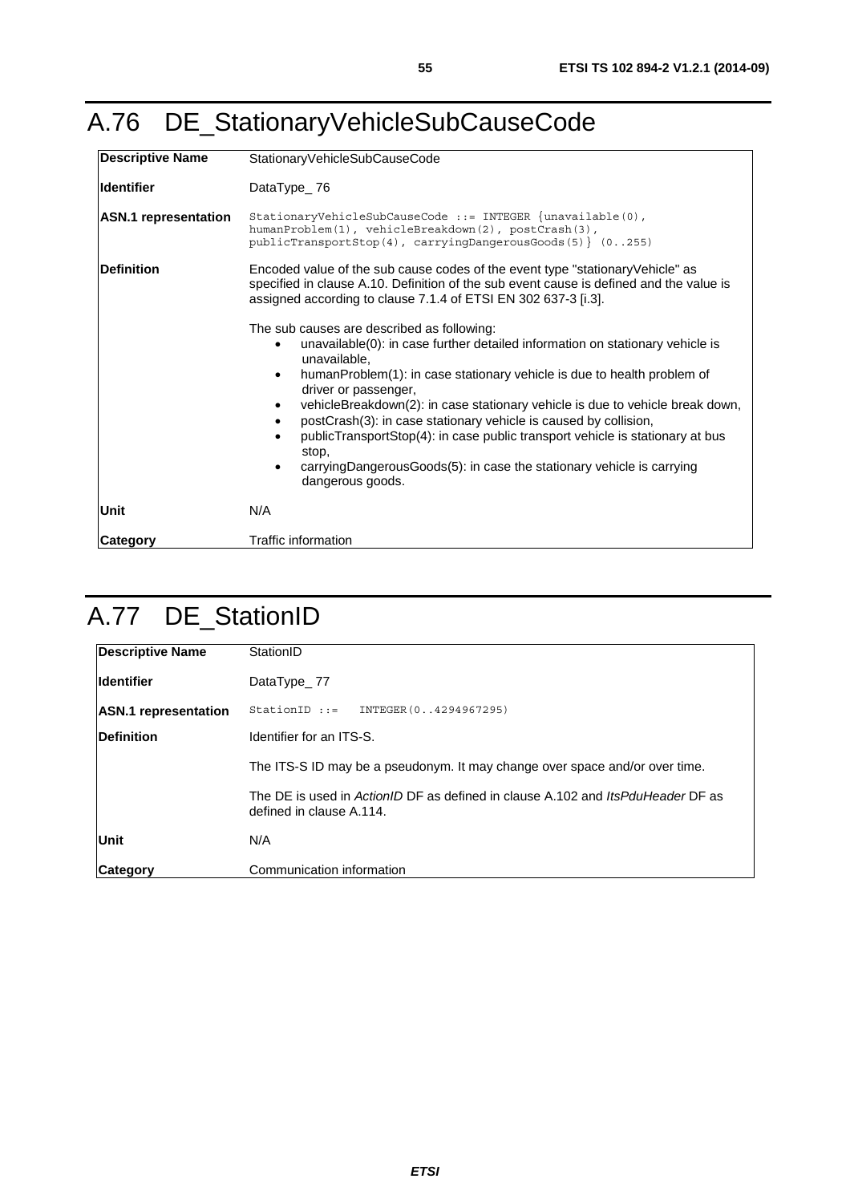# A.76 DE_StationaryVehicleSubCauseCode

| | |
|---|---|
| **Descriptive Name** | StationaryVehicleSubCauseCode |
| **Identifier** | DataType_ 76 |
| **ASN.1 representation** | `StationaryVehicleSubCauseCode ::= INTEGER {unavailable(0), humanProblem(1), vehicleBreakdown(2), postCrash(3), publicTransportStop(4), carryingDangerousGoods(5)} (0..255)` |
| **Definition** | Encoded value of the sub cause codes of the event type "stationaryVehicle" as specified in clause A.10. Definition of the sub event cause is defined and the value is assigned according to clause 7.1.4 of ETSI EN 302 637-3 [i.3].<br><br>The sub causes are described as following:<br>• unavailable(0): in case further detailed information on stationary vehicle is unavailable,<br>• humanProblem(1): in case stationary vehicle is due to health problem of driver or passenger,<br>• vehicleBreakdown(2): in case stationary vehicle is due to vehicle break down,<br>• postCrash(3): in case stationary vehicle is caused by collision,<br>• publicTransportStop(4): in case public transport vehicle is stationary at bus stop,<br>• carryingDangerousGoods(5): in case the stationary vehicle is carrying dangerous goods. |
| **Unit** | N/A |
| **Category** | Traffic information |

# A.77 DE_StationID

| | |
|---|---|
| **Descriptive Name** | StationID |
| **Identifier** | DataType_ 77 |
| **ASN.1 representation** | `StationID ::= INTEGER(0..4294967295)` |
| **Definition** | Identifier for an ITS-S.<br><br>The ITS-S ID may be a pseudonym. It may change over space and/or over time.<br><br>The DE is used in *ActionID* DF as defined in clause A.102 and *ItsPduHeader* DF as defined in clause A.114. |
| **Unit** | N/A |
| **Category** | Communication information |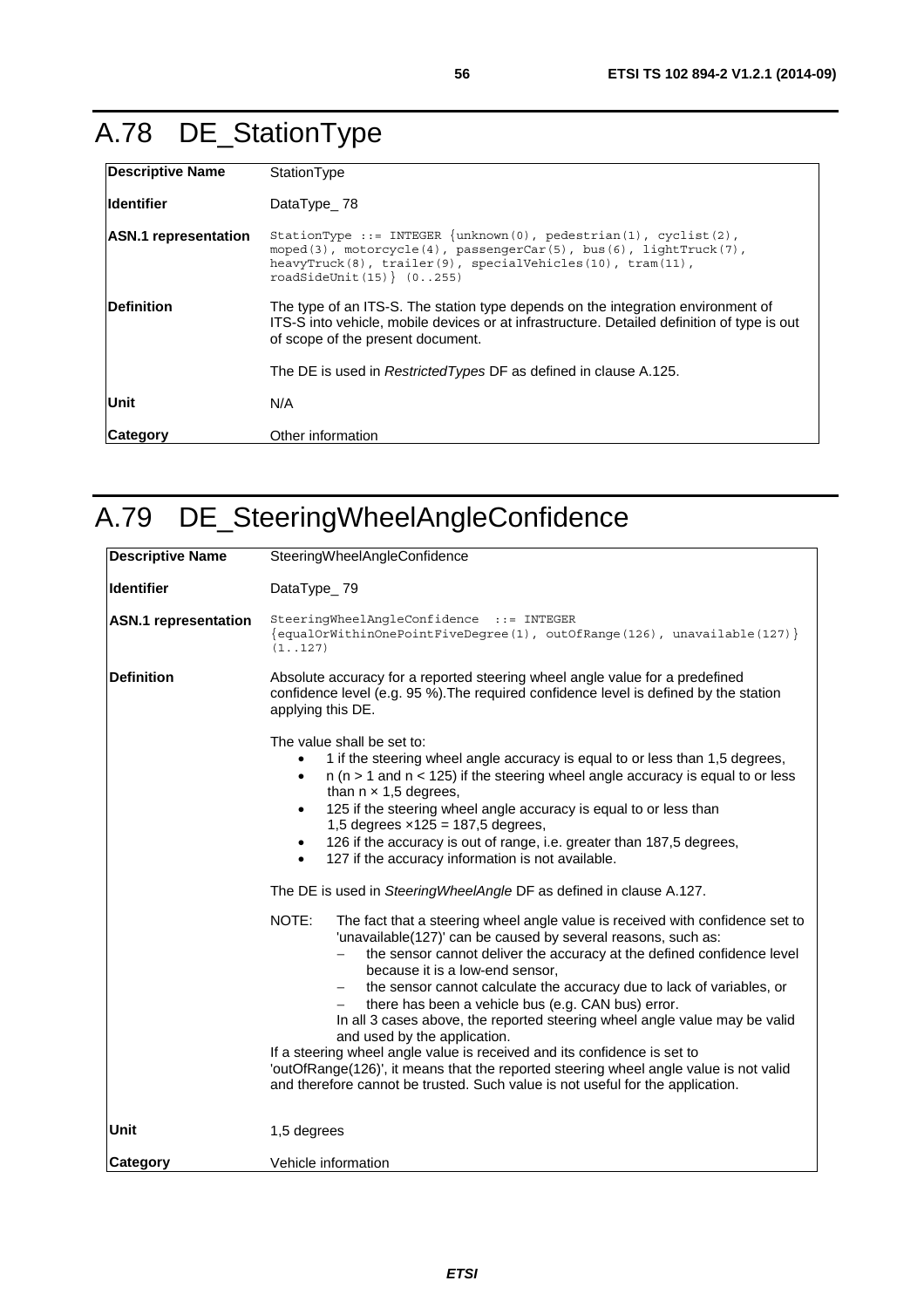# A.78 DE_StationType

| **Descriptive Name** | StationType |
|---|---|
| **Identifier** | DataType_ 78 |
| **ASN.1 representation** | `StationType ::= INTEGER {unknown(0), pedestrian(1), cyclist(2), moped(3), motorcycle(4), passengerCar(5), bus(6), lightTruck(7), heavyTruck(8), trailer(9), specialVehicles(10), tram(11), roadSideUnit(15)} (0..255)` |
| **Definition** | The type of an ITS-S. The station type depends on the integration environment of ITS-S into vehicle, mobile devices or at infrastructure. Detailed definition of type is out of scope of the present document.<br><br>The DE is used in *RestrictedTypes* DF as defined in clause A.125. |
| **Unit** | N/A |
| **Category** | Other information |

# A.79 DE_SteeringWheelAngleConfidence

| **Descriptive Name** | SteeringWheelAngleConfidence |
|---|---|
| **Identifier** | DataType_ 79 |
| **ASN.1 representation** | `SteeringWheelAngleConfidence ::= INTEGER {equalOrWithinOnePointFiveDegree(1), outOfRange(126), unavailable(127)} (1..127)` |
| **Definition** | Absolute accuracy for a reported steering wheel angle value for a predefined confidence level (e.g. 95 %).The required confidence level is defined by the station applying this DE.<br><br>The value shall be set to:<br>• 1 if the steering wheel angle accuracy is equal to or less than 1,5 degrees,<br>• n (n > 1 and n < 125) if the steering wheel angle accuracy is equal to or less than n × 1,5 degrees,<br>• 125 if the steering wheel angle accuracy is equal to or less than 1,5 degrees ×125 = 187,5 degrees,<br>• 126 if the accuracy is out of range, i.e. greater than 187,5 degrees,<br>• 127 if the accuracy information is not available.<br><br>The DE is used in *SteeringWheelAngle* DF as defined in clause A.127.<br><br>NOTE: The fact that a steering wheel angle value is received with confidence set to 'unavailable(127)' can be caused by several reasons, such as:<br>– the sensor cannot deliver the accuracy at the defined confidence level because it is a low-end sensor,<br>– the sensor cannot calculate the accuracy due to lack of variables, or<br>– there has been a vehicle bus (e.g. CAN bus) error.<br>In all 3 cases above, the reported steering wheel angle value may be valid and used by the application.<br>If a steering wheel angle value is received and its confidence is set to 'outOfRange(126)', it means that the reported steering wheel angle value is not valid and therefore cannot be trusted. Such value is not useful for the application. |
| **Unit** | 1,5 degrees |
| **Category** | Vehicle information |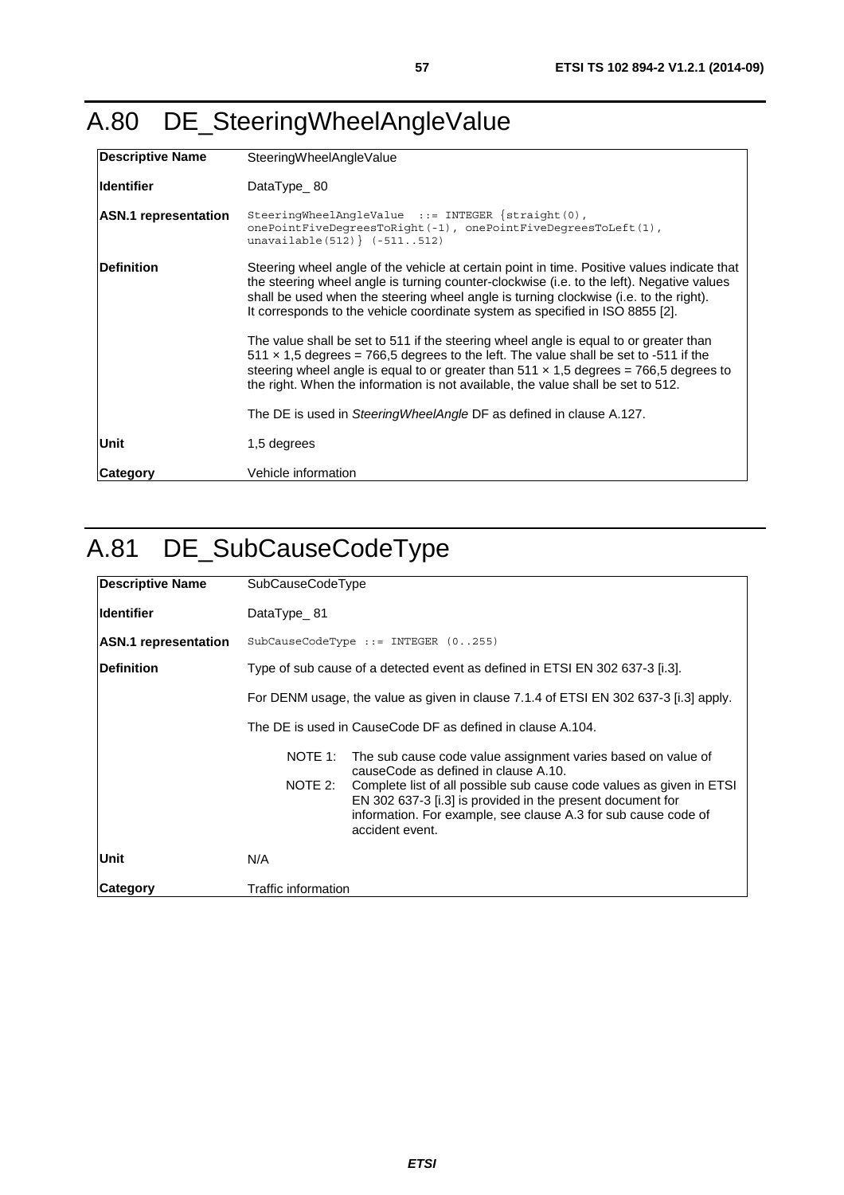# A.80 DE_SteeringWheelAngleValue

| | |
|---|---|
| **Descriptive Name** | SteeringWheelAngleValue |
| **Identifier** | DataType_ 80 |
| **ASN.1 representation** | `SteeringWheelAngleValue ::= INTEGER {straight(0), onePointFiveDegreesToRight(-1), onePointFiveDegreesToLeft(1), unavailable(512)} (-511..512)` |
| **Definition** | Steering wheel angle of the vehicle at certain point in time. Positive values indicate that the steering wheel angle is turning counter-clockwise (i.e. to the left). Negative values shall be used when the steering wheel angle is turning clockwise (i.e. to the right). It corresponds to the vehicle coordinate system as specified in ISO 8855 [2].<br><br>The value shall be set to 511 if the steering wheel angle is equal to or greater than 511 × 1,5 degrees = 766,5 degrees to the left. The value shall be set to -511 if the steering wheel angle is equal to or greater than 511 × 1,5 degrees = 766,5 degrees to the right. When the information is not available, the value shall be set to 512.<br><br>The DE is used in *SteeringWheelAngle* DF as defined in clause A.127. |
| **Unit** | 1,5 degrees |
| **Category** | Vehicle information |

# A.81 DE_SubCauseCodeType

| | |
|---|---|
| **Descriptive Name** | SubCauseCodeType |
| **Identifier** | DataType_ 81 |
| **ASN.1 representation** | `SubCauseCodeType ::= INTEGER (0..255)` |
| **Definition** | Type of sub cause of a detected event as defined in ETSI EN 302 637-3 [i.3].<br><br>For DENM usage, the value as given in clause 7.1.4 of ETSI EN 302 637-3 [i.3] apply.<br><br>The DE is used in CauseCode DF as defined in clause A.104.<br><br>NOTE 1: The sub cause code value assignment varies based on value of causeCode as defined in clause A.10.<br>NOTE 2: Complete list of all possible sub cause code values as given in ETSI EN 302 637-3 [i.3] is provided in the present document for information. For example, see clause A.3 for sub cause code of accident event. |
| **Unit** | N/A |
| **Category** | Traffic information |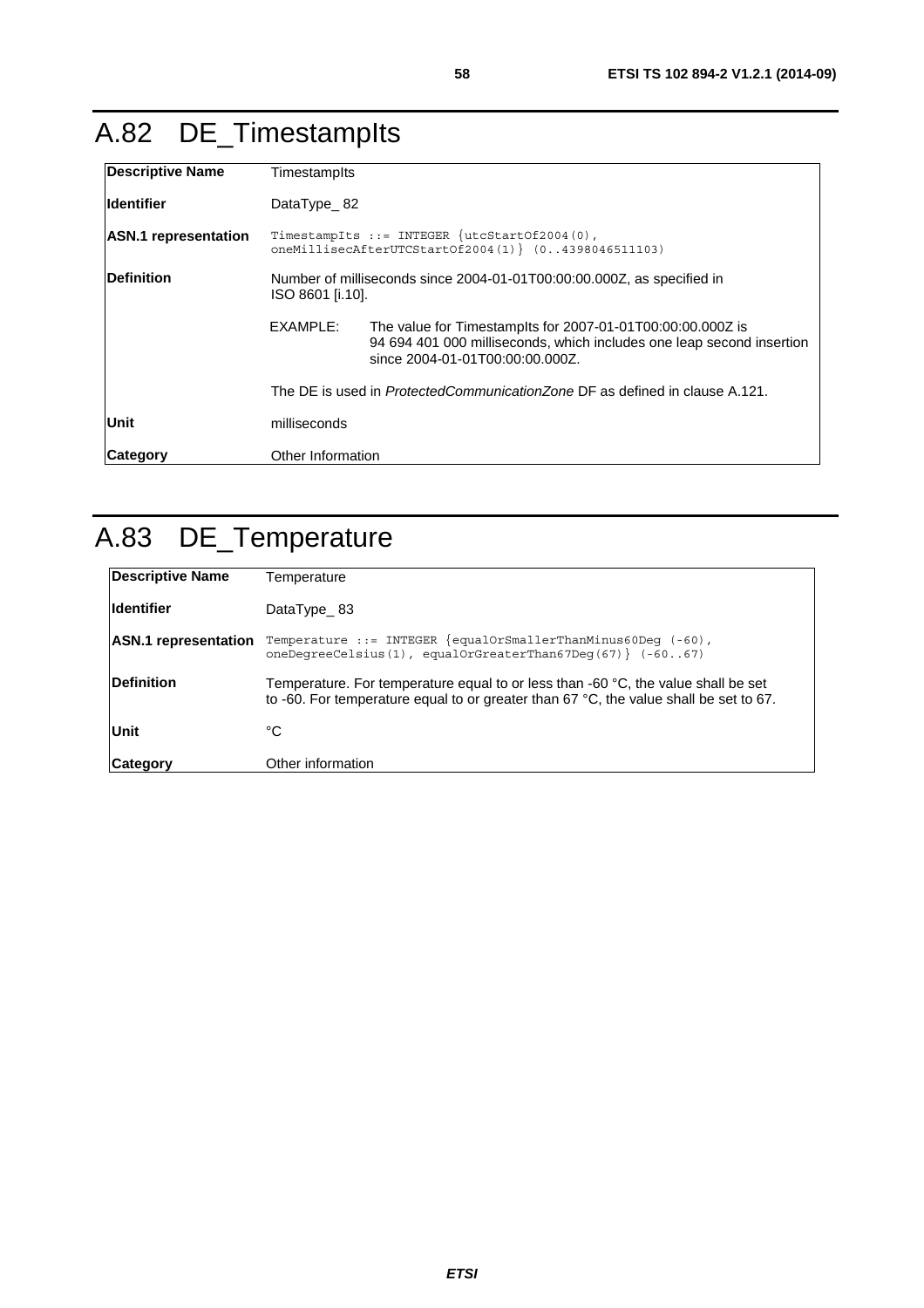# A.82 DE_TimestampIts

| | |
|---|---|
| **Descriptive Name** | TimestampIts |
| **Identifier** | DataType_ 82 |
| **ASN.1 representation** | `TimestampIts ::= INTEGER {utcStartOf2004(0), oneMillisecAfterUTCStartOf2004(1)} (0..4398046511103)` |
| **Definition** | Number of milliseconds since 2004-01-01T00:00:00.000Z, as specified in ISO 8601 [i.10]. <br><br> EXAMPLE: The value for TimestampIts for 2007-01-01T00:00:00.000Z is 94 694 401 000 milliseconds, which includes one leap second insertion since 2004-01-01T00:00:00.000Z. <br><br> The DE is used in *ProtectedCommunicationZone* DF as defined in clause A.121. |
| **Unit** | milliseconds |
| **Category** | Other Information |

# A.83 DE_Temperature

| | |
|---|---|
| **Descriptive Name** | Temperature |
| **Identifier** | DataType_ 83 |
| **ASN.1 representation** | `Temperature ::= INTEGER {equalOrSmallerThanMinus60Deg (-60), oneDegreeCelsius(1), equalOrGreaterThan67Deg(67)} (-60..67)` |
| **Definition** | Temperature. For temperature equal to or less than -60 °C, the value shall be set to -60. For temperature equal to or greater than 67 °C, the value shall be set to 67. |
| **Unit** | °C |
| **Category** | Other information |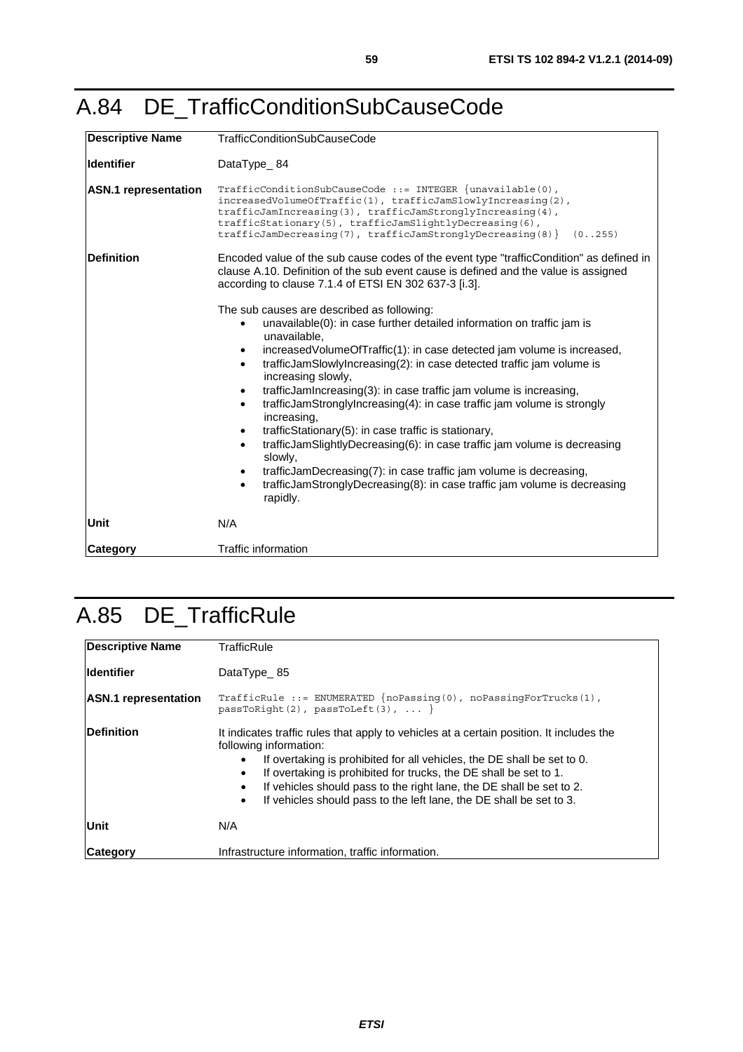# A.84 DE_TrafficConditionSubCauseCode

| | |
|---|---|
| **Descriptive Name** | TrafficConditionSubCauseCode |
| **Identifier** | DataType_ 84 |
| **ASN.1 representation** | `TrafficConditionSubCauseCode ::= INTEGER {unavailable(0), increasedVolumeOfTraffic(1), trafficJamSlowlyIncreasing(2), trafficJamIncreasing(3), trafficJamStronglyIncreasing(4), trafficStationary(5), trafficJamSlightlyDecreasing(6), trafficJamDecreasing(7), trafficJamStronglyDecreasing(8)} (0..255)` |
| **Definition** | Encoded value of the sub cause codes of the event type "trafficCondition" as defined in clause A.10. Definition of the sub event cause is defined and the value is assigned according to clause 7.1.4 of ETSI EN 302 637-3 [i.3].<br><br>The sub causes are described as following:<br>• unavailable(0): in case further detailed information on traffic jam is unavailable,<br>• increasedVolumeOfTraffic(1): in case detected jam volume is increased,<br>• trafficJamSlowlyIncreasing(2): in case detected traffic jam volume is increasing slowly,<br>• trafficJamIncreasing(3): in case traffic jam volume is increasing,<br>• trafficJamStronglyIncreasing(4): in case traffic jam volume is strongly increasing,<br>• trafficStationary(5): in case traffic is stationary,<br>• trafficJamSlightlyDecreasing(6): in case traffic jam volume is decreasing slowly,<br>• trafficJamDecreasing(7): in case traffic jam volume is decreasing,<br>• trafficJamStronglyDecreasing(8): in case traffic jam volume is decreasing rapidly. |
| **Unit** | N/A |
| **Category** | Traffic information |

# A.85 DE_TrafficRule

| | |
|---|---|
| **Descriptive Name** | TrafficRule |
| **Identifier** | DataType_ 85 |
| **ASN.1 representation** | `TrafficRule ::= ENUMERATED {noPassing(0), noPassingForTrucks(1), passToRight(2), passToLeft(3), ... }` |
| **Definition** | It indicates traffic rules that apply to vehicles at a certain position. It includes the following information:<br>• If overtaking is prohibited for all vehicles, the DE shall be set to 0.<br>• If overtaking is prohibited for trucks, the DE shall be set to 1.<br>• If vehicles should pass to the right lane, the DE shall be set to 2.<br>• If vehicles should pass to the left lane, the DE shall be set to 3. |
| **Unit** | N/A |
| **Category** | Infrastructure information, traffic information. |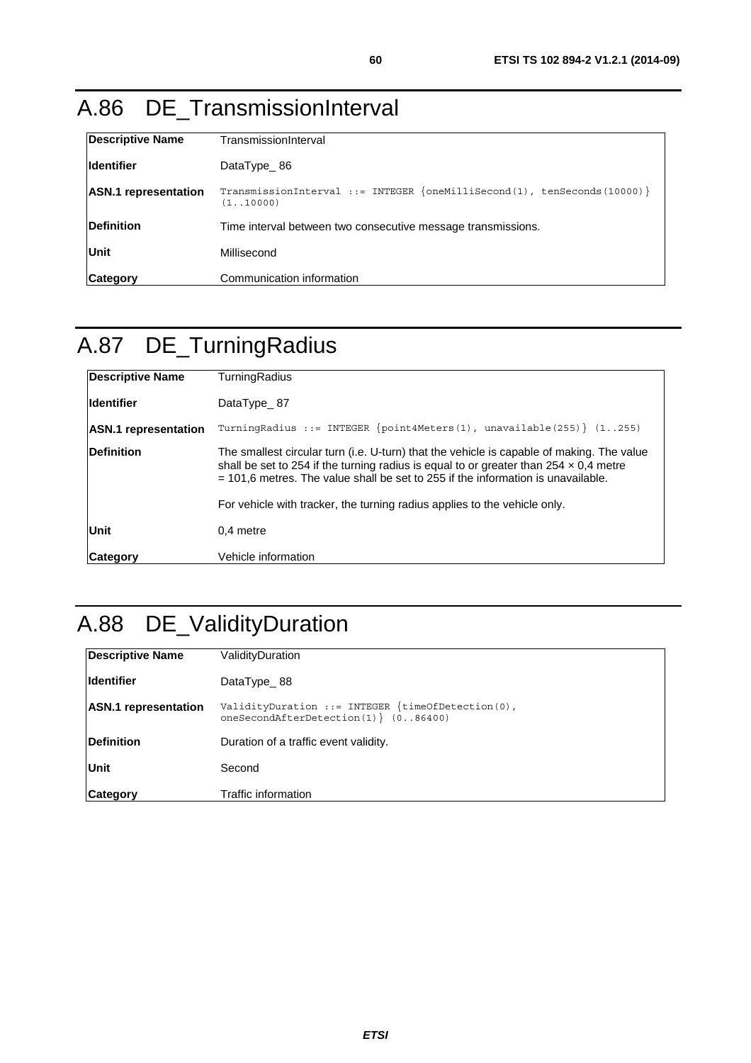# A.86 DE_TransmissionInterval

| Descriptive Name | TransmissionInterval |
|---|---|
| Identifier | DataType_ 86 |
| ASN.1 representation | `TransmissionInterval ::= INTEGER {oneMilliSecond(1), tenSeconds(10000)} (1..10000)` |
| Definition | Time interval between two consecutive message transmissions. |
| Unit | Millisecond |
| Category | Communication information |

# A.87 DE_TurningRadius

| Descriptive Name | TurningRadius |
|---|---|
| Identifier | DataType_ 87 |
| ASN.1 representation | `TurningRadius ::= INTEGER {point4Meters(1), unavailable(255)} (1..255)` |
| Definition | The smallest circular turn (i.e. U-turn) that the vehicle is capable of making. The value shall be set to 254 if the turning radius is equal to or greater than 254 × 0,4 metre = 101,6 metres. The value shall be set to 255 if the information is unavailable.<br><br>For vehicle with tracker, the turning radius applies to the vehicle only. |
| Unit | 0,4 metre |
| Category | Vehicle information |

# A.88 DE_ValidityDuration

| Descriptive Name | ValidityDuration |
|---|---|
| Identifier | DataType_ 88 |
| ASN.1 representation | `ValidityDuration ::= INTEGER {timeOfDetection(0), oneSecondAfterDetection(1)} (0..86400)` |
| Definition | Duration of a traffic event validity. |
| Unit | Second |
| Category | Traffic information |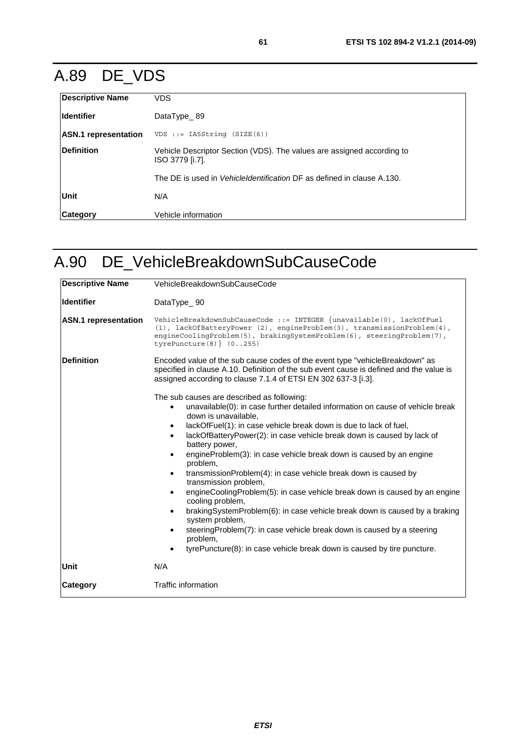# A.89 DE_VDS

| **Descriptive Name** | VDS |
|---|---|
| **Identifier** | DataType_ 89 |
| **ASN.1 representation** | `VDS ::= IA5String (SIZE(6))` |
| **Definition** | Vehicle Descriptor Section (VDS). The values are assigned according to ISO 3779 [i.7].<br><br>The DE is used in *VehicleIdentification* DF as defined in clause A.130. |
| **Unit** | N/A |
| **Category** | Vehicle information |

# A.90 DE_VehicleBreakdownSubCauseCode

| **Descriptive Name** | VehicleBreakdownSubCauseCode |
|---|---|
| **Identifier** | DataType_ 90 |
| **ASN.1 representation** | `VehicleBreakdownSubCauseCode ::= INTEGER {unavailable(0), lackOfFuel (1), lackOfBatteryPower (2), engineProblem(3), transmissionProblem(4), engineCoolingProblem(5), brakingSystemProblem(6), steeringProblem(7), tyrePuncture(8)} (0..255)` |
| **Definition** | Encoded value of the sub cause codes of the event type "vehicleBreakdown" as specified in clause A.10. Definition of the sub event cause is defined and the value is assigned according to clause 7.1.4 of ETSI EN 302 637-3 [i.3].<br><br>The sub causes are described as following:<br>• unavailable(0): in case further detailed information on cause of vehicle break down is unavailable,<br>• lackOfFuel(1): in case vehicle break down is due to lack of fuel,<br>• lackOfBatteryPower(2): in case vehicle break down is caused by lack of battery power,<br>• engineProblem(3): in case vehicle break down is caused by an engine problem,<br>• transmissionProblem(4): in case vehicle break down is caused by transmission problem,<br>• engineCoolingProblem(5): in case vehicle break down is caused by an engine cooling problem,<br>• brakingSystemProblem(6): in case vehicle break down is caused by a braking system problem,<br>• steeringProblem(7): in case vehicle break down is caused by a steering problem,<br>• tyrePuncture(8): in case vehicle break down is caused by tire puncture. |
| **Unit** | N/A |
| **Category** | Traffic information |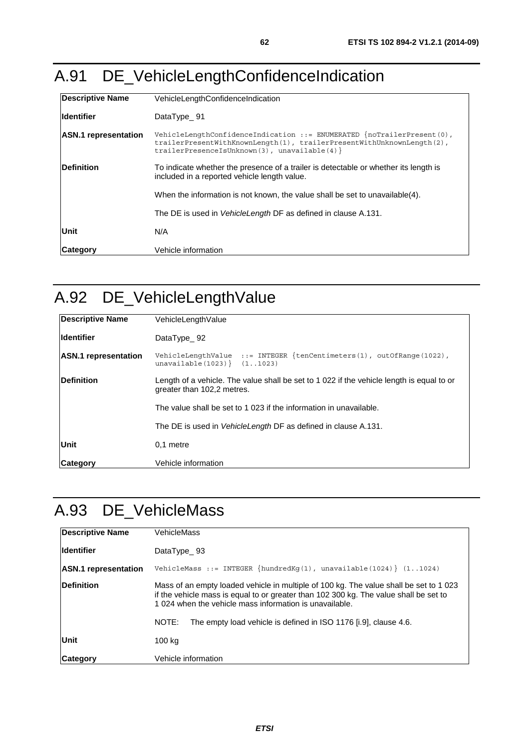# A.91 DE_VehicleLengthConfidenceIndication

| | |
|---|---|
| **Descriptive Name** | VehicleLengthConfidenceIndication |
| **Identifier** | DataType_ 91 |
| **ASN.1 representation** | `VehicleLengthConfidenceIndication ::= ENUMERATED {noTrailerPresent(0), trailerPresentWithKnownLength(1), trailerPresentWithUnknownLength(2), trailerPresenceIsUnknown(3), unavailable(4)}` |
| **Definition** | To indicate whether the presence of a trailer is detectable or whether its length is included in a reported vehicle length value.<br><br>When the information is not known, the value shall be set to unavailable(4).<br><br>The DE is used in *VehicleLength* DF as defined in clause A.131. |
| **Unit** | N/A |
| **Category** | Vehicle information |

# A.92 DE_VehicleLengthValue

| | |
|---|---|
| **Descriptive Name** | VehicleLengthValue |
| **Identifier** | DataType_ 92 |
| **ASN.1 representation** | `VehicleLengthValue ::= INTEGER {tenCentimeters(1), outOfRange(1022), unavailable(1023)} (1..1023)` |
| **Definition** | Length of a vehicle. The value shall be set to 1 022 if the vehicle length is equal to or greater than 102,2 metres.<br><br>The value shall be set to 1 023 if the information in unavailable.<br><br>The DE is used in *VehicleLength* DF as defined in clause A.131. |
| **Unit** | 0,1 metre |
| **Category** | Vehicle information |

# A.93 DE_VehicleMass

| | |
|---|---|
| **Descriptive Name** | VehicleMass |
| **Identifier** | DataType_ 93 |
| **ASN.1 representation** | `VehicleMass ::= INTEGER {hundredKg(1), unavailable(1024)} (1..1024)` |
| **Definition** | Mass of an empty loaded vehicle in multiple of 100 kg. The value shall be set to 1 023 if the vehicle mass is equal to or greater than 102 300 kg. The value shall be set to 1 024 when the vehicle mass information is unavailable.<br><br>NOTE: The empty load vehicle is defined in ISO 1176 [i.9], clause 4.6. |
| **Unit** | 100 kg |
| **Category** | Vehicle information |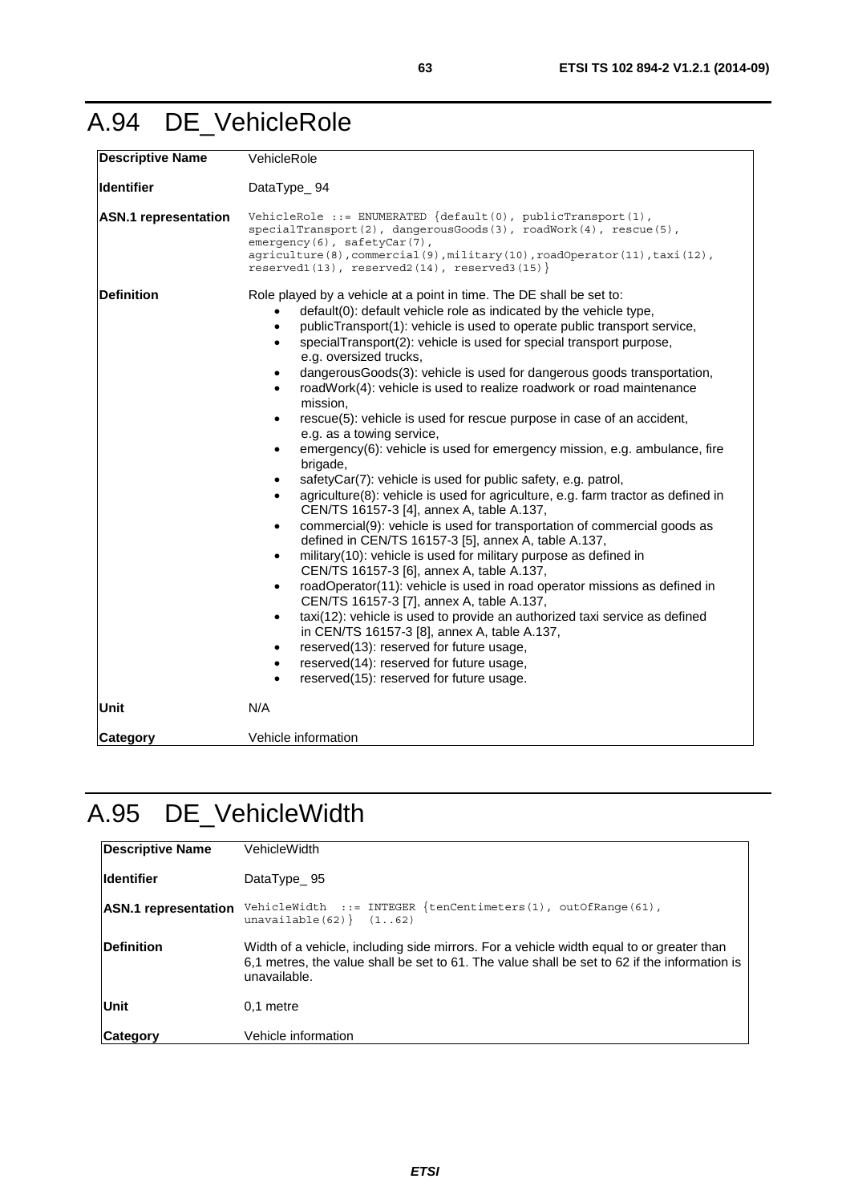# A.94 DE_VehicleRole

| **Descriptive Name** | VehicleRole |
|---|---|
| **Identifier** | DataType_ 94 |
| **ASN.1 representation** | `VehicleRole ::= ENUMERATED {default(0), publicTransport(1), specialTransport(2), dangerousGoods(3), roadWork(4), rescue(5), emergency(6), safetyCar(7), agriculture(8),commercial(9),military(10),roadOperator(11),taxi(12), reserved1(13), reserved2(14), reserved3(15)}` |
| **Definition** | Role played by a vehicle at a point in time. The DE shall be set to:<br>• default(0): default vehicle role as indicated by the vehicle type,<br>• publicTransport(1): vehicle is used to operate public transport service,<br>• specialTransport(2): vehicle is used for special transport purpose, e.g. oversized trucks,<br>• dangerousGoods(3): vehicle is used for dangerous goods transportation,<br>• roadWork(4): vehicle is used to realize roadwork or road maintenance mission,<br>• rescue(5): vehicle is used for rescue purpose in case of an accident, e.g. as a towing service,<br>• emergency(6): vehicle is used for emergency mission, e.g. ambulance, fire brigade,<br>• safetyCar(7): vehicle is used for public safety, e.g. patrol,<br>• agriculture(8): vehicle is used for agriculture, e.g. farm tractor as defined in CEN/TS 16157-3 [4], annex A, table A.137,<br>• commercial(9): vehicle is used for transportation of commercial goods as defined in CEN/TS 16157-3 [5], annex A, table A.137,<br>• military(10): vehicle is used for military purpose as defined in CEN/TS 16157-3 [6], annex A, table A.137,<br>• roadOperator(11): vehicle is used in road operator missions as defined in CEN/TS 16157-3 [7], annex A, table A.137,<br>• taxi(12): vehicle is used to provide an authorized taxi service as defined in CEN/TS 16157-3 [8], annex A, table A.137,<br>• reserved(13): reserved for future usage,<br>• reserved(14): reserved for future usage,<br>• reserved(15): reserved for future usage. |
| **Unit** | N/A |
| **Category** | Vehicle information |

# A.95 DE_VehicleWidth

| **Descriptive Name** | VehicleWidth |
|---|---|
| **Identifier** | DataType_ 95 |
| **ASN.1 representation** | `VehicleWidth ::= INTEGER {tenCentimeters(1), outOfRange(61), unavailable(62)} (1..62)` |
| **Definition** | Width of a vehicle, including side mirrors. For a vehicle width equal to or greater than 6,1 metres, the value shall be set to 61. The value shall be set to 62 if the information is unavailable. |
| **Unit** | 0,1 metre |
| **Category** | Vehicle information |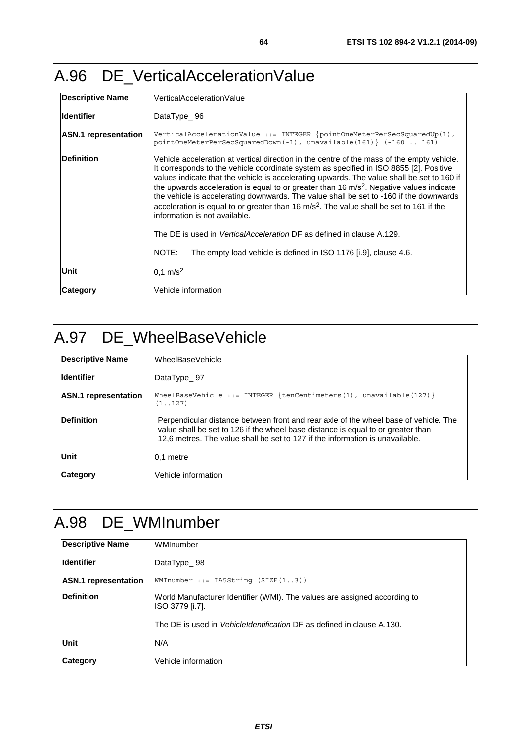# A.96 DE_VerticalAccelerationValue

| **Descriptive Name** | VerticalAccelerationValue |
|---|---|
| **Identifier** | DataType_ 96 |
| **ASN.1 representation** | `VerticalAccelerationValue ::= INTEGER {pointOneMeterPerSecSquaredUp(1), pointOneMeterPerSecSquaredDown(-1), unavailable(161)} (-160 .. 161)` |
| **Definition** | Vehicle acceleration at vertical direction in the centre of the mass of the empty vehicle. It corresponds to the vehicle coordinate system as specified in ISO 8855 [2]. Positive values indicate that the vehicle is accelerating upwards. The value shall be set to 160 if the upwards acceleration is equal to or greater than 16 $m/s^2$. Negative values indicate the vehicle is accelerating downwards. The value shall be set to -160 if the downwards acceleration is equal to or greater than 16 $m/s^2$. The value shall be set to 161 if the information is not available.<br><br>The DE is used in *VerticalAcceleration* DF as defined in clause A.129.<br><br>NOTE: The empty load vehicle is defined in ISO 1176 [i.9], clause 4.6. |
| **Unit** | 0,1 $m/s^2$ |
| **Category** | Vehicle information |

# A.97 DE_WheelBaseVehicle

| **Descriptive Name** | WheelBaseVehicle |
|---|---|
| **Identifier** | DataType_ 97 |
| **ASN.1 representation** | `WheelBaseVehicle ::= INTEGER {tenCentimeters(1), unavailable(127)} (1..127)` |
| **Definition** | Perpendicular distance between front and rear axle of the wheel base of vehicle. The value shall be set to 126 if the wheel base distance is equal to or greater than 12,6 metres. The value shall be set to 127 if the information is unavailable. |
| **Unit** | 0,1 metre |
| **Category** | Vehicle information |

# A.98 DE_WMInumber

| **Descriptive Name** | WMInumber |
|---|---|
| **Identifier** | DataType_ 98 |
| **ASN.1 representation** | `WMInumber ::= IA5String (SIZE(1..3))` |
| **Definition** | World Manufacturer Identifier (WMI). The values are assigned according to ISO 3779 [i.7].<br><br>The DE is used in *VehicleIdentification* DF as defined in clause A.130. |
| **Unit** | N/A |
| **Category** | Vehicle information |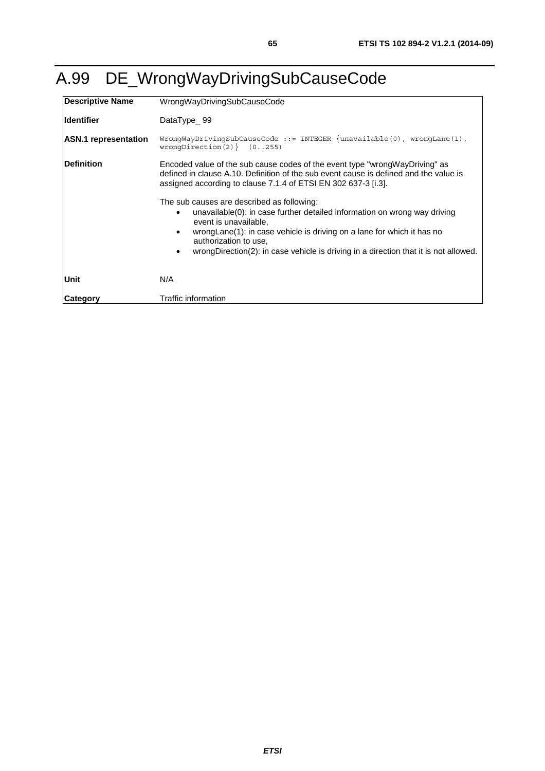# A.99 DE_WrongWayDrivingSubCauseCode

| | |
|---|---|
| **Descriptive Name** | WrongWayDrivingSubCauseCode |
| **Identifier** | DataType_ 99 |
| **ASN.1 representation** | `WrongWayDrivingSubCauseCode ::= INTEGER {unavailable(0), wrongLane(1), wrongDirection(2)} (0..255)` |
| **Definition** | Encoded value of the sub cause codes of the event type "wrongWayDriving" as defined in clause A.10. Definition of the sub event cause is defined and the value is assigned according to clause 7.1.4 of ETSI EN 302 637-3 [i.3].<br><br>The sub causes are described as following:<br>• unavailable(0): in case further detailed information on wrong way driving event is unavailable,<br>• wrongLane(1): in case vehicle is driving on a lane for which it has no authorization to use,<br>• wrongDirection(2): in case vehicle is driving in a direction that it is not allowed. |
| **Unit** | N/A |
| **Category** | Traffic information |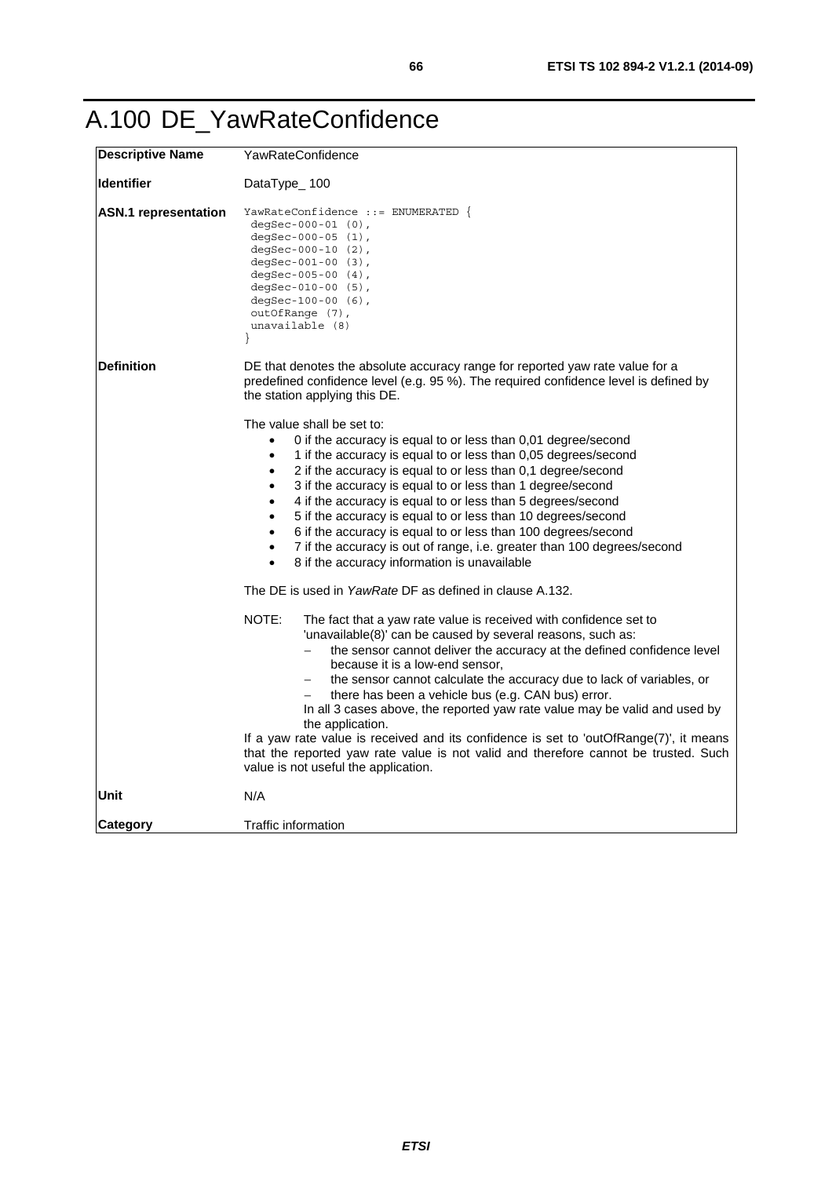# A.100 DE_YawRateConfidence

| | |
|---|---|
| **Descriptive Name** | YawRateConfidence |
| **Identifier** | DataType_ 100 |
| **ASN.1 representation** | `YawRateConfidence ::= ENUMERATED {`<br>`degSec-000-01 (0),`<br>`degSec-000-05 (1),`<br>`degSec-000-10 (2),`<br>`degSec-001-00 (3),`<br>`degSec-005-00 (4),`<br>`degSec-010-00 (5),`<br>`degSec-100-00 (6),`<br>`outOfRange (7),`<br>`unavailable (8)`<br>`}` |
| **Definition** | DE that denotes the absolute accuracy range for reported yaw rate value for a predefined confidence level (e.g. 95 %). The required confidence level is defined by the station applying this DE.<br><br>The value shall be set to:<br>• 0 if the accuracy is equal to or less than 0,01 degree/second<br>• 1 if the accuracy is equal to or less than 0,05 degrees/second<br>• 2 if the accuracy is equal to or less than 0,1 degree/second<br>• 3 if the accuracy is equal to or less than 1 degree/second<br>• 4 if the accuracy is equal to or less than 5 degrees/second<br>• 5 if the accuracy is equal to or less than 10 degrees/second<br>• 6 if the accuracy is equal to or less than 100 degrees/second<br>• 7 if the accuracy is out of range, i.e. greater than 100 degrees/second<br>• 8 if the accuracy information is unavailable<br><br>The DE is used in *YawRate* DF as defined in clause A.132.<br><br>NOTE: The fact that a yaw rate value is received with confidence set to 'unavailable(8)' can be caused by several reasons, such as:<br>– the sensor cannot deliver the accuracy at the defined confidence level because it is a low-end sensor,<br>– the sensor cannot calculate the accuracy due to lack of variables, or<br>– there has been a vehicle bus (e.g. CAN bus) error.<br>In all 3 cases above, the reported yaw rate value may be valid and used by the application.<br>If a yaw rate value is received and its confidence is set to 'outOfRange(7)', it means that the reported yaw rate value is not valid and therefore cannot be trusted. Such value is not useful the application. |
| **Unit** | N/A |
| **Category** | Traffic information |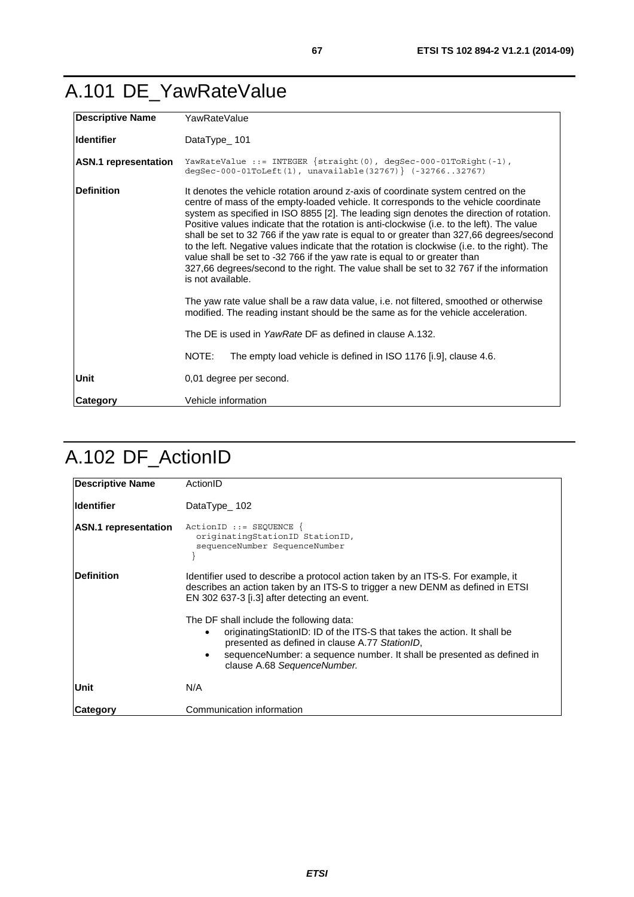# A.101 DE_YawRateValue

| | |
|---|---|
| **Descriptive Name** | YawRateValue |
| **Identifier** | DataType_ 101 |
| **ASN.1 representation** | `YawRateValue ::= INTEGER {straight(0), degSec-000-01ToRight(-1), degSec-000-01ToLeft(1), unavailable(32767)} (-32766..32767)` |
| **Definition** | It denotes the vehicle rotation around z-axis of coordinate system centred on the centre of mass of the empty-loaded vehicle. It corresponds to the vehicle coordinate system as specified in ISO 8855 [2]. The leading sign denotes the direction of rotation. Positive values indicate that the rotation is anti-clockwise (i.e. to the left). The value shall be set to 32 766 if the yaw rate is equal to or greater than 327,66 degrees/second to the left. Negative values indicate that the rotation is clockwise (i.e. to the right). The value shall be set to -32 766 if the yaw rate is equal to or greater than 327,66 degrees/second to the right. The value shall be set to 32 767 if the information is not available.<br><br>The yaw rate value shall be a raw data value, i.e. not filtered, smoothed or otherwise modified. The reading instant should be the same as for the vehicle acceleration.<br><br>The DE is used in *YawRate* DF as defined in clause A.132.<br><br>NOTE: The empty load vehicle is defined in ISO 1176 [i.9], clause 4.6. |
| **Unit** | 0,01 degree per second. |
| **Category** | Vehicle information |

# A.102 DF_ActionID

| | |
|---|---|
| **Descriptive Name** | ActionID |
| **Identifier** | DataType_ 102 |
| **ASN.1 representation** | `ActionID ::= SEQUENCE { originatingStationID StationID, sequenceNumber SequenceNumber }` |
| **Definition** | Identifier used to describe a protocol action taken by an ITS-S. For example, it describes an action taken by an ITS-S to trigger a new DENM as defined in ETSI EN 302 637-3 [i.3] after detecting an event.<br><br>The DF shall include the following data:<br>• originatingStationID: ID of the ITS-S that takes the action. It shall be presented as defined in clause A.77 *StationID*,<br>• sequenceNumber: a sequence number. It shall be presented as defined in clause A.68 *SequenceNumber.* |
| **Unit** | N/A |
| **Category** | Communication information |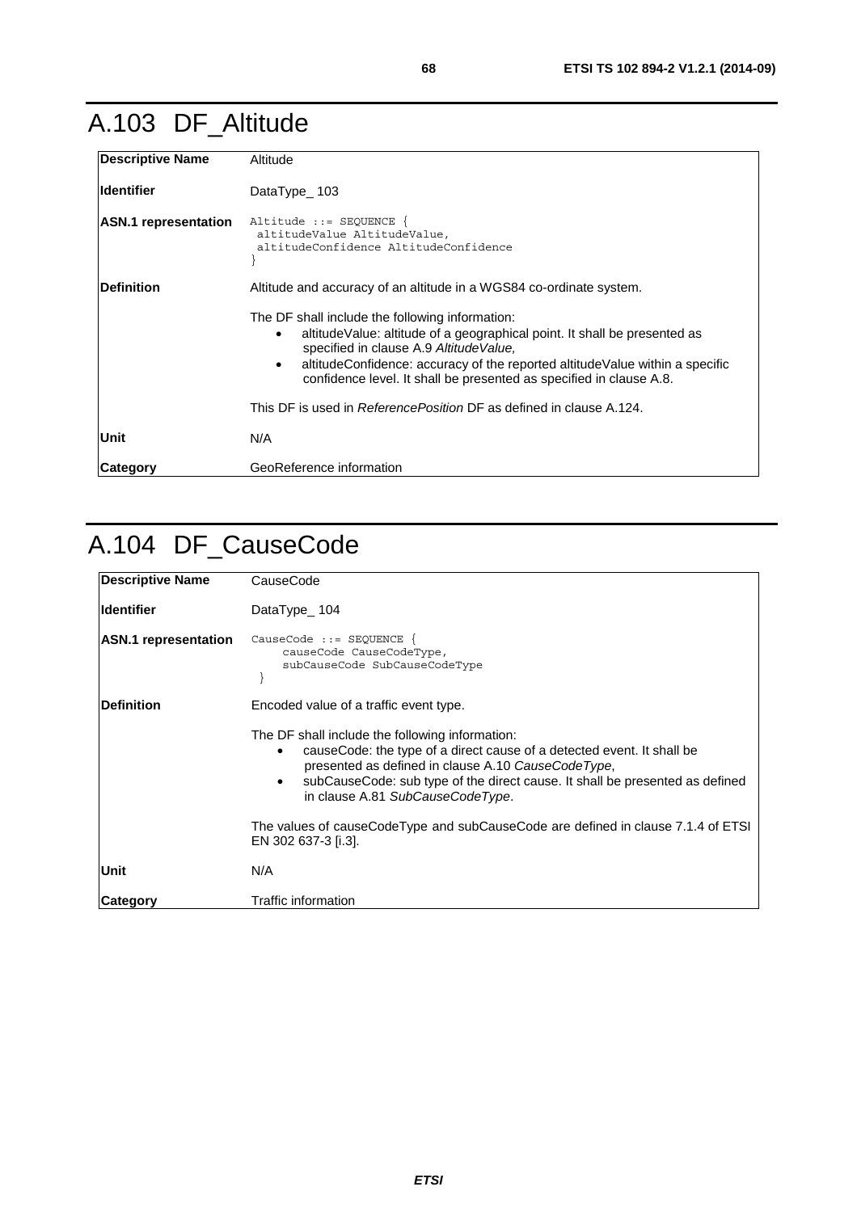# A.103 DF_Altitude

| | |
|---|---|
| **Descriptive Name** | Altitude |
| **Identifier** | DataType_ 103 |
| **ASN.1 representation** | `Altitude ::= SEQUENCE {`<br>` altitudeValue AltitudeValue,`<br>` altitudeConfidence AltitudeConfidence`<br>`}` |
| **Definition** | Altitude and accuracy of an altitude in a WGS84 co-ordinate system.<br><br>The DF shall include the following information:<br>• altitudeValue: altitude of a geographical point. It shall be presented as specified in clause A.9 *AltitudeValue,*<br>• altitudeConfidence: accuracy of the reported altitudeValue within a specific confidence level. It shall be presented as specified in clause A.8.<br><br>This DF is used in *ReferencePosition* DF as defined in clause A.124. |
| **Unit** | N/A |
| **Category** | GeoReference information |

# A.104 DF_CauseCode

| | |
|---|---|
| **Descriptive Name** | CauseCode |
| **Identifier** | DataType_ 104 |
| **ASN.1 representation** | `CauseCode ::= SEQUENCE {`<br>` causeCode CauseCodeType,`<br>` subCauseCode SubCauseCodeType`<br>` }` |
| **Definition** | Encoded value of a traffic event type.<br><br>The DF shall include the following information:<br>• causeCode: the type of a direct cause of a detected event. It shall be presented as defined in clause A.10 *CauseCodeType*,<br>• subCauseCode: sub type of the direct cause. It shall be presented as defined in clause A.81 *SubCauseCodeType*.<br><br>The values of causeCodeType and subCauseCode are defined in clause 7.1.4 of ETSI EN 302 637-3 [i.3]. |
| **Unit** | N/A |
| **Category** | Traffic information |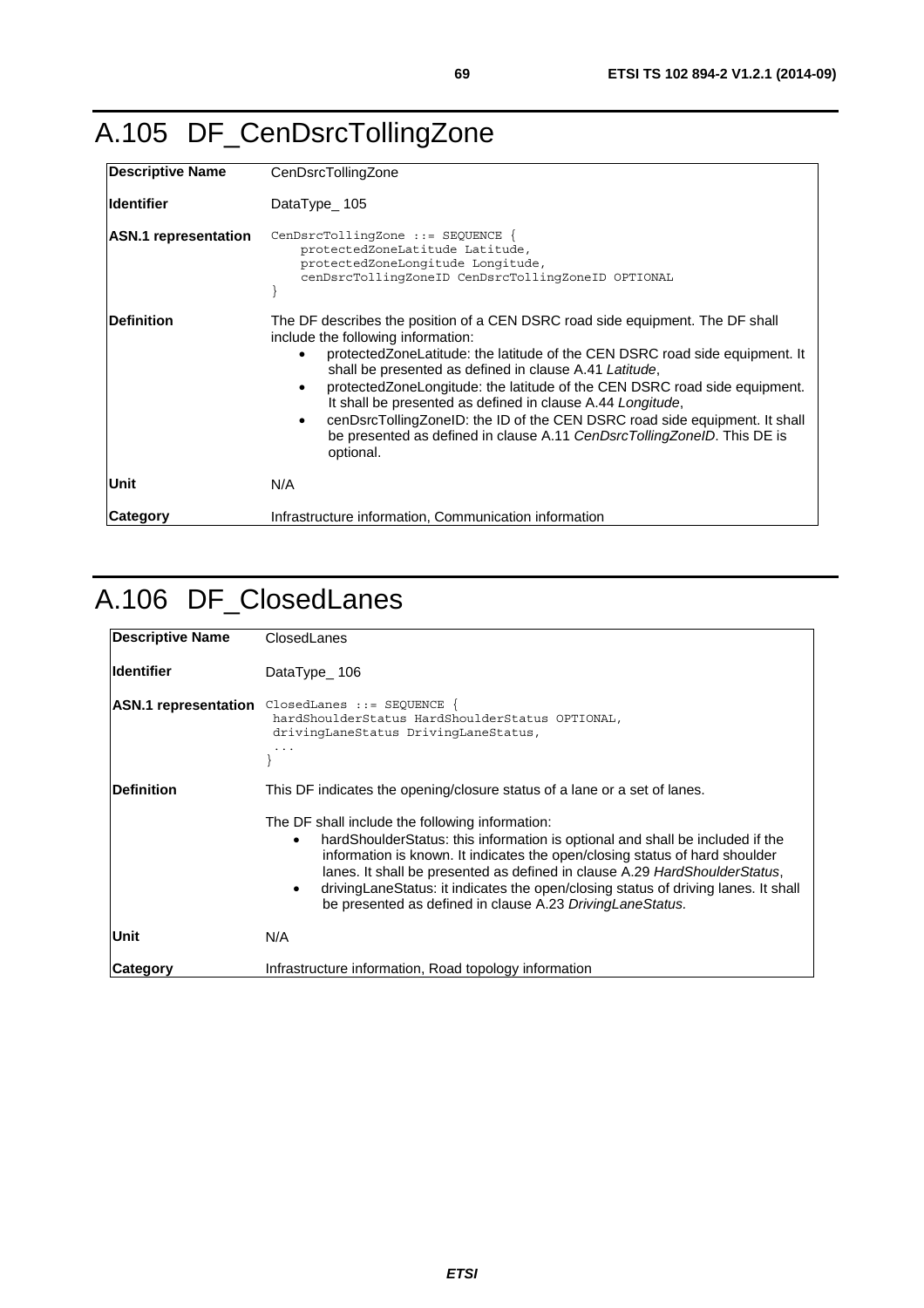# A.105 DF_CenDsrcTollingZone

| | |
|---|---|
| **Descriptive Name** | CenDsrcTollingZone |
| **Identifier** | DataType_ 105 |
| **ASN.1 representation** | `CenDsrcTollingZone ::= SEQUENCE {`<br>`    protectedZoneLatitude Latitude,`<br>`    protectedZoneLongitude Longitude,`<br>`    cenDsrcTollingZoneID CenDsrcTollingZoneID OPTIONAL`<br>`}` |
| **Definition** | The DF describes the position of a CEN DSRC road side equipment. The DF shall include the following information:<br>• protectedZoneLatitude: the latitude of the CEN DSRC road side equipment. It shall be presented as defined in clause A.41 *Latitude*,<br>• protectedZoneLongitude: the latitude of the CEN DSRC road side equipment. It shall be presented as defined in clause A.44 *Longitude*,<br>• cenDsrcTollingZoneID: the ID of the CEN DSRC road side equipment. It shall be presented as defined in clause A.11 *CenDsrcTollingZoneID*. This DE is optional. |
| **Unit** | N/A |
| **Category** | Infrastructure information, Communication information |

# A.106 DF_ClosedLanes

| | |
|---|---|
| **Descriptive Name** | ClosedLanes |
| **Identifier** | DataType_ 106 |
| **ASN.1 representation** | `ClosedLanes ::= SEQUENCE {`<br>`  hardShoulderStatus HardShoulderStatus OPTIONAL,`<br>`  drivingLaneStatus DrivingLaneStatus,`<br>`  ...`<br>`}` |
| **Definition** | This DF indicates the opening/closure status of a lane or a set of lanes.<br><br>The DF shall include the following information:<br>• hardShoulderStatus: this information is optional and shall be included if the information is known. It indicates the open/closing status of hard shoulder lanes. It shall be presented as defined in clause A.29 *HardShoulderStatus*,<br>• drivingLaneStatus: it indicates the open/closing status of driving lanes. It shall be presented as defined in clause A.23 *DrivingLaneStatus*. |
| **Unit** | N/A |
| **Category** | Infrastructure information, Road topology information |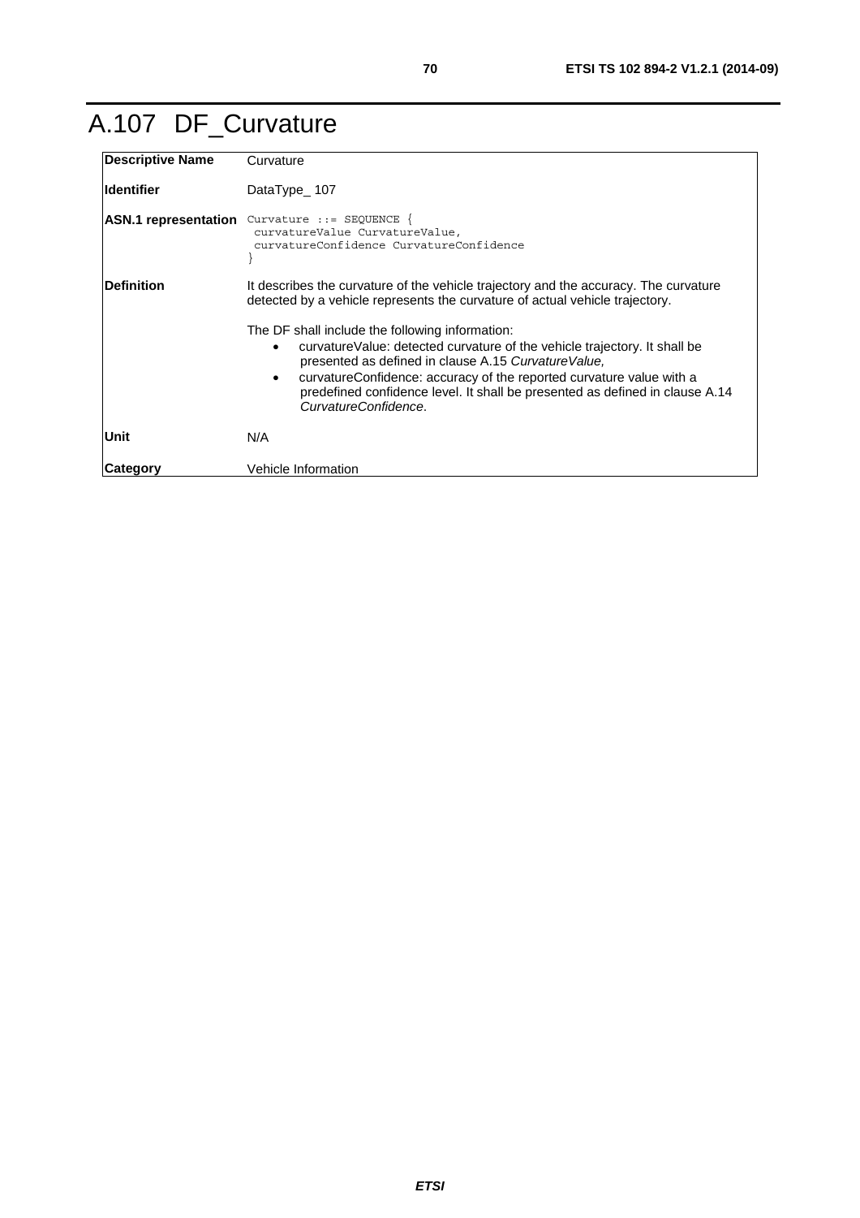# A.107 DF_Curvature

| | |
|---|---|
| **Descriptive Name** | Curvature |
| **Identifier** | DataType_ 107 |
| **ASN.1 representation** | `Curvature ::= SEQUENCE {`<br>`  curvatureValue CurvatureValue,`<br>`  curvatureConfidence CurvatureConfidence`<br>`}` |
| **Definition** | It describes the curvature of the vehicle trajectory and the accuracy. The curvature detected by a vehicle represents the curvature of actual vehicle trajectory.<br><br>The DF shall include the following information:<br>• curvatureValue: detected curvature of the vehicle trajectory. It shall be presented as defined in clause A.15 *CurvatureValue,*<br>• curvatureConfidence: accuracy of the reported curvature value with a predefined confidence level. It shall be presented as defined in clause A.14 *CurvatureConfidence*. |
| **Unit** | N/A |
| **Category** | Vehicle Information |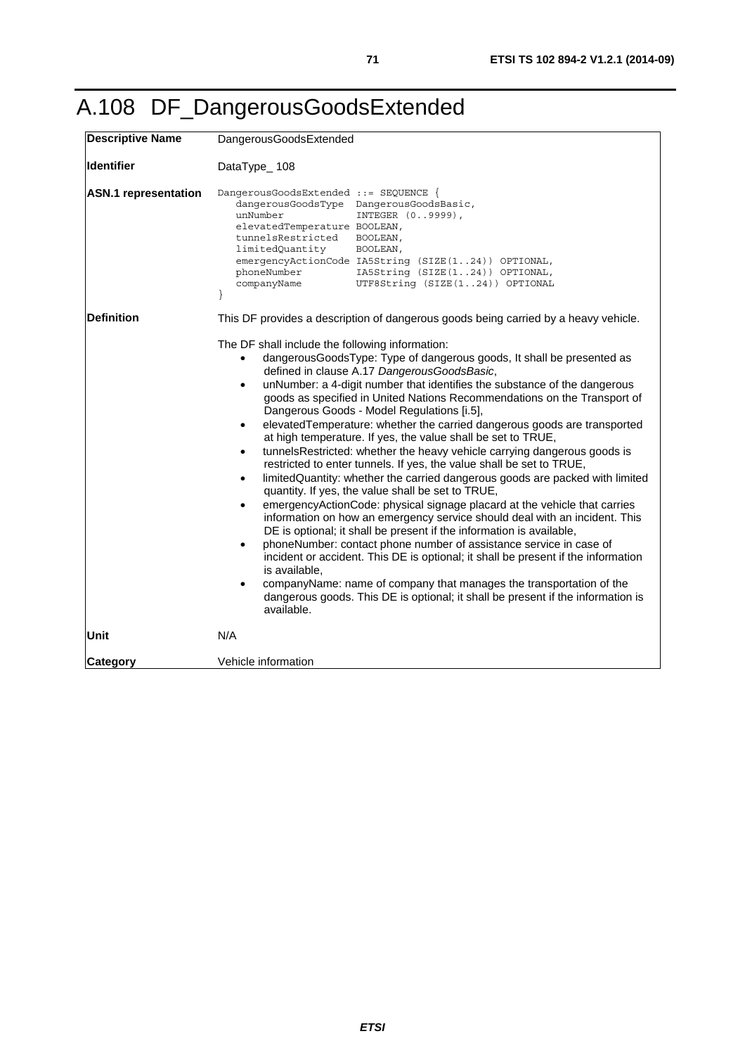# A.108 DF_DangerousGoodsExtended

| | |
|---|---|
| **Descriptive Name** | DangerousGoodsExtended |
| **Identifier** | DataType_ 108 |
| **ASN.1 representation** | `DangerousGoodsExtended ::= SEQUENCE {`<br>`dangerousGoodsType DangerousGoodsBasic,`<br>`unNumber INTEGER (0..9999),`<br>`elevatedTemperature BOOLEAN,`<br>`tunnelsRestricted BOOLEAN,`<br>`limitedQuantity BOOLEAN,`<br>`emergencyActionCode IA5String (SIZE(1..24)) OPTIONAL,`<br>`phoneNumber IA5String (SIZE(1..24)) OPTIONAL,`<br>`companyName UTF8String (SIZE(1..24)) OPTIONAL`<br>`}` |
| **Definition** | This DF provides a description of dangerous goods being carried by a heavy vehicle.<br><br>The DF shall include the following information:<br>• dangerousGoodsType: Type of dangerous goods, It shall be presented as defined in clause A.17 *DangerousGoodsBasic*,<br>• unNumber: a 4-digit number that identifies the substance of the dangerous goods as specified in United Nations Recommendations on the Transport of Dangerous Goods - Model Regulations [i.5],<br>• elevatedTemperature: whether the carried dangerous goods are transported at high temperature. If yes, the value shall be set to TRUE,<br>• tunnelsRestricted: whether the heavy vehicle carrying dangerous goods is restricted to enter tunnels. If yes, the value shall be set to TRUE,<br>• limitedQuantity: whether the carried dangerous goods are packed with limited quantity. If yes, the value shall be set to TRUE,<br>• emergencyActionCode: physical signage placard at the vehicle that carries information on how an emergency service should deal with an incident. This DE is optional; it shall be present if the information is available,<br>• phoneNumber: contact phone number of assistance service in case of incident or accident. This DE is optional; it shall be present if the information is available,<br>• companyName: name of company that manages the transportation of the dangerous goods. This DE is optional; it shall be present if the information is available. |
| **Unit** | N/A |
| **Category** | Vehicle information |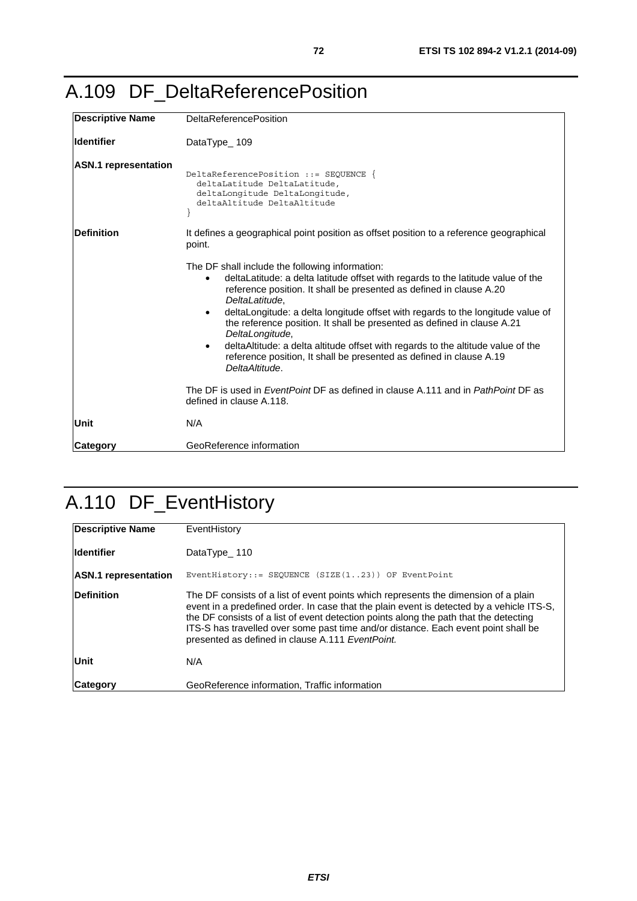# A.109 DF_DeltaReferencePosition

| | |
|---|---|
| **Descriptive Name** | DeltaReferencePosition |
| **Identifier** | DataType_ 109 |
| **ASN.1 representation** | `DeltaReferencePosition ::= SEQUENCE {`<br>`  deltaLatitude DeltaLatitude,`<br>`  deltaLongitude DeltaLongitude,`<br>`  deltaAltitude DeltaAltitude`<br>`}` |
| **Definition** | It defines a geographical point position as offset position to a reference geographical point.<br><br>The DF shall include the following information:<br>• deltaLatitude: a delta latitude offset with regards to the latitude value of the reference position. It shall be presented as defined in clause A.20 *DeltaLatitude*,<br>• deltaLongitude: a delta longitude offset with regards to the longitude value of the reference position. It shall be presented as defined in clause A.21 *DeltaLongitude*,<br>• deltaAltitude: a delta altitude offset with regards to the altitude value of the reference position, It shall be presented as defined in clause A.19 *DeltaAltitude*.<br><br>The DF is used in *EventPoint* DF as defined in clause A.111 and in *PathPoint* DF as defined in clause A.118. |
| **Unit** | N/A |
| **Category** | GeoReference information |

# A.110 DF_EventHistory

| | |
|---|---|
| **Descriptive Name** | EventHistory |
| **Identifier** | DataType_ 110 |
| **ASN.1 representation** | `EventHistory::= SEQUENCE (SIZE(1..23)) OF EventPoint` |
| **Definition** | The DF consists of a list of event points which represents the dimension of a plain event in a predefined order. In case that the plain event is detected by a vehicle ITS-S, the DF consists of a list of event detection points along the path that the detecting ITS-S has travelled over some past time and/or distance. Each event point shall be presented as defined in clause A.111 *EventPoint.* |
| **Unit** | N/A |
| **Category** | GeoReference information, Traffic information |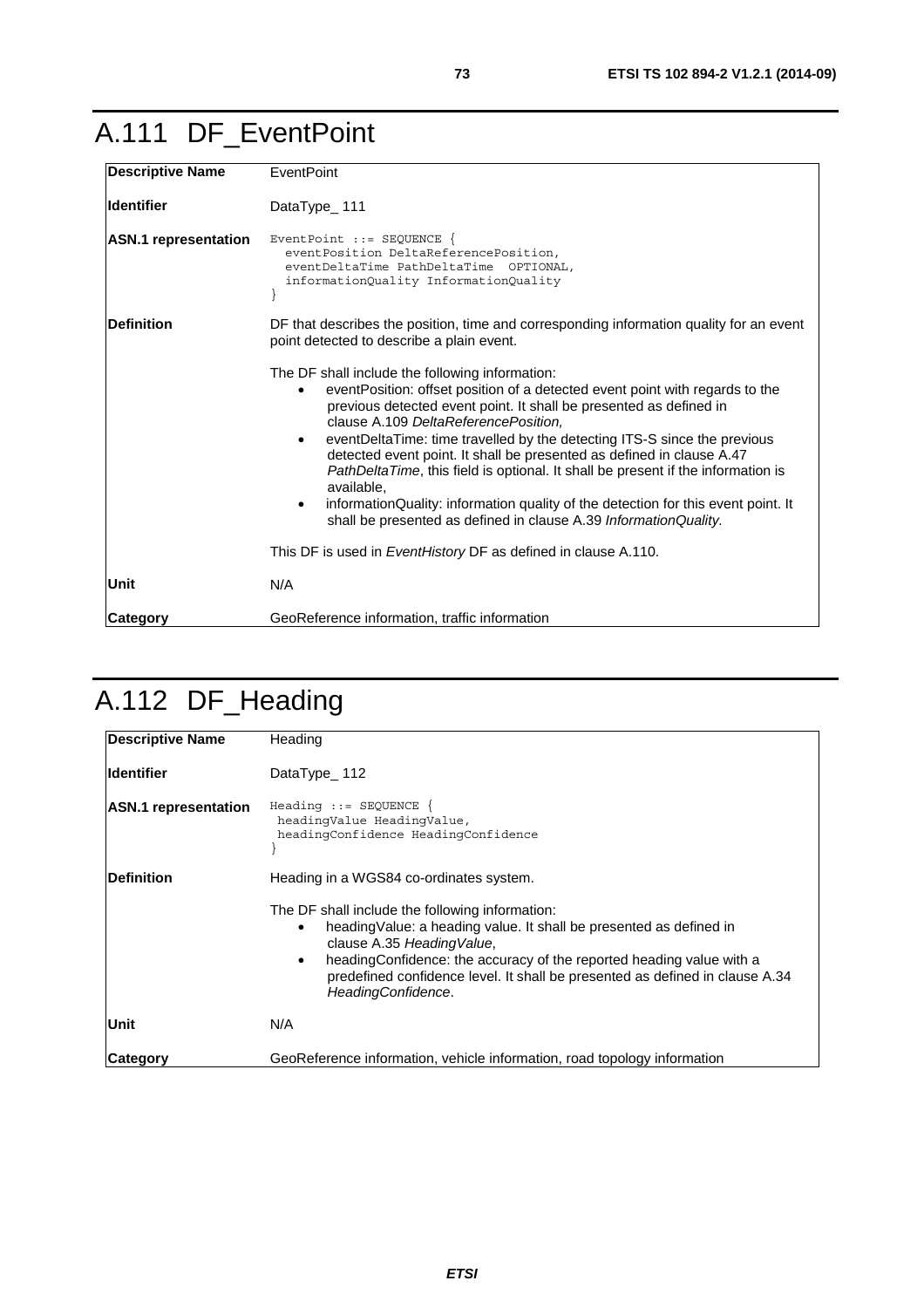# A.111 DF_EventPoint

| | |
|---|---|
| **Descriptive Name** | EventPoint |
| **Identifier** | DataType_ 111 |
| **ASN.1 representation** | `EventPoint ::= SEQUENCE {`<br>`  eventPosition DeltaReferencePosition,`<br>`  eventDeltaTime PathDeltaTime  OPTIONAL,`<br>`  informationQuality InformationQuality`<br>`}` |
| **Definition** | DF that describes the position, time and corresponding information quality for an event point detected to describe a plain event.<br><br>The DF shall include the following information:<br>• eventPosition: offset position of a detected event point with regards to the previous detected event point. It shall be presented as defined in clause A.109 *DeltaReferencePosition,*<br>• eventDeltaTime: time travelled by the detecting ITS-S since the previous detected event point. It shall be presented as defined in clause A.47 *PathDeltaTime*, this field is optional. It shall be present if the information is available,<br>• informationQuality: information quality of the detection for this event point. It shall be presented as defined in clause A.39 *InformationQuality.*<br><br>This DF is used in *EventHistory* DF as defined in clause A.110. |
| **Unit** | N/A |
| **Category** | GeoReference information, traffic information |

# A.112 DF_Heading

| | |
|---|---|
| **Descriptive Name** | Heading |
| **Identifier** | DataType_ 112 |
| **ASN.1 representation** | `Heading ::= SEQUENCE {`<br>` headingValue HeadingValue,`<br>` headingConfidence HeadingConfidence`<br>`}` |
| **Definition** | Heading in a WGS84 co-ordinates system.<br><br>The DF shall include the following information:<br>• headingValue: a heading value. It shall be presented as defined in clause A.35 *HeadingValue*,<br>• headingConfidence: the accuracy of the reported heading value with a predefined confidence level. It shall be presented as defined in clause A.34 *HeadingConfidence*. |
| **Unit** | N/A |
| **Category** | GeoReference information, vehicle information, road topology information |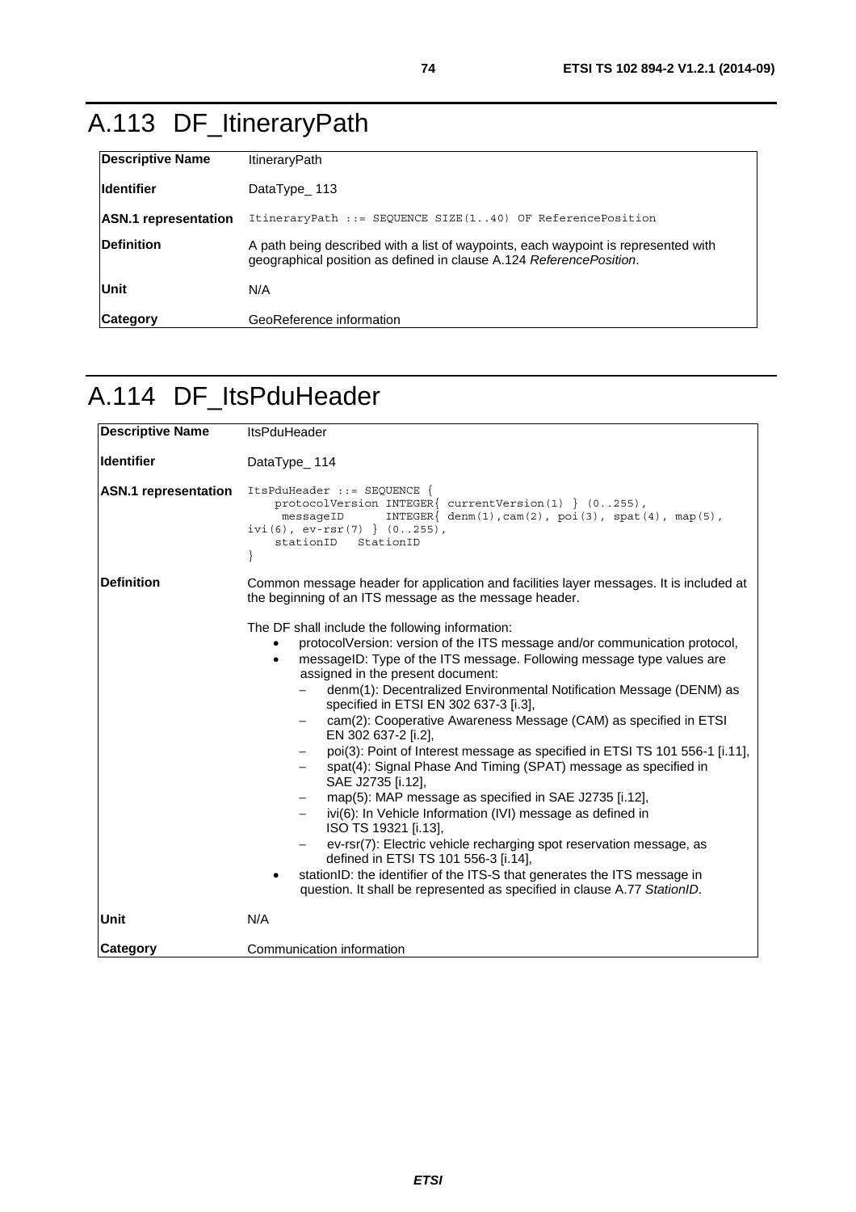# A.113 DF_ItineraryPath

| | |
|---|---|
| **Descriptive Name** | ItineraryPath |
| **Identifier** | DataType_ 113 |
| **ASN.1 representation** | `ItineraryPath ::= SEQUENCE SIZE(1..40) OF ReferencePosition` |
| **Definition** | A path being described with a list of waypoints, each waypoint is represented with geographical position as defined in clause A.124 *ReferencePosition*. |
| **Unit** | N/A |
| **Category** | GeoReference information |

# A.114 DF_ItsPduHeader

<table>
<tr><td><b>Descriptive Name</b></td><td>ItsPduHeader</td></tr>
<tr><td><b>Identifier</b></td><td>DataType_ 114</td></tr>
<tr><td><b>ASN.1 representation</b></td><td><pre>ItsPduHeader ::= SEQUENCE {
    protocolVersion INTEGER{ currentVersion(1) } (0..255),
     messageID      INTEGER{ denm(1),cam(2), poi(3), spat(4), map(5),
ivi(6), ev-rsr(7) } (0..255),
    stationID   StationID
}</pre></td></tr>
<tr><td><b>Definition</b></td><td>Common message header for application and facilities layer messages. It is included at the beginning of an ITS message as the message header.<br><br>The DF shall include the following information:
<ul>
<li>protocolVersion: version of the ITS message and/or communication protocol,</li>
<li>messageID: Type of the ITS message. Following message type values are assigned in the present document:
<ul>
<li>denm(1): Decentralized Environmental Notification Message (DENM) as specified in ETSI EN 302 637-3 [i.3],</li>
<li>cam(2): Cooperative Awareness Message (CAM) as specified in ETSI EN 302 637-2 [i.2],</li>
<li>poi(3): Point of Interest message as specified in ETSI TS 101 556-1 [i.11],</li>
<li>spat(4): Signal Phase And Timing (SPAT) message as specified in SAE J2735 [i.12],</li>
<li>map(5): MAP message as specified in SAE J2735 [i.12],</li>
<li>ivi(6): In Vehicle Information (IVI) message as defined in ISO TS 19321 [i.13],</li>
<li>ev-rsr(7): Electric vehicle recharging spot reservation message, as defined in ETSI TS 101 556-3 [i.14],</li>
</ul></li>
<li>stationID: the identifier of the ITS-S that generates the ITS message in question. It shall be represented as specified in clause A.77 <i>StationID</i>.</li>
</ul></td></tr>
<tr><td><b>Unit</b></td><td>N/A</td></tr>
<tr><td><b>Category</b></td><td>Communication information</td></tr>
</table>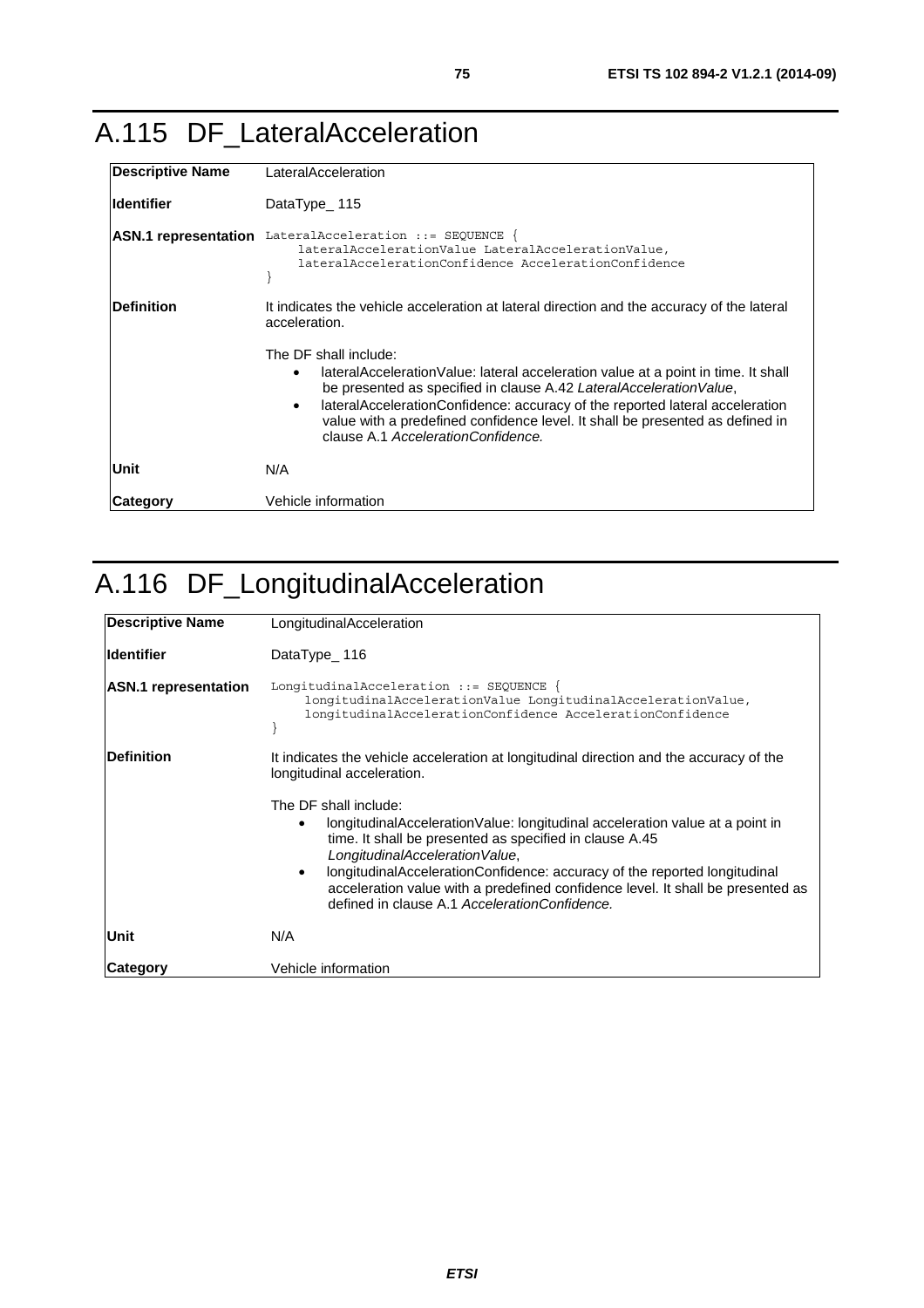# A.115 DF_LateralAcceleration

| | |
|---|---|
| **Descriptive Name** | LateralAcceleration |
| **Identifier** | DataType_ 115 |
| **ASN.1 representation** | `LateralAcceleration ::= SEQUENCE {`<br>`    lateralAccelerationValue LateralAccelerationValue,`<br>`    lateralAccelerationConfidence AccelerationConfidence`<br>`}` |
| **Definition** | It indicates the vehicle acceleration at lateral direction and the accuracy of the lateral acceleration.<br><br>The DF shall include:<br>• lateralAccelerationValue: lateral acceleration value at a point in time. It shall be presented as specified in clause A.42 *LateralAccelerationValue*,<br>• lateralAccelerationConfidence: accuracy of the reported lateral acceleration value with a predefined confidence level. It shall be presented as defined in clause A.1 *AccelerationConfidence.* |
| **Unit** | N/A |
| **Category** | Vehicle information |

# A.116 DF_LongitudinalAcceleration

| | |
|---|---|
| **Descriptive Name** | LongitudinalAcceleration |
| **Identifier** | DataType_ 116 |
| **ASN.1 representation** | `LongitudinalAcceleration ::= SEQUENCE {`<br>`    longitudinalAccelerationValue LongitudinalAccelerationValue,`<br>`    longitudinalAccelerationConfidence AccelerationConfidence`<br>`}` |
| **Definition** | It indicates the vehicle acceleration at longitudinal direction and the accuracy of the longitudinal acceleration.<br><br>The DF shall include:<br>• longitudinalAccelerationValue: longitudinal acceleration value at a point in time. It shall be presented as specified in clause A.45 *LongitudinalAccelerationValue*,<br>• longitudinalAccelerationConfidence: accuracy of the reported longitudinal acceleration value with a predefined confidence level. It shall be presented as defined in clause A.1 *AccelerationConfidence.* |
| **Unit** | N/A |
| **Category** | Vehicle information |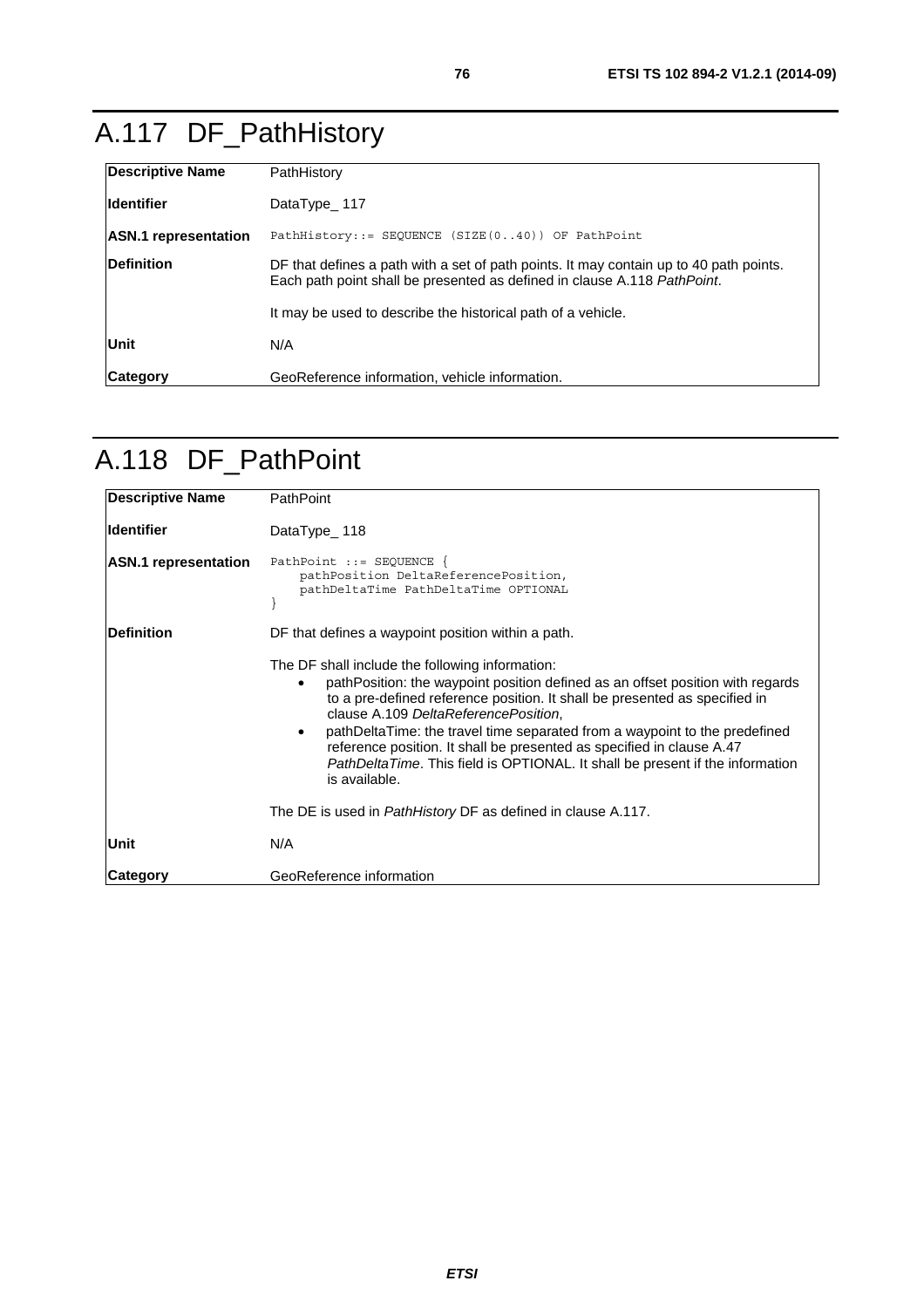# A.117 DF_PathHistory

| **Descriptive Name** | PathHistory |
|---|---|
| **Identifier** | DataType_ 117 |
| **ASN.1 representation** | `PathHistory::= SEQUENCE (SIZE(0..40)) OF PathPoint` |
| **Definition** | DF that defines a path with a set of path points. It may contain up to 40 path points. Each path point shall be presented as defined in clause A.118 *PathPoint*.<br><br>It may be used to describe the historical path of a vehicle. |
| **Unit** | N/A |
| **Category** | GeoReference information, vehicle information. |

# A.118 DF_PathPoint

| **Descriptive Name** | PathPoint |
|---|---|
| **Identifier** | DataType_ 118 |
| **ASN.1 representation** | `PathPoint ::= SEQUENCE {`<br>`    pathPosition DeltaReferencePosition,`<br>`    pathDeltaTime PathDeltaTime OPTIONAL`<br>`}` |
| **Definition** | DF that defines a waypoint position within a path.<br><br>The DF shall include the following information:<br>• pathPosition: the waypoint position defined as an offset position with regards to a pre-defined reference position. It shall be presented as specified in clause A.109 *DeltaReferencePosition*,<br>• pathDeltaTime: the travel time separated from a waypoint to the predefined reference position. It shall be presented as specified in clause A.47 *PathDeltaTime*. This field is OPTIONAL. It shall be present if the information is available.<br><br>The DE is used in *PathHistory* DF as defined in clause A.117. |
| **Unit** | N/A |
| **Category** | GeoReference information |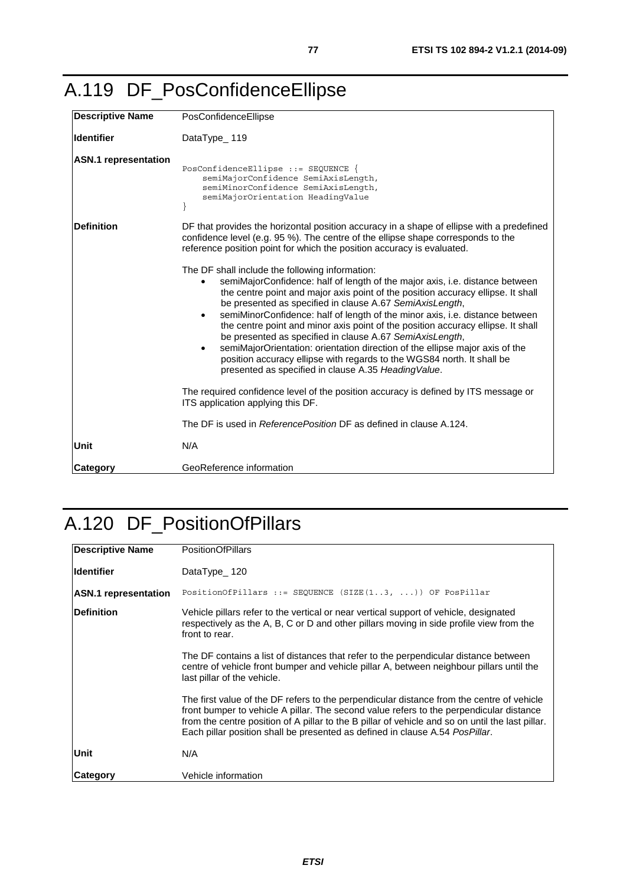# A.119 DF_PosConfidenceEllipse

| **Descriptive Name** | PosConfidenceEllipse |
|---|---|
| **Identifier** | DataType_ 119 |
| **ASN.1 representation** | `PosConfidenceEllipse ::= SEQUENCE { semiMajorConfidence SemiAxisLength, semiMinorConfidence SemiAxisLength, semiMajorOrientation HeadingValue }` |
| **Definition** | DF that provides the horizontal position accuracy in a shape of ellipse with a predefined confidence level (e.g. 95 %). The centre of the ellipse shape corresponds to the reference position point for which the position accuracy is evaluated.<br><br>The DF shall include the following information:<br>• semiMajorConfidence: half of length of the major axis, i.e. distance between the centre point and major axis point of the position accuracy ellipse. It shall be presented as specified in clause A.67 *SemiAxisLength*,<br>• semiMinorConfidence: half of length of the minor axis, i.e. distance between the centre point and minor axis point of the position accuracy ellipse. It shall be presented as specified in clause A.67 *SemiAxisLength*,<br>• semiMajorOrientation: orientation direction of the ellipse major axis of the position accuracy ellipse with regards to the WGS84 north. It shall be presented as specified in clause A.35 *HeadingValue*.<br><br>The required confidence level of the position accuracy is defined by ITS message or ITS application applying this DF.<br><br>The DF is used in *ReferencePosition* DF as defined in clause A.124. |
| **Unit** | N/A |
| **Category** | GeoReference information |

# A.120 DF_PositionOfPillars

| **Descriptive Name** | PositionOfPillars |
|---|---|
| **Identifier** | DataType_ 120 |
| **ASN.1 representation** | `PositionOfPillars ::= SEQUENCE (SIZE(1..3, ...)) OF PosPillar` |
| **Definition** | Vehicle pillars refer to the vertical or near vertical support of vehicle, designated respectively as the A, B, C or D and other pillars moving in side profile view from the front to rear.<br><br>The DF contains a list of distances that refer to the perpendicular distance between centre of vehicle front bumper and vehicle pillar A, between neighbour pillars until the last pillar of the vehicle.<br><br>The first value of the DF refers to the perpendicular distance from the centre of vehicle front bumper to vehicle A pillar. The second value refers to the perpendicular distance from the centre position of A pillar to the B pillar of vehicle and so on until the last pillar. Each pillar position shall be presented as defined in clause A.54 *PosPillar*. |
| **Unit** | N/A |
| **Category** | Vehicle information |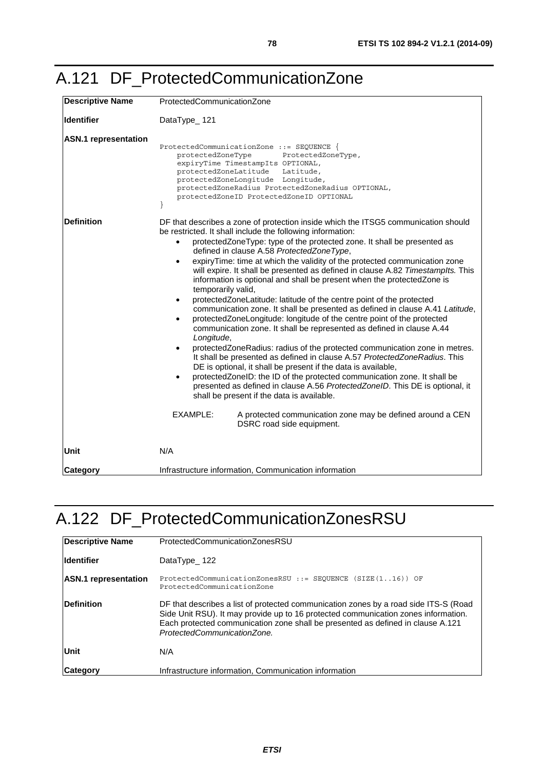# A.121 DF_ProtectedCommunicationZone

| | |
|---|---|
| **Descriptive Name** | ProtectedCommunicationZone |
| **Identifier** | DataType_ 121 |
| **ASN.1 representation** | `ProtectedCommunicationZone ::= SEQUENCE {`<br>`    protectedZoneType       ProtectedZoneType,`<br>`    expiryTime TimestampIts OPTIONAL,`<br>`    protectedZoneLatitude   Latitude,`<br>`    protectedZoneLongitude  Longitude,`<br>`    protectedZoneRadius ProtectedZoneRadius OPTIONAL,`<br>`    protectedZoneID ProtectedZoneID OPTIONAL`<br>`}` |
| **Definition** | DF that describes a zone of protection inside which the ITSG5 communication should be restricted. It shall include the following information:<br>• protectedZoneType: type of the protected zone. It shall be presented as defined in clause A.58 *ProtectedZoneType*,<br>• expiryTime: time at which the validity of the protected communication zone will expire. It shall be presented as defined in clause A.82 *TimestampIts.* This information is optional and shall be present when the protectedZone is temporarily valid,<br>• protectedZoneLatitude: latitude of the centre point of the protected communication zone. It shall be presented as defined in clause A.41 *Latitude*,<br>• protectedZoneLongitude: longitude of the centre point of the protected communication zone. It shall be represented as defined in clause A.44 *Longitude*,<br>• protectedZoneRadius: radius of the protected communication zone in metres. It shall be presented as defined in clause A.57 *ProtectedZoneRadius*. This DE is optional, it shall be present if the data is available,<br>• protectedZoneID: the ID of the protected communication zone. It shall be presented as defined in clause A.56 *ProtectedZoneID*. This DE is optional, it shall be present if the data is available.<br><br>EXAMPLE: A protected communication zone may be defined around a CEN DSRC road side equipment. |
| **Unit** | N/A |
| **Category** | Infrastructure information, Communication information |

# A.122 DF_ProtectedCommunicationZonesRSU

| | |
|---|---|
| **Descriptive Name** | ProtectedCommunicationZonesRSU |
| **Identifier** | DataType_ 122 |
| **ASN.1 representation** | `ProtectedCommunicationZonesRSU ::= SEQUENCE (SIZE(1..16)) OF ProtectedCommunicationZone` |
| **Definition** | DF that describes a list of protected communication zones by a road side ITS-S (Road Side Unit RSU). It may provide up to 16 protected communication zones information. Each protected communication zone shall be presented as defined in clause A.121 *ProtectedCommunicationZone.* |
| **Unit** | N/A |
| **Category** | Infrastructure information, Communication information |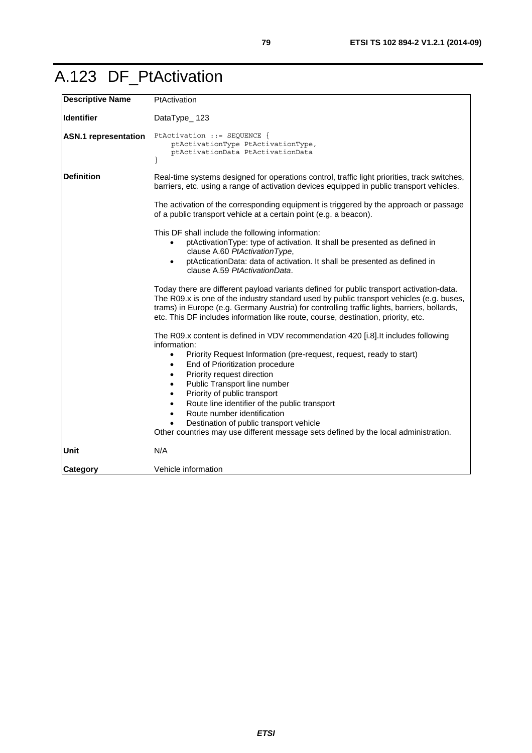# A.123 DF_PtActivation

| | |
|---|---|
| **Descriptive Name** | PtActivation |
| **Identifier** | DataType_ 123 |
| **ASN.1 representation** | `PtActivation ::= SEQUENCE {`<br>`    ptActivationType PtActivationType,`<br>`    ptActivationData PtActivationData`<br>`}` |
| **Definition** | Real-time systems designed for operations control, traffic light priorities, track switches, barriers, etc. using a range of activation devices equipped in public transport vehicles.<br><br>The activation of the corresponding equipment is triggered by the approach or passage of a public transport vehicle at a certain point (e.g. a beacon).<br><br>This DF shall include the following information:<br>• ptActivationType: type of activation. It shall be presented as defined in clause A.60 *PtActivationType*,<br>• ptActicationData: data of activation. It shall be presented as defined in clause A.59 *PtActivationData*.<br><br>Today there are different payload variants defined for public transport activation-data. The R09.x is one of the industry standard used by public transport vehicles (e.g. buses, trams) in Europe (e.g. Germany Austria) for controlling traffic lights, barriers, bollards, etc. This DF includes information like route, course, destination, priority, etc.<br><br>The R09.x content is defined in VDV recommendation 420 [i.8].It includes following information:<br>• Priority Request Information (pre-request, request, ready to start)<br>• End of Prioritization procedure<br>• Priority request direction<br>• Public Transport line number<br>• Priority of public transport<br>• Route line identifier of the public transport<br>• Route number identification<br>• Destination of public transport vehicle<br>Other countries may use different message sets defined by the local administration. |
| **Unit** | N/A |
| **Category** | Vehicle information |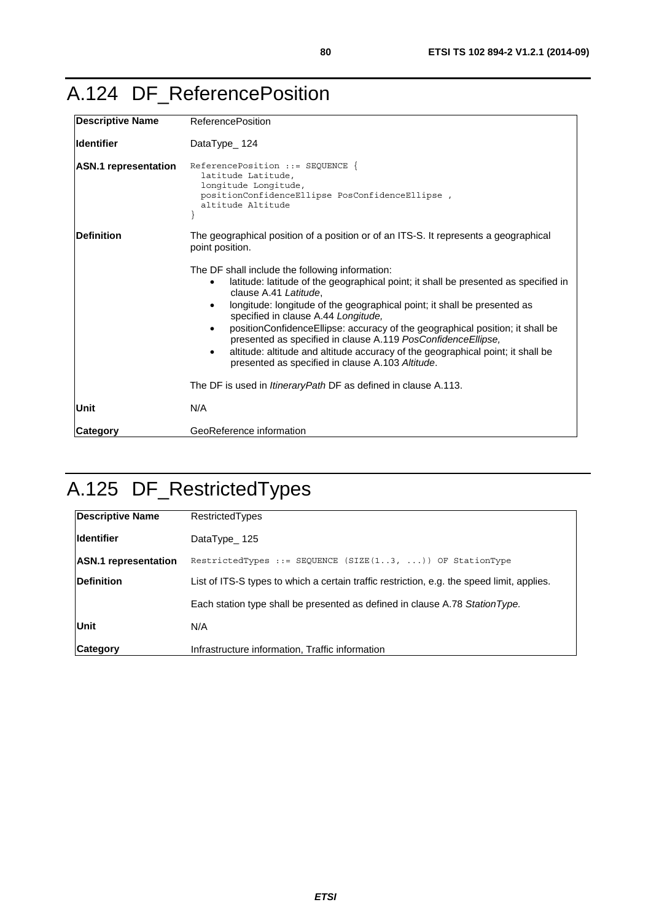# A.124 DF_ReferencePosition

| | |
|---|---|
| **Descriptive Name** | ReferencePosition |
| **Identifier** | DataType_ 124 |
| **ASN.1 representation** | `ReferencePosition ::= SEQUENCE { latitude Latitude, longitude Longitude, positionConfidenceEllipse PosConfidenceEllipse , altitude Altitude }` |
| **Definition** | The geographical position of a position or of an ITS-S. It represents a geographical point position.<br><br>The DF shall include the following information:<br>• latitude: latitude of the geographical point; it shall be presented as specified in clause A.41 *Latitude*,<br>• longitude: longitude of the geographical point; it shall be presented as specified in clause A.44 *Longitude,*<br>• positionConfidenceEllipse: accuracy of the geographical position; it shall be presented as specified in clause A.119 *PosConfidenceEllipse,*<br>• altitude: altitude and altitude accuracy of the geographical point; it shall be presented as specified in clause A.103 *Altitude*.<br><br>The DF is used in *ItineraryPath* DF as defined in clause A.113. |
| **Unit** | N/A |
| **Category** | GeoReference information |

# A.125 DF_RestrictedTypes

| | |
|---|---|
| **Descriptive Name** | RestrictedTypes |
| **Identifier** | DataType_ 125 |
| **ASN.1 representation** | `RestrictedTypes ::= SEQUENCE (SIZE(1..3, ...)) OF StationType` |
| **Definition** | List of ITS-S types to which a certain traffic restriction, e.g. the speed limit, applies.<br><br>Each station type shall be presented as defined in clause A.78 *StationType.* |
| **Unit** | N/A |
| **Category** | Infrastructure information, Traffic information |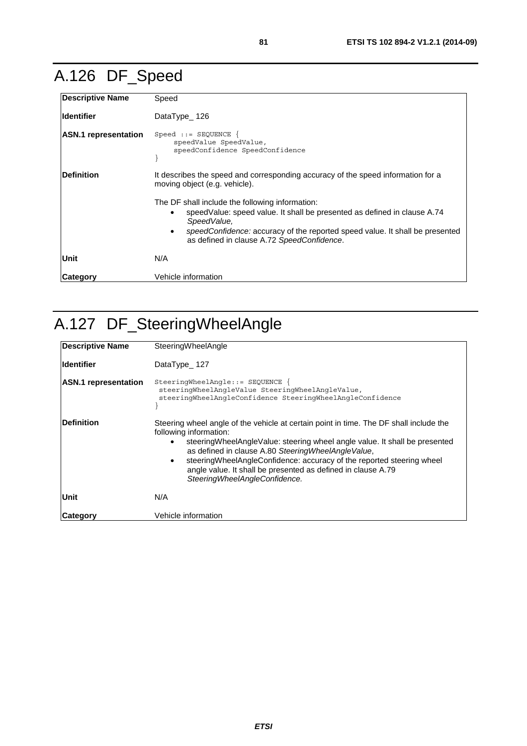# A.126 DF_Speed

| | |
|---|---|
| **Descriptive Name** | Speed |
| **Identifier** | DataType_ 126 |
| **ASN.1 representation** | `Speed ::= SEQUENCE { speedValue SpeedValue, speedConfidence SpeedConfidence }` |
| **Definition** | It describes the speed and corresponding accuracy of the speed information for a moving object (e.g. vehicle).<br><br>The DF shall include the following information:<br>• speedValue: speed value. It shall be presented as defined in clause A.74 *SpeedValue,*<br>• *speedConfidence:* accuracy of the reported speed value. It shall be presented as defined in clause A.72 *SpeedConfidence*. |
| **Unit** | N/A |
| **Category** | Vehicle information |

# A.127 DF_SteeringWheelAngle

| | |
|---|---|
| **Descriptive Name** | SteeringWheelAngle |
| **Identifier** | DataType_ 127 |
| **ASN.1 representation** | `SteeringWheelAngle::= SEQUENCE { steeringWheelAngleValue SteeringWheelAngleValue, steeringWheelAngleConfidence SteeringWheelAngleConfidence }` |
| **Definition** | Steering wheel angle of the vehicle at certain point in time. The DF shall include the following information:<br>• steeringWheelAngleValue: steering wheel angle value. It shall be presented as defined in clause A.80 *SteeringWheelAngleValue*,<br>• steeringWheelAngleConfidence: accuracy of the reported steering wheel angle value. It shall be presented as defined in clause A.79 *SteeringWheelAngleConfidence.* |
| **Unit** | N/A |
| **Category** | Vehicle information |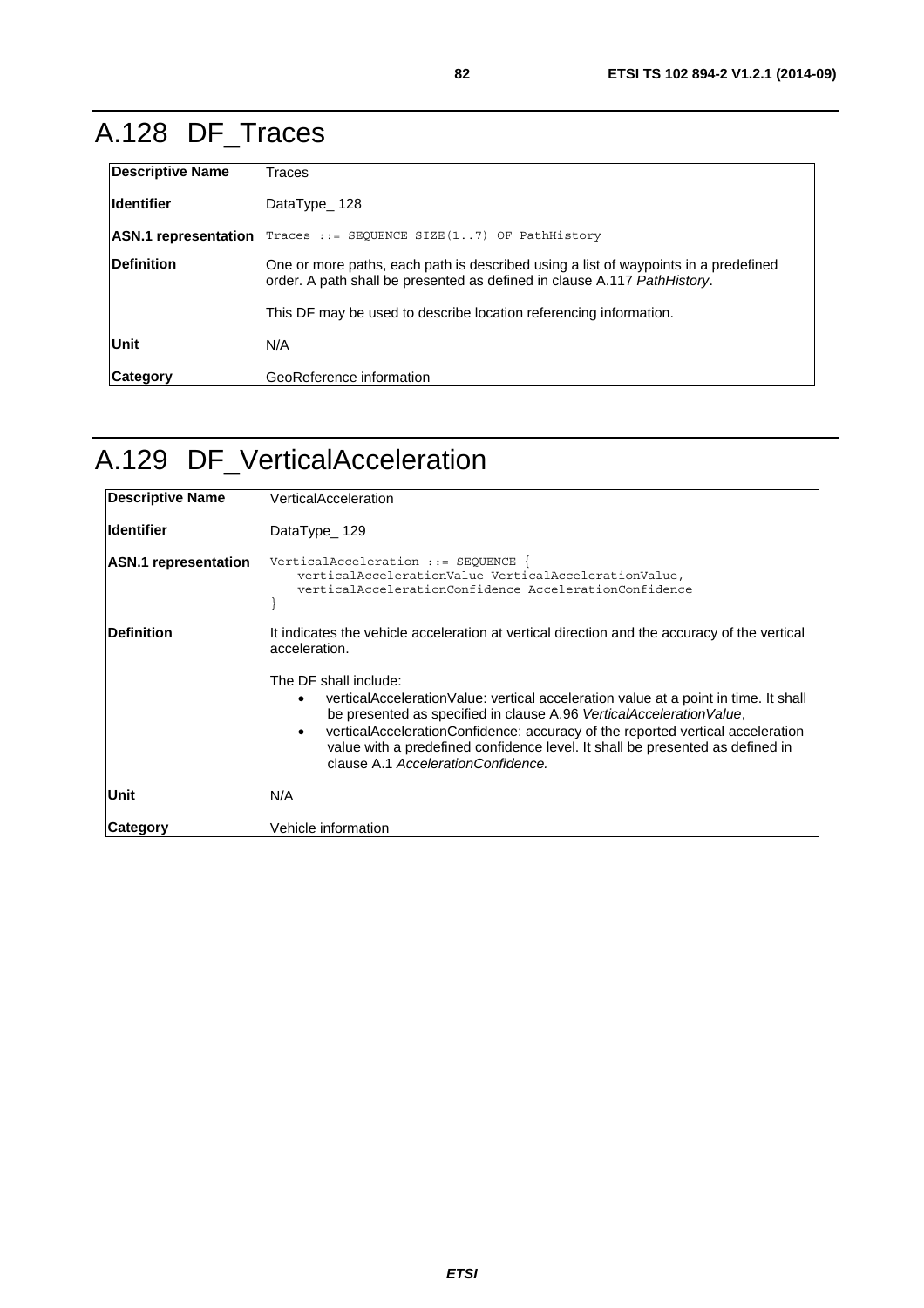# A.128 DF_Traces

| | |
|---|---|
| **Descriptive Name** | Traces |
| **Identifier** | DataType_ 128 |
| **ASN.1 representation** | `Traces ::= SEQUENCE SIZE(1..7) OF PathHistory` |
| **Definition** | One or more paths, each path is described using a list of waypoints in a predefined order. A path shall be presented as defined in clause A.117 *PathHistory*.<br><br>This DF may be used to describe location referencing information. |
| **Unit** | N/A |
| **Category** | GeoReference information |

# A.129 DF_VerticalAcceleration

| | |
|---|---|
| **Descriptive Name** | VerticalAcceleration |
| **Identifier** | DataType_ 129 |
| **ASN.1 representation** | `VerticalAcceleration ::= SEQUENCE {`<br>`    verticalAccelerationValue VerticalAccelerationValue,`<br>`    verticalAccelerationConfidence AccelerationConfidence`<br>`}` |
| **Definition** | It indicates the vehicle acceleration at vertical direction and the accuracy of the vertical acceleration.<br><br>The DF shall include:<br>• verticalAccelerationValue: vertical acceleration value at a point in time. It shall be presented as specified in clause A.96 *VerticalAccelerationValue*,<br>• verticalAccelerationConfidence: accuracy of the reported vertical acceleration value with a predefined confidence level. It shall be presented as defined in clause A.1 *AccelerationConfidence.* |
| **Unit** | N/A |
| **Category** | Vehicle information |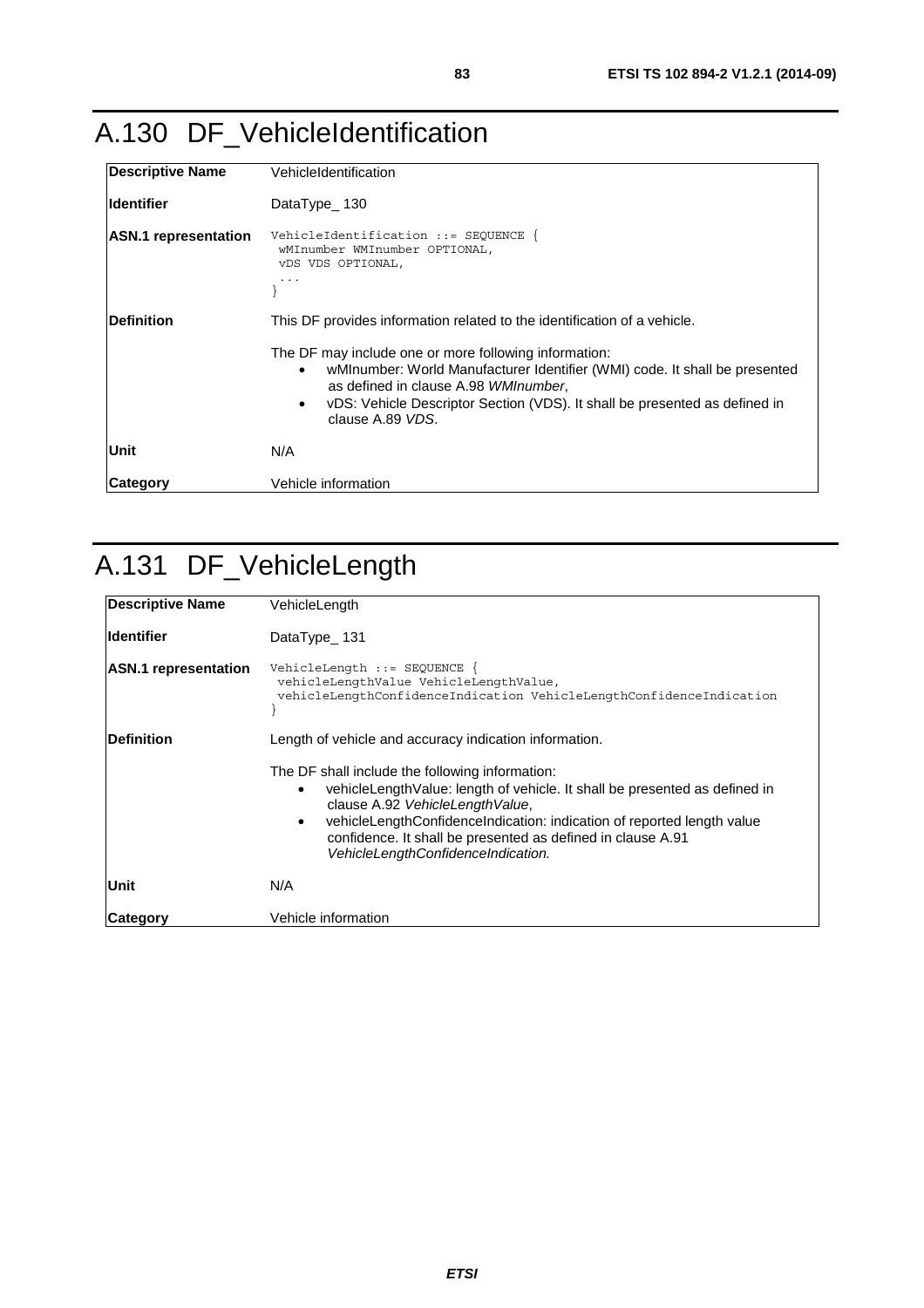# A.130 DF_VehicleIdentification

| Descriptive Name | VehicleIdentification |
| --- | --- |
| **Identifier** | DataType_ 130 |
| **ASN.1 representation** | `VehicleIdentification ::= SEQUENCE {` <br> `wMInumber WMInumber OPTIONAL,` <br> `vDS VDS OPTIONAL,` <br> `...` <br> `}` |
| **Definition** | This DF provides information related to the identification of a vehicle.<br><br>The DF may include one or more following information:<br>• wMInumber: World Manufacturer Identifier (WMI) code. It shall be presented as defined in clause A.98 *WMInumber*,<br>• vDS: Vehicle Descriptor Section (VDS). It shall be presented as defined in clause A.89 *VDS*. |
| **Unit** | N/A |
| **Category** | Vehicle information |

# A.131 DF_VehicleLength

| Descriptive Name | VehicleLength |
| --- | --- |
| **Identifier** | DataType_ 131 |
| **ASN.1 representation** | `VehicleLength ::= SEQUENCE {` <br> `vehicleLengthValue VehicleLengthValue,` <br> `vehicleLengthConfidenceIndication VehicleLengthConfidenceIndication` <br> `}` |
| **Definition** | Length of vehicle and accuracy indication information.<br><br>The DF shall include the following information:<br>• vehicleLengthValue: length of vehicle. It shall be presented as defined in clause A.92 *VehicleLengthValue*,<br>• vehicleLengthConfidenceIndication: indication of reported length value confidence. It shall be presented as defined in clause A.91 *VehicleLengthConfidenceIndication.* |
| **Unit** | N/A |
| **Category** | Vehicle information |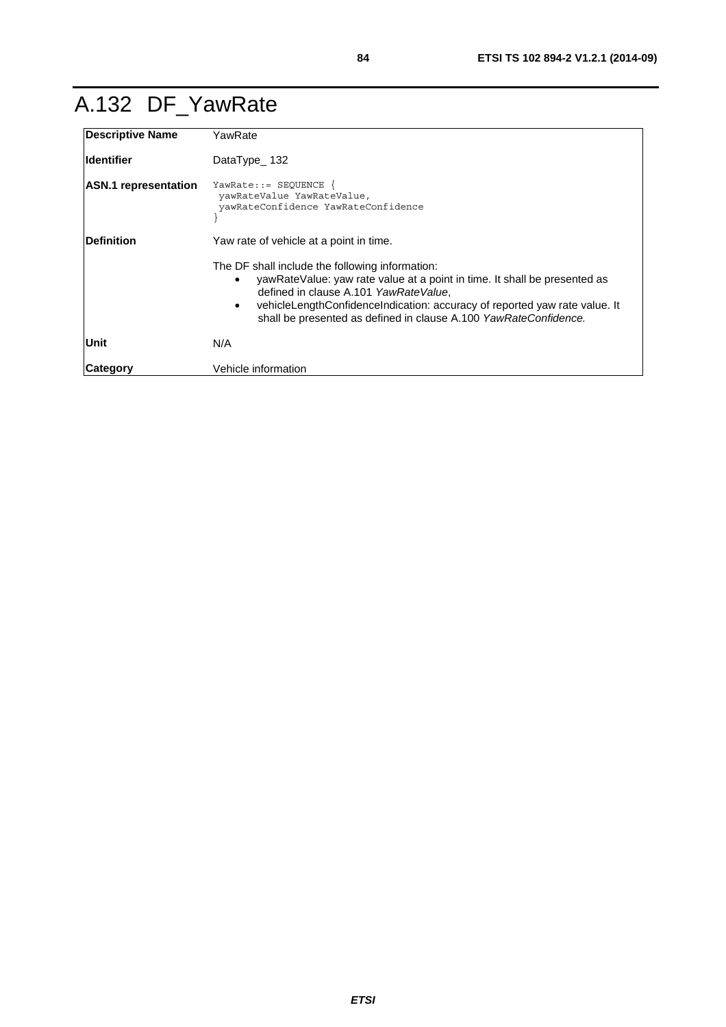# A.132 DF_YawRate

| | |
|---|---|
| **Descriptive Name** | YawRate |
| **Identifier** | DataType_ 132 |
| **ASN.1 representation** | `YawRate::= SEQUENCE {`<br>`  yawRateValue YawRateValue,`<br>`  yawRateConfidence YawRateConfidence`<br>`}` |
| **Definition** | Yaw rate of vehicle at a point in time.<br><br>The DF shall include the following information:<br>• yawRateValue: yaw rate value at a point in time. It shall be presented as defined in clause A.101 *YawRateValue*,<br>• vehicleLengthConfidenceIndication: accuracy of reported yaw rate value. It shall be presented as defined in clause A.100 *YawRateConfidence.* |
| **Unit** | N/A |
| **Category** | Vehicle information |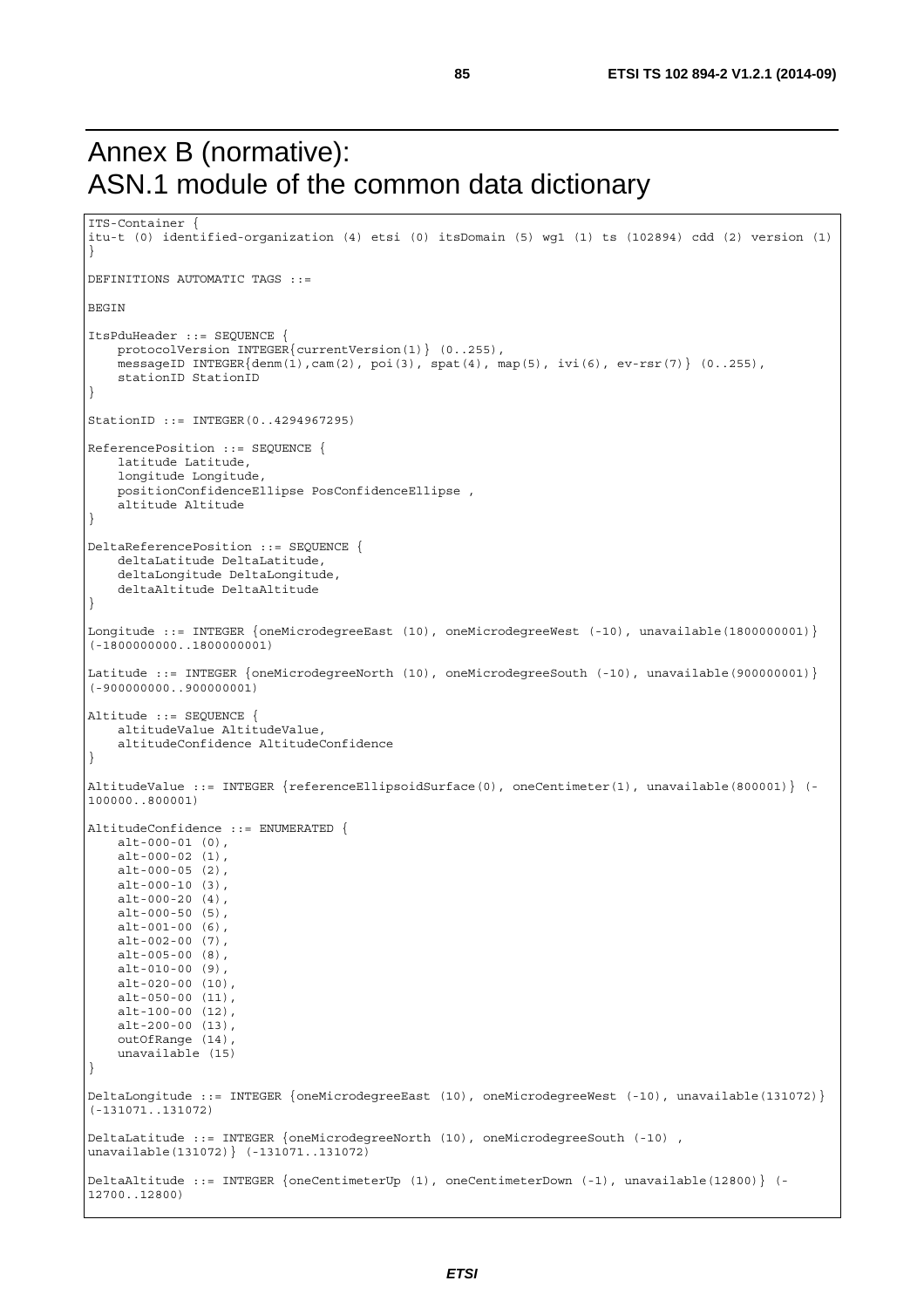# Annex B (normative): ASN.1 module of the common data dictionary

```
ITS-Container {
itu-t (0) identified-organization (4) etsi (0) itsDomain (5) wg1 (1) ts (102894) cdd (2) version (1)
}

DEFINITIONS AUTOMATIC TAGS ::=

BEGIN

ItsPduHeader ::= SEQUENCE {
    protocolVersion INTEGER{currentVersion(1)} (0..255),
    messageID INTEGER{denm(1),cam(2), poi(3), spat(4), map(5), ivi(6), ev-rsr(7)} (0..255),
    stationID StationID
}

StationID ::= INTEGER(0..4294967295)

ReferencePosition ::= SEQUENCE {
    latitude Latitude,
    longitude Longitude,
    positionConfidenceEllipse PosConfidenceEllipse ,
    altitude Altitude
}

DeltaReferencePosition ::= SEQUENCE {
    deltaLatitude DeltaLatitude,
    deltaLongitude DeltaLongitude,
    deltaAltitude DeltaAltitude
}

Longitude ::= INTEGER {oneMicrodegreeEast (10), oneMicrodegreeWest (-10), unavailable(1800000001)}
(-1800000000..1800000001)

Latitude ::= INTEGER {oneMicrodegreeNorth (10), oneMicrodegreeSouth (-10), unavailable(900000001)}
(-900000000..900000001)

Altitude ::= SEQUENCE {
    altitudeValue AltitudeValue,
    altitudeConfidence AltitudeConfidence
}

AltitudeValue ::= INTEGER {referenceEllipsoidSurface(0), oneCentimeter(1), unavailable(800001)} (-
100000..800001)

AltitudeConfidence ::= ENUMERATED {
    alt-000-01 (0),
    alt-000-02 (1),
    alt-000-05 (2),
    alt-000-10 (3),
    alt-000-20 (4),
    alt-000-50 (5),
    alt-001-00 (6),
    alt-002-00 (7),
    alt-005-00 (8),
    alt-010-00 (9),
    alt-020-00 (10),
    alt-050-00 (11),
    alt-100-00 (12),
    alt-200-00 (13),
    outOfRange (14),
    unavailable (15)
}

DeltaLongitude ::= INTEGER {oneMicrodegreeEast (10), oneMicrodegreeWest (-10), unavailable(131072)}
(-131071..131072)

DeltaLatitude ::= INTEGER {oneMicrodegreeNorth (10), oneMicrodegreeSouth (-10) ,
unavailable(131072)} (-131071..131072)

DeltaAltitude ::= INTEGER {oneCentimeterUp (1), oneCentimeterDown (-1), unavailable(12800)} (-
12700..12800)
```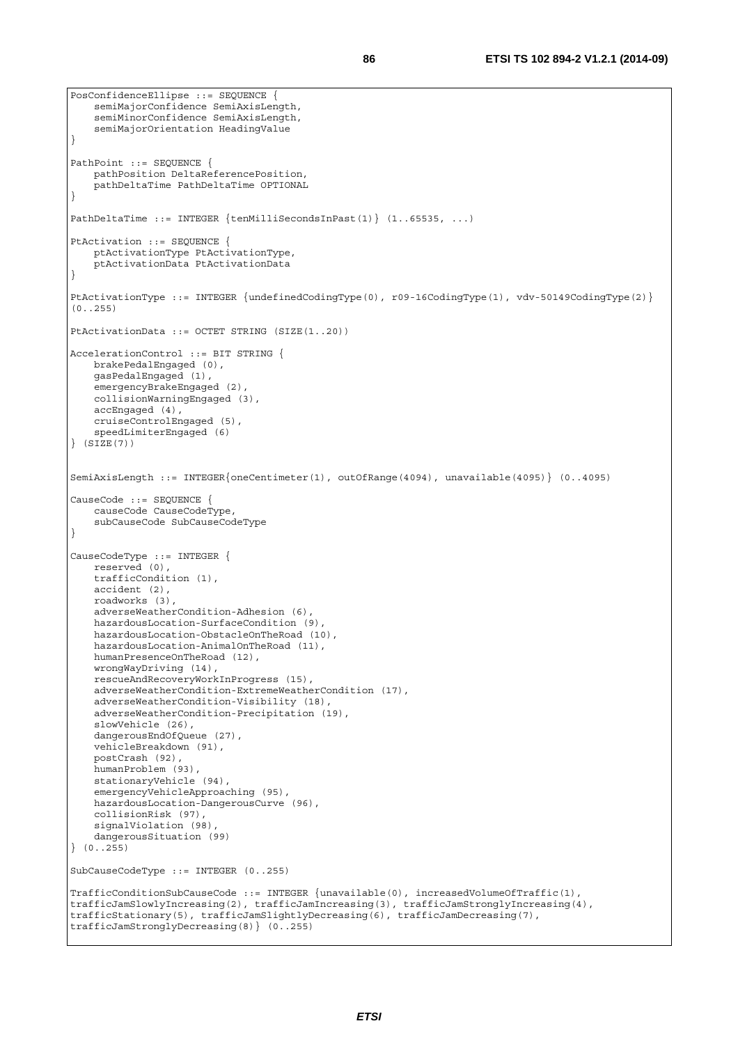```
PosConfidenceEllipse ::= SEQUENCE {
    semiMajorConfidence SemiAxisLength,
    semiMinorConfidence SemiAxisLength,
    semiMajorOrientation HeadingValue
}

PathPoint ::= SEQUENCE {
    pathPosition DeltaReferencePosition,
    pathDeltaTime PathDeltaTime OPTIONAL
}

PathDeltaTime ::= INTEGER {tenMilliSecondsInPast(1)} (1..65535, ...)

PtActivation ::= SEQUENCE {
    ptActivationType PtActivationType,
    ptActivationData PtActivationData
}

PtActivationType ::= INTEGER {undefinedCodingType(0), r09-16CodingType(1), vdv-50149CodingType(2)}
(0..255)

PtActivationData ::= OCTET STRING (SIZE(1..20))

AccelerationControl ::= BIT STRING {
    brakePedalEngaged (0),
    gasPedalEngaged (1),
    emergencyBrakeEngaged (2),
    collisionWarningEngaged (3),
    accEngaged (4),
    cruiseControlEngaged (5),
    speedLimiterEngaged (6)
} (SIZE(7))


SemiAxisLength ::= INTEGER{oneCentimeter(1), outOfRange(4094), unavailable(4095)} (0..4095)

CauseCode ::= SEQUENCE {
    causeCode CauseCodeType,
    subCauseCode SubCauseCodeType
}

CauseCodeType ::= INTEGER {
    reserved (0),
    trafficCondition (1),
    accident (2),
    roadworks (3),
    adverseWeatherCondition-Adhesion (6),
    hazardousLocation-SurfaceCondition (9),
    hazardousLocation-ObstacleOnTheRoad (10),
    hazardousLocation-AnimalOnTheRoad (11),
    humanPresenceOnTheRoad (12),
    wrongWayDriving (14),
    rescueAndRecoveryWorkInProgress (15),
    adverseWeatherCondition-ExtremeWeatherCondition (17),
    adverseWeatherCondition-Visibility (18),
    adverseWeatherCondition-Precipitation (19),
    slowVehicle (26),
    dangerousEndOfQueue (27),
    vehicleBreakdown (91),
    postCrash (92),
    humanProblem (93),
    stationaryVehicle (94),
    emergencyVehicleApproaching (95),
    hazardousLocation-DangerousCurve (96),
    collisionRisk (97),
    signalViolation (98),
    dangerousSituation (99)
} (0..255)

SubCauseCodeType ::= INTEGER (0..255)

TrafficConditionSubCauseCode ::= INTEGER {unavailable(0), increasedVolumeOfTraffic(1),
trafficJamSlowlyIncreasing(2), trafficJamIncreasing(3), trafficJamStronglyIncreasing(4),
trafficStationary(5), trafficJamSlightlyDecreasing(6), trafficJamDecreasing(7),
trafficJamStronglyDecreasing(8)} (0..255)
```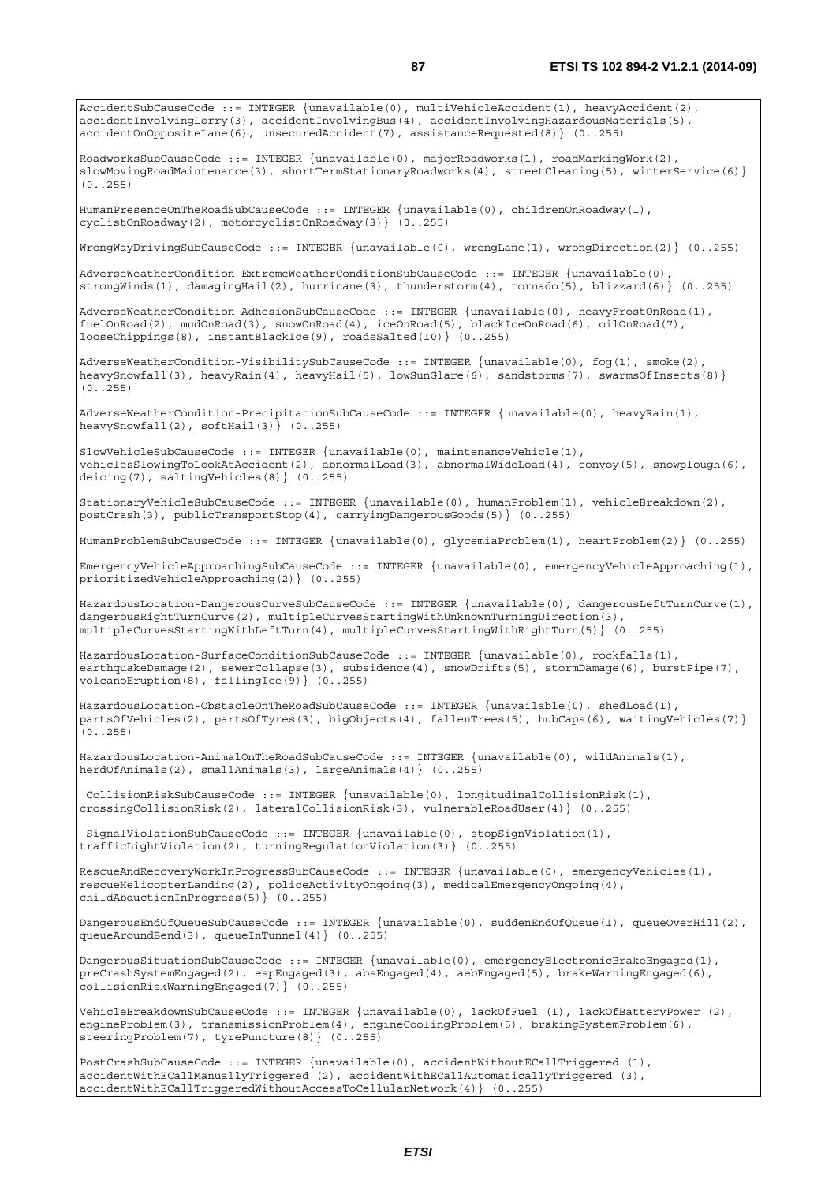```
AccidentSubCauseCode ::= INTEGER {unavailable(0), multiVehicleAccident(1), heavyAccident(2),
accidentInvolvingLorry(3), accidentInvolvingBus(4), accidentInvolvingHazardousMaterials(5),
accidentOnOppositeLane(6), unsecuredAccident(7), assistanceRequested(8)} (0..255)

RoadworksSubCauseCode ::= INTEGER {unavailable(0), majorRoadworks(1), roadMarkingWork(2),
slowMovingRoadMaintenance(3), shortTermStationaryRoadworks(4), streetCleaning(5), winterService(6)}
(0..255)

HumanPresenceOnTheRoadSubCauseCode ::= INTEGER {unavailable(0), childrenOnRoadway(1),
cyclistOnRoadway(2), motorcyclistOnRoadway(3)} (0..255)

WrongWayDrivingSubCauseCode ::= INTEGER {unavailable(0), wrongLane(1), wrongDirection(2)} (0..255)

AdverseWeatherCondition-ExtremeWeatherConditionSubCauseCode ::= INTEGER {unavailable(0),
strongWinds(1), damagingHail(2), hurricane(3), thunderstorm(4), tornado(5), blizzard(6)} (0..255)

AdverseWeatherCondition-AdhesionSubCauseCode ::= INTEGER {unavailable(0), heavyFrostOnRoad(1),
fuelOnRoad(2), mudOnRoad(3), snowOnRoad(4), iceOnRoad(5), blackIceOnRoad(6), oilOnRoad(7),
looseChippings(8), instantBlackIce(9), roadsSalted(10)} (0..255)

AdverseWeatherCondition-VisibilitySubCauseCode ::= INTEGER {unavailable(0), fog(1), smoke(2),
heavySnowfall(3), heavyRain(4), heavyHail(5), lowSunGlare(6), sandstorms(7), swarmsOfInsects(8)}
(0..255)

AdverseWeatherCondition-PrecipitationSubCauseCode ::= INTEGER {unavailable(0), heavyRain(1),
heavySnowfall(2), softHail(3)} (0..255)

SlowVehicleSubCauseCode ::= INTEGER {unavailable(0), maintenanceVehicle(1),
vehiclesSlowingToLookAtAccident(2), abnormalLoad(3), abnormalWideLoad(4), convoy(5), snowplough(6),
deicing(7), saltingVehicles(8)} (0..255)

StationaryVehicleSubCauseCode ::= INTEGER {unavailable(0), humanProblem(1), vehicleBreakdown(2),
postCrash(3), publicTransportStop(4), carryingDangerousGoods(5)} (0..255)

HumanProblemSubCauseCode ::= INTEGER {unavailable(0), glycemiaProblem(1), heartProblem(2)} (0..255)

EmergencyVehicleApproachingSubCauseCode ::= INTEGER {unavailable(0), emergencyVehicleApproaching(1),
prioritizedVehicleApproaching(2)} (0..255)

HazardousLocation-DangerousCurveSubCauseCode ::= INTEGER {unavailable(0), dangerousLeftTurnCurve(1),
dangerousRightTurnCurve(2), multipleCurvesStartingWithUnknownTurningDirection(3),
multipleCurvesStartingWithLeftTurn(4), multipleCurvesStartingWithRightTurn(5)} (0..255)

HazardousLocation-SurfaceConditionSubCauseCode ::= INTEGER {unavailable(0), rockfalls(1),
earthquakeDamage(2), sewerCollapse(3), subsidence(4), snowDrifts(5), stormDamage(6), burstPipe(7),
volcanoEruption(8), fallingIce(9)} (0..255)

HazardousLocation-ObstacleOnTheRoadSubCauseCode ::= INTEGER {unavailable(0), shedLoad(1),
partsOfVehicles(2), partsOfTyres(3), bigObjects(4), fallenTrees(5), hubCaps(6), waitingVehicles(7)}
(0..255)

HazardousLocation-AnimalOnTheRoadSubCauseCode ::= INTEGER {unavailable(0), wildAnimals(1),
herdOfAnimals(2), smallAnimals(3), largeAnimals(4)} (0..255)

 CollisionRiskSubCauseCode ::= INTEGER {unavailable(0), longitudinalCollisionRisk(1),
crossingCollisionRisk(2), lateralCollisionRisk(3), vulnerableRoadUser(4)} (0..255)

 SignalViolationSubCauseCode ::= INTEGER {unavailable(0), stopSignViolation(1),
trafficLightViolation(2), turningRegulationViolation(3)} (0..255)

RescueAndRecoveryWorkInProgressSubCauseCode ::= INTEGER {unavailable(0), emergencyVehicles(1),
rescueHelicopterLanding(2), policeActivityOngoing(3), medicalEmergencyOngoing(4),
childAbductionInProgress(5)} (0..255)

DangerousEndOfQueueSubCauseCode ::= INTEGER {unavailable(0), suddenEndOfQueue(1), queueOverHill(2),
queueAroundBend(3), queueInTunnel(4)} (0..255)

DangerousSituationSubCauseCode ::= INTEGER {unavailable(0), emergencyElectronicBrakeEngaged(1),
preCrashSystemEngaged(2), espEngaged(3), absEngaged(4), aebEngaged(5), brakeWarningEngaged(6),
collisionRiskWarningEngaged(7)} (0..255)

VehicleBreakdownSubCauseCode ::= INTEGER {unavailable(0), lackOfFuel (1), lackOfBatteryPower (2),
engineProblem(3), transmissionProblem(4), engineCoolingProblem(5), brakingSystemProblem(6),
steeringProblem(7), tyrePuncture(8)} (0..255)

PostCrashSubCauseCode ::= INTEGER {unavailable(0), accidentWithoutECallTriggered (1),
accidentWithECallManuallyTriggered (2), accidentWithECallAutomaticallyTriggered (3),
accidentWithECallTriggeredWithoutAccessToCellularNetwork(4)} (0..255)
```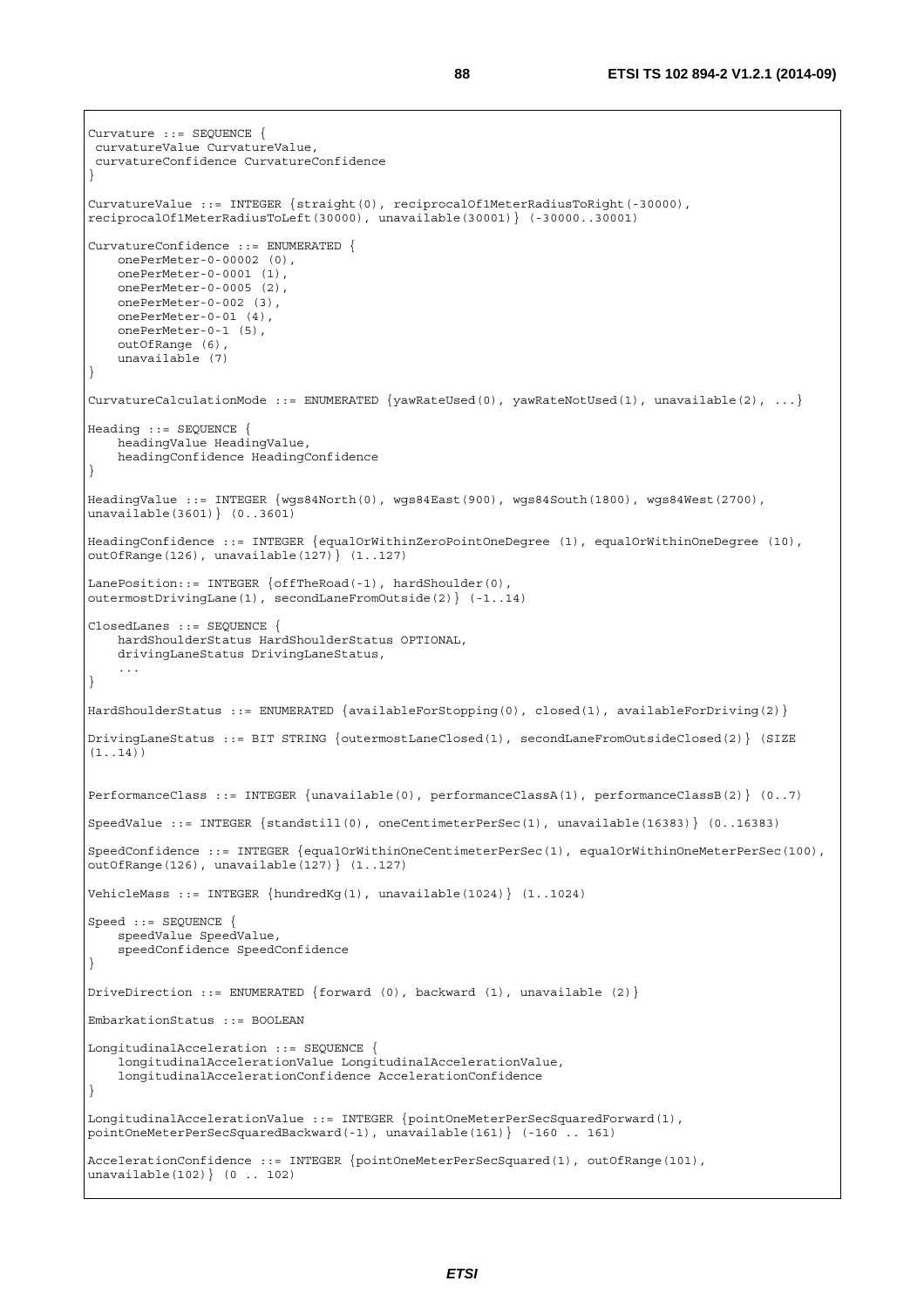```
Curvature ::= SEQUENCE {
 curvatureValue CurvatureValue,
 curvatureConfidence CurvatureConfidence
}

CurvatureValue ::= INTEGER {straight(0), reciprocalOf1MeterRadiusToRight(-30000),
reciprocalOf1MeterRadiusToLeft(30000), unavailable(30001)} (-30000..30001)

CurvatureConfidence ::= ENUMERATED {
    onePerMeter-0-00002 (0),
    onePerMeter-0-0001 (1),
    onePerMeter-0-0005 (2),
    onePerMeter-0-002 (3),
    onePerMeter-0-01 (4),
    onePerMeter-0-1 (5),
    outOfRange (6),
    unavailable (7)
}

CurvatureCalculationMode ::= ENUMERATED {yawRateUsed(0), yawRateNotUsed(1), unavailable(2), ...}

Heading ::= SEQUENCE {
    headingValue HeadingValue,
    headingConfidence HeadingConfidence
}

HeadingValue ::= INTEGER {wgs84North(0), wgs84East(900), wgs84South(1800), wgs84West(2700),
unavailable(3601)} (0..3601)

HeadingConfidence ::= INTEGER {equalOrWithinZeroPointOneDegree (1), equalOrWithinOneDegree (10),
outOfRange(126), unavailable(127)} (1..127)

LanePosition::= INTEGER {offTheRoad(-1), hardShoulder(0),
outermostDrivingLane(1), secondLaneFromOutside(2)} (-1..14)

ClosedLanes ::= SEQUENCE {
    hardShoulderStatus HardShoulderStatus OPTIONAL,
    drivingLaneStatus DrivingLaneStatus,
    ...
}

HardShoulderStatus ::= ENUMERATED {availableForStopping(0), closed(1), availableForDriving(2)}

DrivingLaneStatus ::= BIT STRING {outermostLaneClosed(1), secondLaneFromOutsideClosed(2)} (SIZE
(1..14))


PerformanceClass ::= INTEGER {unavailable(0), performanceClassA(1), performanceClassB(2)} (0..7)

SpeedValue ::= INTEGER {standstill(0), oneCentimeterPerSec(1), unavailable(16383)} (0..16383)

SpeedConfidence ::= INTEGER {equalOrWithinOneCentimeterPerSec(1), equalOrWithinOneMeterPerSec(100),
outOfRange(126), unavailable(127)} (1..127)

VehicleMass ::= INTEGER {hundredKg(1), unavailable(1024)} (1..1024)

Speed ::= SEQUENCE {
    speedValue SpeedValue,
    speedConfidence SpeedConfidence
}

DriveDirection ::= ENUMERATED {forward (0), backward (1), unavailable (2)}

EmbarkationStatus ::= BOOLEAN

LongitudinalAcceleration ::= SEQUENCE {
    longitudinalAccelerationValue LongitudinalAccelerationValue,
    longitudinalAccelerationConfidence AccelerationConfidence
}

LongitudinalAccelerationValue ::= INTEGER {pointOneMeterPerSecSquaredForward(1),
pointOneMeterPerSecSquaredBackward(-1), unavailable(161)} (-160 .. 161)

AccelerationConfidence ::= INTEGER {pointOneMeterPerSecSquared(1), outOfRange(101),
unavailable(102)} (0 .. 102)
```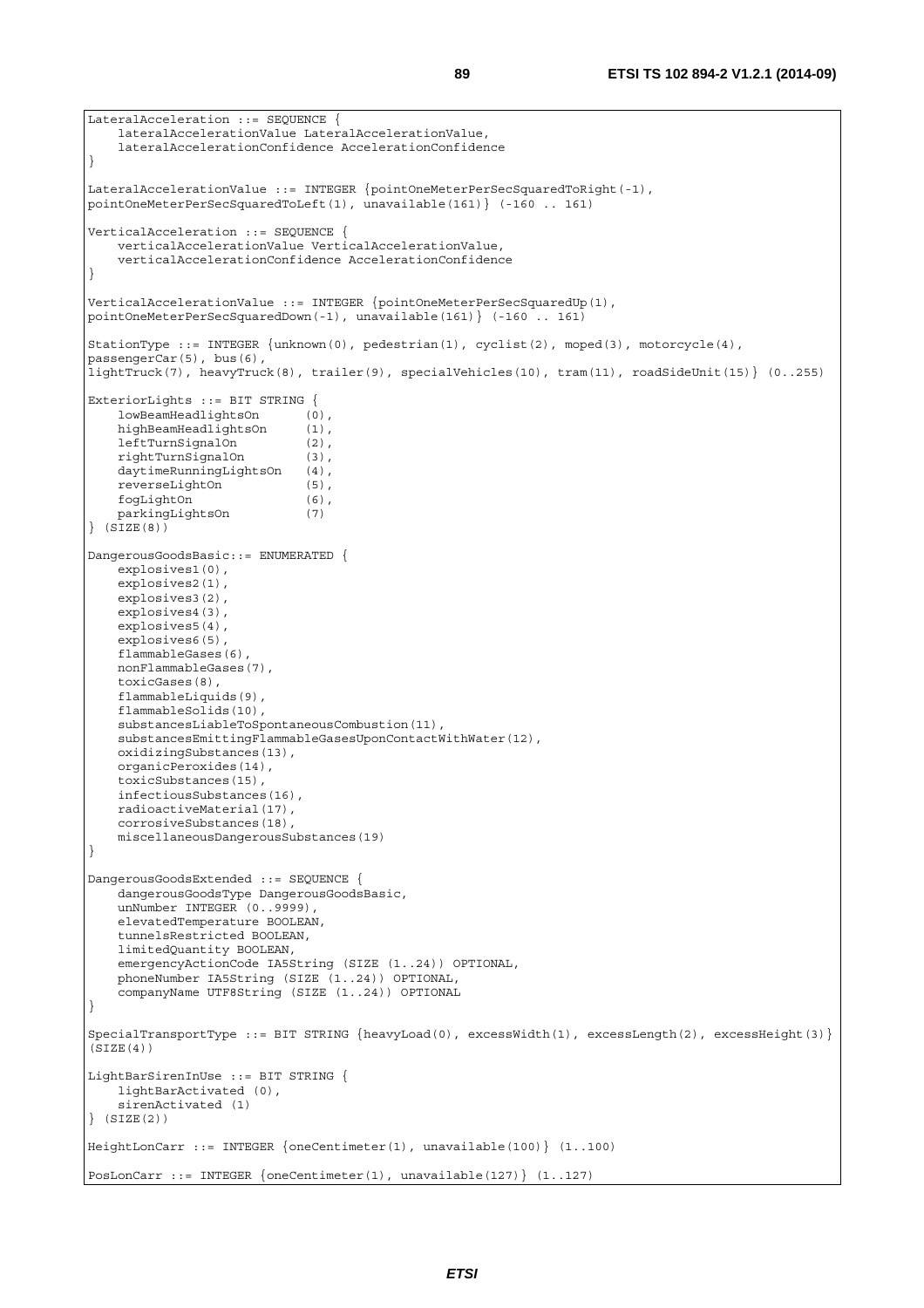```
LateralAcceleration ::= SEQUENCE {
    lateralAccelerationValue LateralAccelerationValue,
    lateralAccelerationConfidence AccelerationConfidence
}

LateralAccelerationValue ::= INTEGER {pointOneMeterPerSecSquaredToRight(-1),
pointOneMeterPerSecSquaredToLeft(1), unavailable(161)} (-160 .. 161)

VerticalAcceleration ::= SEQUENCE {
    verticalAccelerationValue VerticalAccelerationValue,
    verticalAccelerationConfidence AccelerationConfidence
}

VerticalAccelerationValue ::= INTEGER {pointOneMeterPerSecSquaredUp(1),
pointOneMeterPerSecSquaredDown(-1), unavailable(161)} (-160 .. 161)

StationType ::= INTEGER {unknown(0), pedestrian(1), cyclist(2), moped(3), motorcycle(4),
passengerCar(5), bus(6),
lightTruck(7), heavyTruck(8), trailer(9), specialVehicles(10), tram(11), roadSideUnit(15)} (0..255)

ExteriorLights ::= BIT STRING {
    lowBeamHeadlightsOn      (0),
    highBeamHeadlightsOn     (1),
    leftTurnSignalOn         (2),
    rightTurnSignalOn        (3),
    daytimeRunningLightsOn   (4),
    reverseLightOn           (5),
    fogLightOn               (6),
    parkingLightsOn          (7)
} (SIZE(8))

DangerousGoodsBasic::= ENUMERATED {
    explosives1(0),
    explosives2(1),
    explosives3(2),
    explosives4(3),
    explosives5(4),
    explosives6(5),
    flammableGases(6),
    nonFlammableGases(7),
    toxicGases(8),
    flammableLiquids(9),
    flammableSolids(10),
    substancesLiableToSpontaneousCombustion(11),
    substancesEmittingFlammableGasesUponContactWithWater(12),
    oxidizingSubstances(13),
    organicPeroxides(14),
    toxicSubstances(15),
    infectiousSubstances(16),
    radioactiveMaterial(17),
    corrosiveSubstances(18),
    miscellaneousDangerousSubstances(19)
}

DangerousGoodsExtended ::= SEQUENCE {
    dangerousGoodsType DangerousGoodsBasic,
    unNumber INTEGER (0..9999),
    elevatedTemperature BOOLEAN,
    tunnelsRestricted BOOLEAN,
    limitedQuantity BOOLEAN,
    emergencyActionCode IA5String (SIZE (1..24)) OPTIONAL,
    phoneNumber IA5String (SIZE (1..24)) OPTIONAL,
    companyName UTF8String (SIZE (1..24)) OPTIONAL
}

SpecialTransportType ::= BIT STRING {heavyLoad(0), excessWidth(1), excessLength(2), excessHeight(3)}
(SIZE(4))

LightBarSirenInUse ::= BIT STRING {
    lightBarActivated (0),
    sirenActivated (1)
} (SIZE(2))

HeightLonCarr ::= INTEGER {oneCentimeter(1), unavailable(100)} (1..100)

PosLonCarr ::= INTEGER {oneCentimeter(1), unavailable(127)} (1..127)
```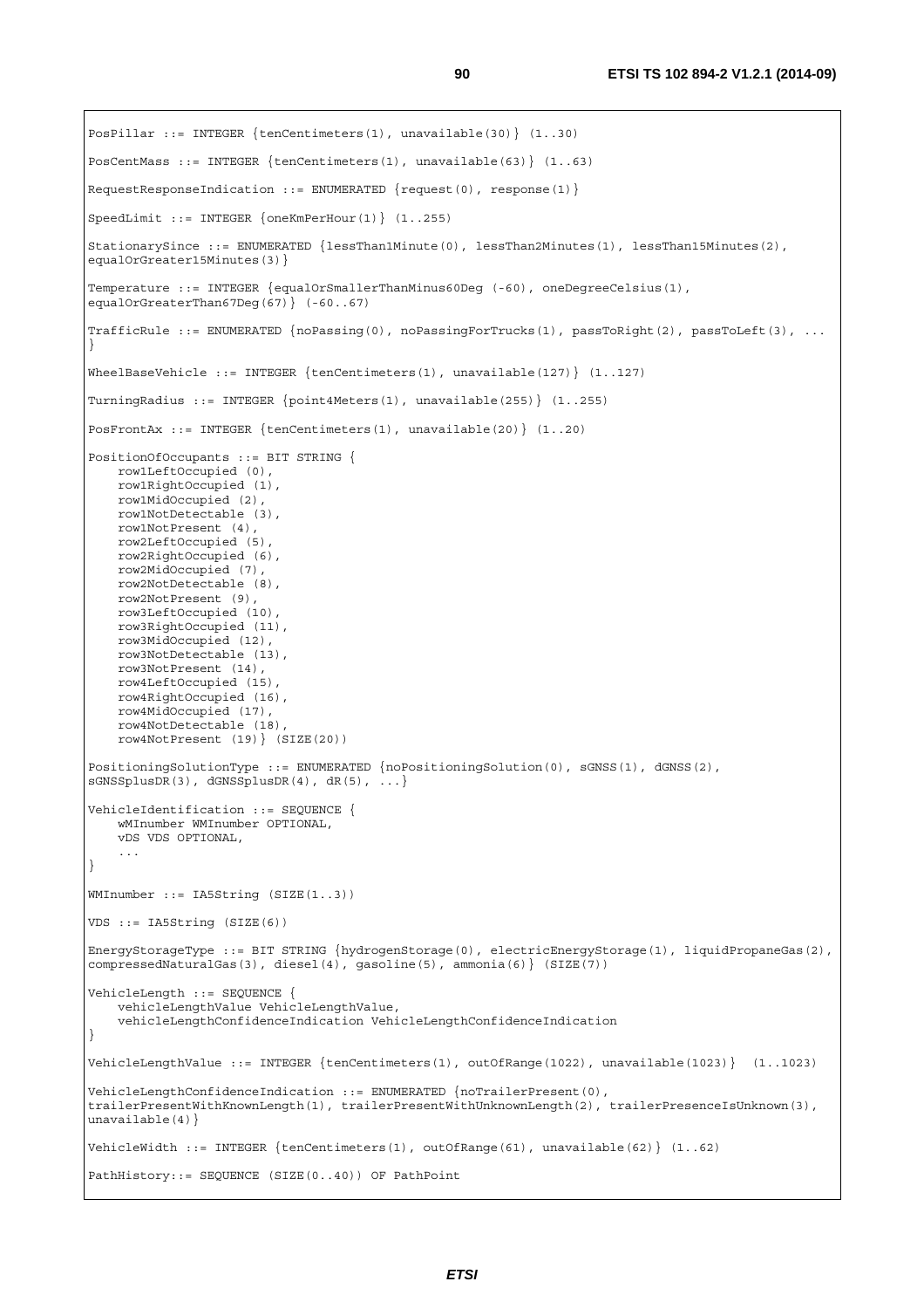```
PosPillar ::= INTEGER {tenCentimeters(1), unavailable(30)} (1..30)

PosCentMass ::= INTEGER {tenCentimeters(1), unavailable(63)} (1..63)

RequestResponseIndication ::= ENUMERATED {request(0), response(1)}

SpeedLimit ::= INTEGER {oneKmPerHour(1)} (1..255)

StationarySince ::= ENUMERATED {lessThan1Minute(0), lessThan2Minutes(1), lessThan15Minutes(2),
equalOrGreater15Minutes(3)}

Temperature ::= INTEGER {equalOrSmallerThanMinus60Deg (-60), oneDegreeCelsius(1),
equalOrGreaterThan67Deg(67)} (-60..67)

TrafficRule ::= ENUMERATED {noPassing(0), noPassingForTrucks(1), passToRight(2), passToLeft(3), ...
}

WheelBaseVehicle ::= INTEGER {tenCentimeters(1), unavailable(127)} (1..127)

TurningRadius ::= INTEGER {point4Meters(1), unavailable(255)} (1..255)

PosFrontAx ::= INTEGER {tenCentimeters(1), unavailable(20)} (1..20)

PositionOfOccupants ::= BIT STRING {
    row1LeftOccupied (0),
    row1RightOccupied (1),
    row1MidOccupied (2),
    row1NotDetectable (3),
    row1NotPresent (4),
    row2LeftOccupied (5),
    row2RightOccupied (6),
    row2MidOccupied (7),
    row2NotDetectable (8),
    row2NotPresent (9),
    row3LeftOccupied (10),
    row3RightOccupied (11),
    row3MidOccupied (12),
    row3NotDetectable (13),
    row3NotPresent (14),
    row4LeftOccupied (15),
    row4RightOccupied (16),
    row4MidOccupied (17),
    row4NotDetectable (18),
    row4NotPresent (19)} (SIZE(20))

PositioningSolutionType ::= ENUMERATED {noPositioningSolution(0), sGNSS(1), dGNSS(2),
sGNSSplusDR(3), dGNSSplusDR(4), dR(5), ...}

VehicleIdentification ::= SEQUENCE {
    wMInumber WMInumber OPTIONAL,
    vDS VDS OPTIONAL,
    ...
}

WMInumber ::= IA5String (SIZE(1..3))

VDS ::= IA5String (SIZE(6))

EnergyStorageType ::= BIT STRING {hydrogenStorage(0), electricEnergyStorage(1), liquidPropaneGas(2),
compressedNaturalGas(3), diesel(4), gasoline(5), ammonia(6)} (SIZE(7))

VehicleLength ::= SEQUENCE {
    vehicleLengthValue VehicleLengthValue,
    vehicleLengthConfidenceIndication VehicleLengthConfidenceIndication
}

VehicleLengthValue ::= INTEGER {tenCentimeters(1), outOfRange(1022), unavailable(1023)}  (1..1023)

VehicleLengthConfidenceIndication ::= ENUMERATED {noTrailerPresent(0),
trailerPresentWithKnownLength(1), trailerPresentWithUnknownLength(2), trailerPresenceIsUnknown(3),
unavailable(4)}

VehicleWidth ::= INTEGER {tenCentimeters(1), outOfRange(61), unavailable(62)} (1..62)

PathHistory::= SEQUENCE (SIZE(0..40)) OF PathPoint
```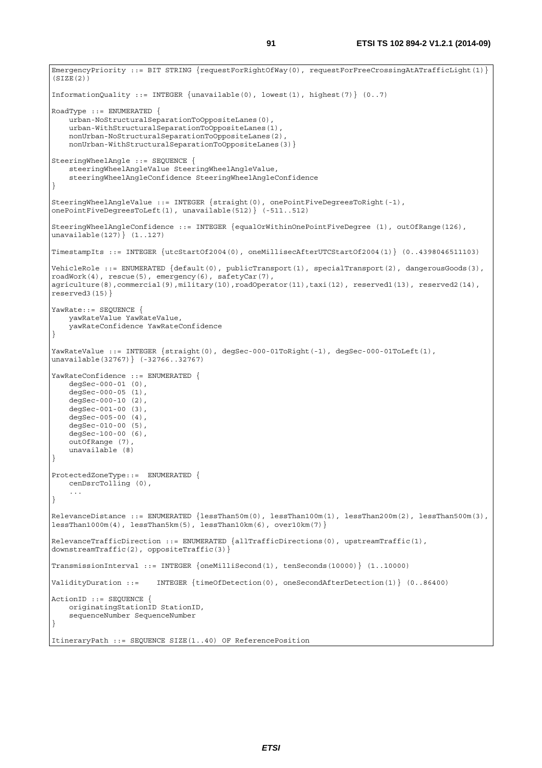```
EmergencyPriority ::= BIT STRING {requestForRightOfWay(0), requestForFreeCrossingAtATrafficLight(1)}
(SIZE(2))

InformationQuality ::= INTEGER {unavailable(0), lowest(1), highest(7)} (0..7)

RoadType ::= ENUMERATED {
    urban-NoStructuralSeparationToOppositeLanes(0),
    urban-WithStructuralSeparationToOppositeLanes(1),
    nonUrban-NoStructuralSeparationToOppositeLanes(2),
    nonUrban-WithStructuralSeparationToOppositeLanes(3)}

SteeringWheelAngle ::= SEQUENCE {
    steeringWheelAngleValue SteeringWheelAngleValue,
    steeringWheelAngleConfidence SteeringWheelAngleConfidence
}

SteeringWheelAngleValue ::= INTEGER {straight(0), onePointFiveDegreesToRight(-1),
onePointFiveDegreesToLeft(1), unavailable(512)} (-511..512)

SteeringWheelAngleConfidence ::= INTEGER {equalOrWithinOnePointFiveDegree (1), outOfRange(126),
unavailable(127)} (1..127)

TimestampIts ::= INTEGER {utcStartOf2004(0), oneMillisecAfterUTCStartOf2004(1)} (0..4398046511103)

VehicleRole ::= ENUMERATED {default(0), publicTransport(1), specialTransport(2), dangerousGoods(3),
roadWork(4), rescue(5), emergency(6), safetyCar(7),
agriculture(8),commercial(9),military(10),roadOperator(11),taxi(12), reserved1(13), reserved2(14),
reserved3(15)}

YawRate::= SEQUENCE {
    yawRateValue YawRateValue,
    yawRateConfidence YawRateConfidence
}

YawRateValue ::= INTEGER {straight(0), degSec-000-01ToRight(-1), degSec-000-01ToLeft(1),
unavailable(32767)} (-32766..32767)

YawRateConfidence ::= ENUMERATED {
    degSec-000-01 (0),
    degSec-000-05 (1),
    degSec-000-10 (2),
    degSec-001-00 (3),
    degSec-005-00 (4),
    degSec-010-00 (5),
    degSec-100-00 (6),
    outOfRange (7),
    unavailable (8)
}

ProtectedZoneType::=  ENUMERATED {
    cenDsrcTolling (0),
    ...
}

RelevanceDistance ::= ENUMERATED {lessThan50m(0), lessThan100m(1), lessThan200m(2), lessThan500m(3),
lessThan1000m(4), lessThan5km(5), lessThan10km(6), over10km(7)}

RelevanceTrafficDirection ::= ENUMERATED {allTrafficDirections(0), upstreamTraffic(1),
downstreamTraffic(2), oppositeTraffic(3)}

TransmissionInterval ::= INTEGER {oneMilliSecond(1), tenSeconds(10000)} (1..10000)

ValidityDuration ::=    INTEGER {timeOfDetection(0), oneSecondAfterDetection(1)} (0..86400)

ActionID ::= SEQUENCE {
    originatingStationID StationID,
    sequenceNumber SequenceNumber
}

ItineraryPath ::= SEQUENCE SIZE(1..40) OF ReferencePosition
```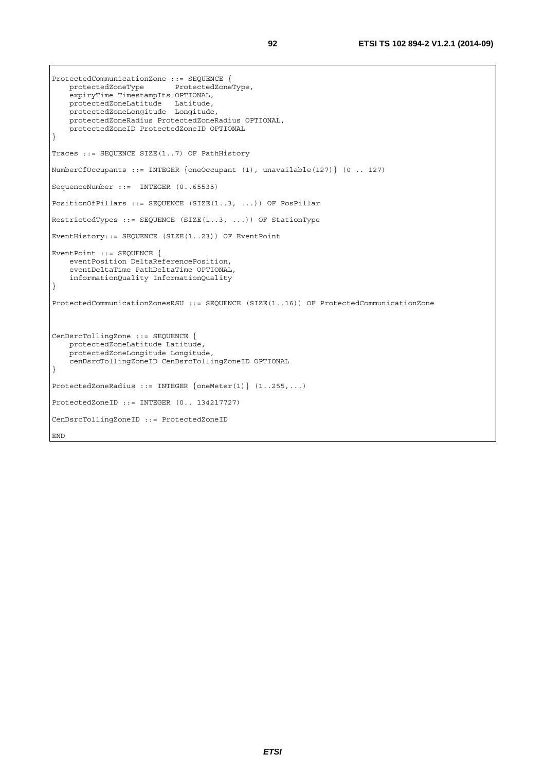```
ProtectedCommunicationZone ::= SEQUENCE {
    protectedZoneType       ProtectedZoneType,
    expiryTime TimestampIts OPTIONAL,
    protectedZoneLatitude   Latitude,
    protectedZoneLongitude  Longitude,
    protectedZoneRadius ProtectedZoneRadius OPTIONAL,
    protectedZoneID ProtectedZoneID OPTIONAL
}

Traces ::= SEQUENCE SIZE(1..7) OF PathHistory

NumberOfOccupants ::= INTEGER {oneOccupant (1), unavailable(127)} (0 .. 127)

SequenceNumber ::=  INTEGER (0..65535)

PositionOfPillars ::= SEQUENCE (SIZE(1..3, ...)) OF PosPillar

RestrictedTypes ::= SEQUENCE (SIZE(1..3, ...)) OF StationType

EventHistory::= SEQUENCE (SIZE(1..23)) OF EventPoint

EventPoint ::= SEQUENCE {
    eventPosition DeltaReferencePosition,
    eventDeltaTime PathDeltaTime OPTIONAL,
    informationQuality InformationQuality
}

ProtectedCommunicationZonesRSU ::= SEQUENCE (SIZE(1..16)) OF ProtectedCommunicationZone



CenDsrcTollingZone ::= SEQUENCE {
    protectedZoneLatitude Latitude,
    protectedZoneLongitude Longitude,
    cenDsrcTollingZoneID CenDsrcTollingZoneID OPTIONAL
}

ProtectedZoneRadius ::= INTEGER {oneMeter(1)} (1..255,...)

ProtectedZoneID ::= INTEGER (0.. 134217727)

CenDsrcTollingZoneID ::= ProtectedZoneID

END
```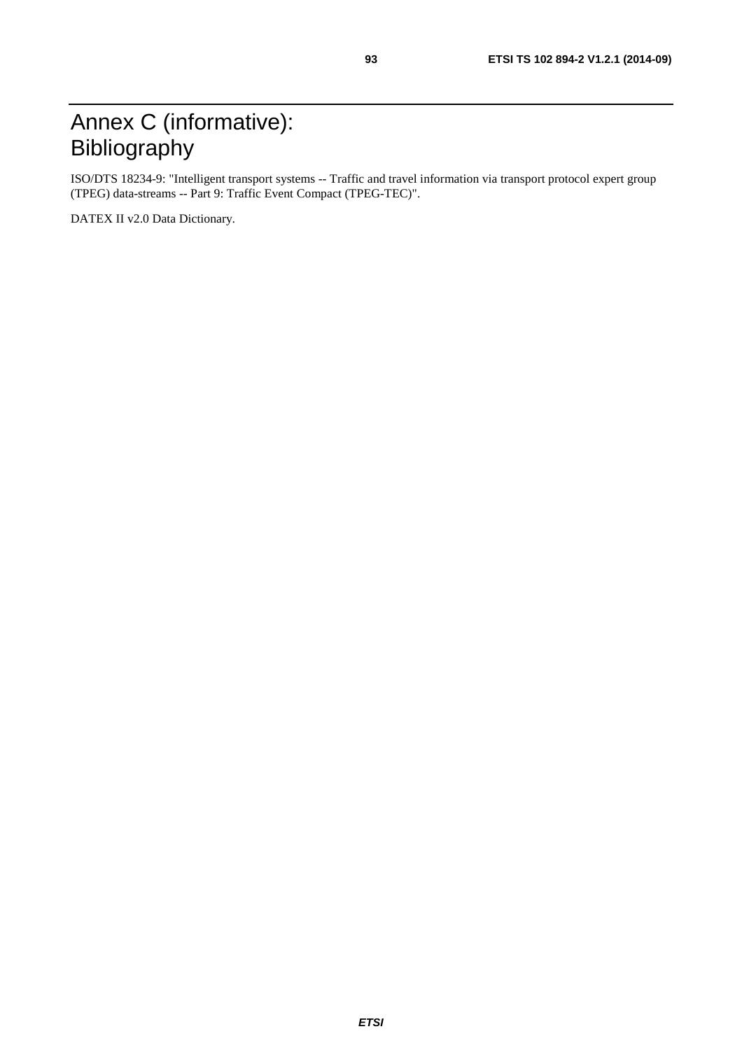# Annex C (informative): Bibliography

ISO/DTS 18234-9: "Intelligent transport systems -- Traffic and travel information via transport protocol expert group (TPEG) data-streams -- Part 9: Traffic Event Compact (TPEG-TEC)".

DATEX II v2.0 Data Dictionary.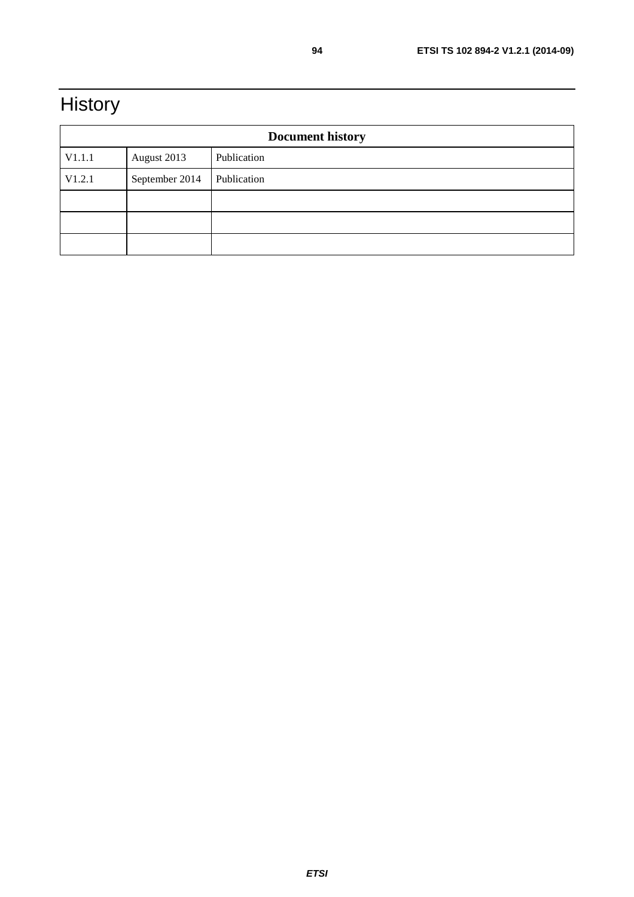# History

| Document history | | |
|---|---|---|
| V1.1.1 | August 2013 | Publication |
| V1.2.1 | September 2014 | Publication |
| | | |
| | | |
| | | |